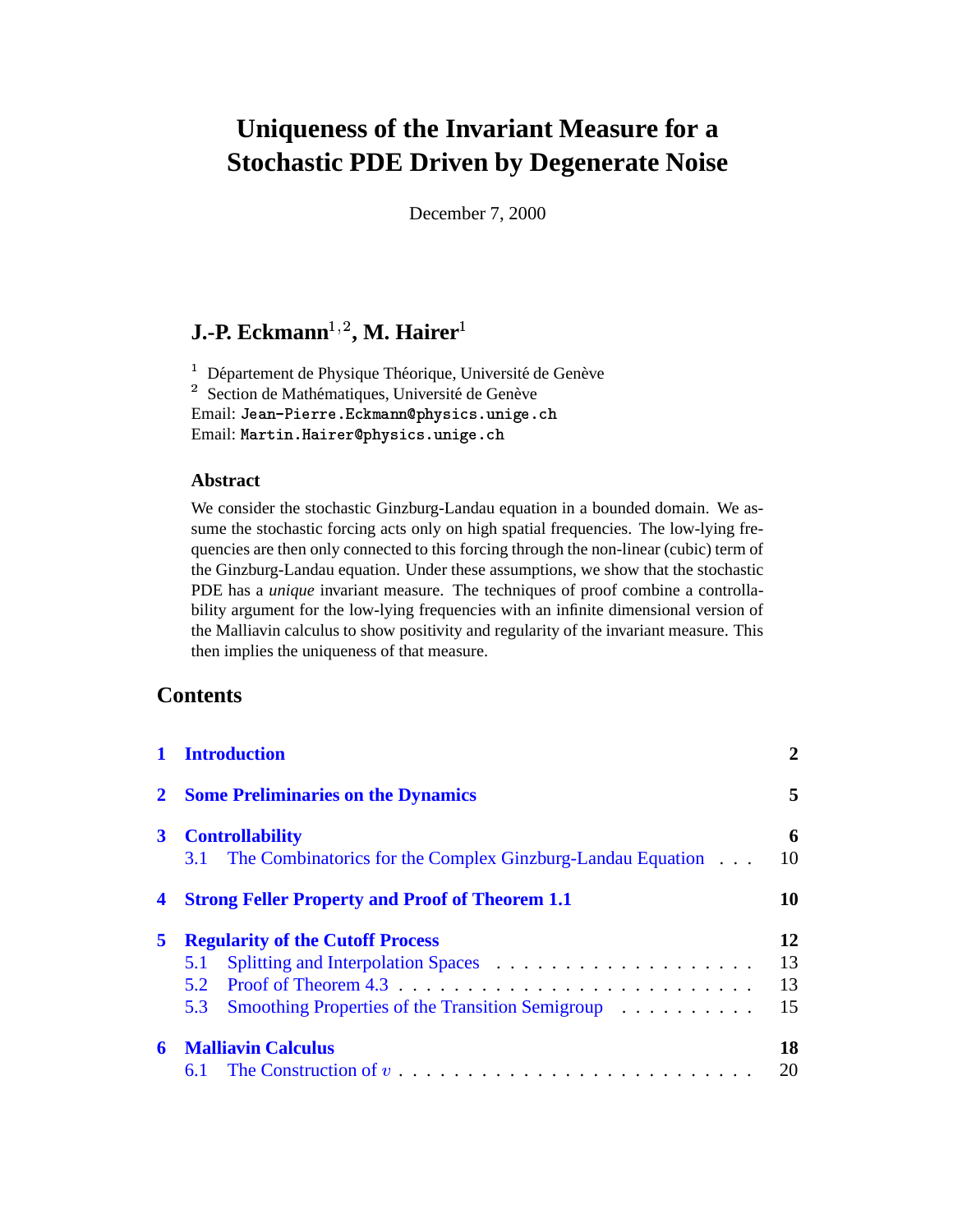# Uniqueness of the Invariant Measure for a Stochastic PDE Driven by Degenerate Noise

December 7, 2000

**J.-P. Eckmann[1,2], M. Hairer[1]**

[1] Département de Physique Théorique, Université de Genève
[2] Section de Mathématiques, Université de Genève
Email: `Jean-Pierre.Eckmann@physics.unige.ch`
Email: `Martin.Hairer@physics.unige.ch`

### Abstract

We consider the stochastic Ginzburg-Landau equation in a bounded domain. We assume the stochastic forcing acts only on high spatial frequencies. The low-lying frequencies are then only connected to this forcing through the non-linear (cubic) term of the Ginzburg-Landau equation. Under these assumptions, we show that the stochastic PDE has a *unique* invariant measure. The techniques of proof combine a controllability argument for the low-lying frequencies with an infinite dimensional version of the Malliavin calculus to show positivity and regularity of the invariant measure. This then implies the uniqueness of that measure.

## Contents

**1 Introduction** — **2**

**2 Some Preliminaries on the Dynamics** — **5**

**3 Controllability** — **6**
- 3.1 The Combinatorics for the Complex Ginzburg-Landau Equation — 10

**4 Strong Feller Property and Proof of Theorem 1.1** — **10**

**5 Regularity of the Cutoff Process** — **12**
- 5.1 Splitting and Interpolation Spaces — 13
- 5.2 Proof of Theorem 4.3 — 13
- 5.3 Smoothing Properties of the Transition Semigroup — 15

**6 Malliavin Calculus** — **18**
- 6.1 The Construction of $v$ — 20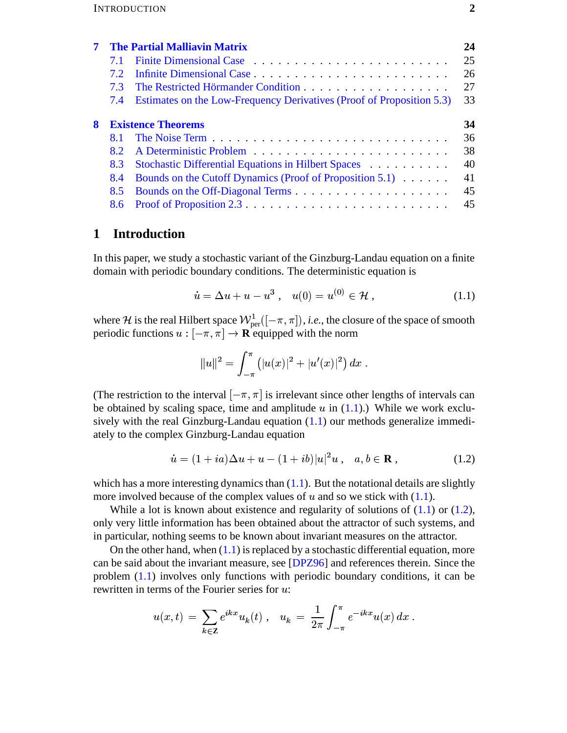**7 The Partial Malliavin Matrix** **24**

- 7.1 Finite Dimensional Case . . . . . . . . . . . . . . . . . . . . . . . 25
- 7.2 Infinite Dimensional Case . . . . . . . . . . . . . . . . . . . . . . . 26
- 7.3 The Restricted Hörmander Condition . . . . . . . . . . . . . . . . . 27
- 7.4 Estimates on the Low-Frequency Derivatives (Proof of Proposition 5.3) 33

**8 Existence Theorems** **34**

- 8.1 The Noise Term . . . . . . . . . . . . . . . . . . . . . . . . . . . . 36
- 8.2 A Deterministic Problem . . . . . . . . . . . . . . . . . . . . . . . 38
- 8.3 Stochastic Differential Equations in Hilbert Spaces . . . . . . . . . . 40
- 8.4 Bounds on the Cutoff Dynamics (Proof of Proposition 5.1) . . . . . . 41
- 8.5 Bounds on the Off-Diagonal Terms . . . . . . . . . . . . . . . . . . 45
- 8.6 Proof of Proposition 2.3 . . . . . . . . . . . . . . . . . . . . . . . . 45

# 1 Introduction

In this paper, we study a stochastic variant of the Ginzburg-Landau equation on a finite domain with periodic boundary conditions. The deterministic equation is

$$\dot{u} = \Delta u + u - u^3 \;, \quad u(0) = u^{(0)} \in \mathcal{H} \;, \tag{1.1}$$

where $\mathcal{H}$ is the real Hilbert space $\mathcal{W}^1_{\rm per}([-\pi,\pi])$, *i.e.*, the closure of the space of smooth periodic functions $u : [-\pi,\pi] \to \mathbf{R}$ equipped with the norm

$$\|u\|^2 = \int_{-\pi}^{\pi} \left(|u(x)|^2 + |u'(x)|^2\right) dx \;.$$

(The restriction to the interval $[-\pi,\pi]$ is irrelevant since other lengths of intervals can be obtained by scaling space, time and amplitude $u$ in (1.1).) While we work exclusively with the real Ginzburg-Landau equation (1.1) our methods generalize immediately to the complex Ginzburg-Landau equation

$$\dot{u} = (1+ia)\Delta u + u - (1+ib)|u|^2 u \;, \quad a, b \in \mathbf{R} \;, \tag{1.2}$$

which has a more interesting dynamics than (1.1). But the notational details are slightly more involved because of the complex values of $u$ and so we stick with (1.1).

While a lot is known about existence and regularity of solutions of (1.1) or (1.2), only very little information has been obtained about the attractor of such systems, and in particular, nothing seems to be known about invariant measures on the attractor.

On the other hand, when (1.1) is replaced by a stochastic differential equation, more can be said about the invariant measure, see [DPZ96] and references therein. Since the problem (1.1) involves only functions with periodic boundary conditions, it can be rewritten in terms of the Fourier series for $u$:

$$u(x,t) \;=\; \sum_{k\in\mathbf{Z}} e^{ikx} u_k(t) \;, \quad u_k \;=\; \frac{1}{2\pi}\int_{-\pi}^{\pi} e^{-ikx} u(x)\, dx \;.$$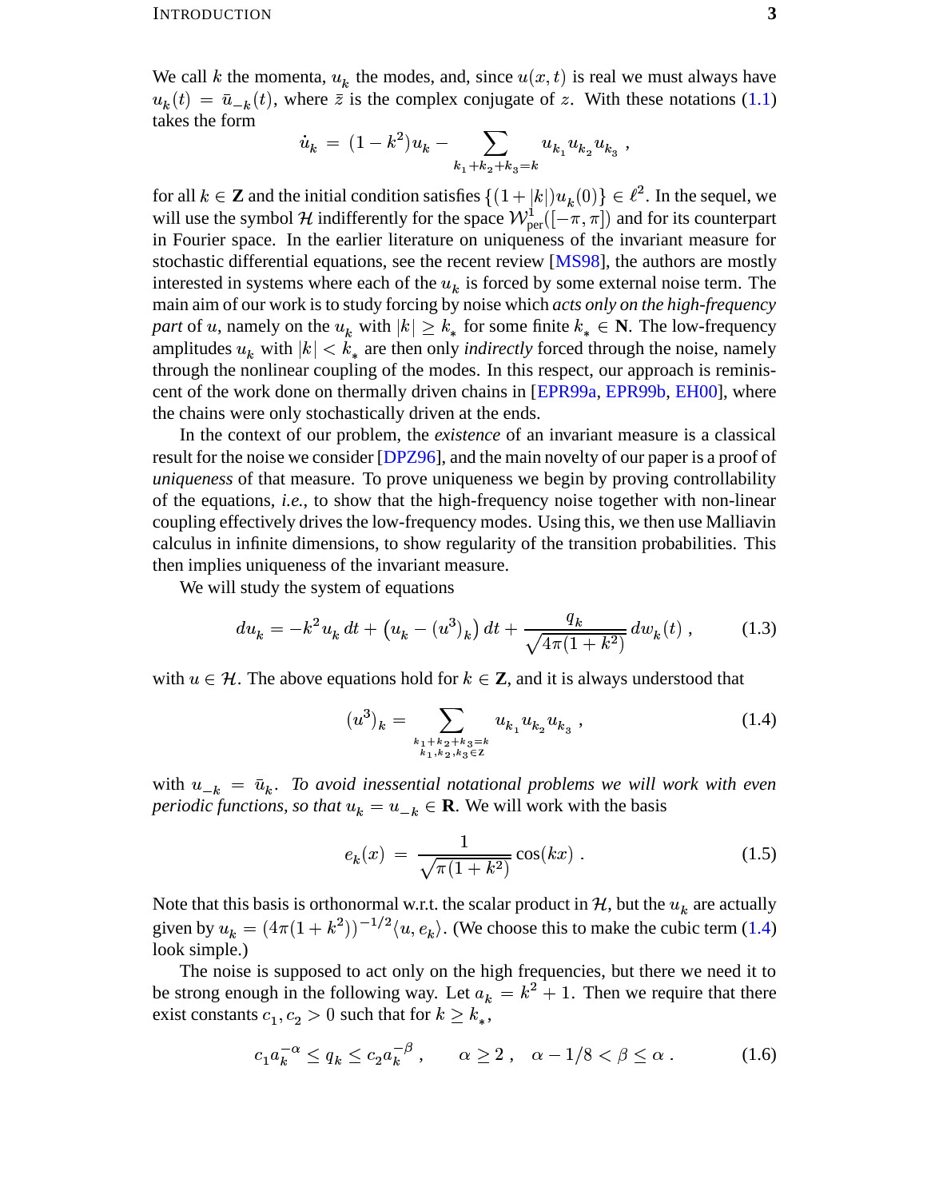We call $k$ the momenta, $u_k$ the modes, and, since $u(x,t)$ is real we must always have $u_k(t) = \bar{u}_{-k}(t)$, where $\bar{z}$ is the complex conjugate of $z$. With these notations (1.1) takes the form

$$\dot{u}_k = (1-k^2)u_k - \sum_{k_1+k_2+k_3=k} u_{k_1}u_{k_2}u_{k_3} ,$$

for all $k \in \mathbf{Z}$ and the initial condition satisfies $\{(1+|k|)u_k(0)\} \in \ell^2$. In the sequel, we will use the symbol $\mathcal{H}$ indifferently for the space $\mathcal{W}^1_{\text{per}}([-\pi,\pi])$ and for its counterpart in Fourier space. In the earlier literature on uniqueness of the invariant measure for stochastic differential equations, see the recent review [MS98], the authors are mostly interested in systems where each of the $u_k$ is forced by some external noise term. The main aim of our work is to study forcing by noise which *acts only on the high-frequency part* of $u$, namely on the $u_k$ with $|k| \ge k_*$ for some finite $k_* \in \mathbf{N}$. The low-frequency amplitudes $u_k$ with $|k| < k_*$ are then only *indirectly* forced through the noise, namely through the nonlinear coupling of the modes. In this respect, our approach is reminiscent of the work done on thermally driven chains in [EPR99a, EPR99b, EH00], where the chains were only stochastically driven at the ends.

In the context of our problem, the *existence* of an invariant measure is a classical result for the noise we consider [DPZ96], and the main novelty of our paper is a proof of *uniqueness* of that measure. To prove uniqueness we begin by proving controllability of the equations, *i.e.*, to show that the high-frequency noise together with non-linear coupling effectively drives the low-frequency modes. Using this, we then use Malliavin calculus in infinite dimensions, to show regularity of the transition probabilities. This then implies uniqueness of the invariant measure.

We will study the system of equations

$$du_k = -k^2 u_k\,dt + \big(u_k - (u^3)_k\big)\,dt + \frac{q_k}{\sqrt{4\pi(1+k^2)}}\,dw_k(t) , \tag{1.3}$$

with $u \in \mathcal{H}$. The above equations hold for $k \in \mathbf{Z}$, and it is always understood that

$$(u^3)_k = \sum_{\substack{k_1+k_2+k_3=k \\ k_1,k_2,k_3\in\mathbf{Z}}} u_{k_1}u_{k_2}u_{k_3} , \tag{1.4}$$

with $u_{-k} = \bar{u}_k$. *To avoid inessential notational problems we will work with even periodic functions, so that* $u_k = u_{-k} \in \mathbf{R}$. We will work with the basis

$$e_k(x) = \frac{1}{\sqrt{\pi(1+k^2)}}\cos(kx) . \tag{1.5}$$

Note that this basis is orthonormal w.r.t. the scalar product in $\mathcal{H}$, but the $u_k$ are actually given by $u_k = \big(4\pi(1+k^2)\big)^{-1/2}\langle u, e_k\rangle$. (We choose this to make the cubic term (1.4) look simple.)

The noise is supposed to act only on the high frequencies, but there we need it to be strong enough in the following way. Let $a_k = k^2+1$. Then we require that there exist constants $c_1, c_2 > 0$ such that for $k \ge k_*$,

$$c_1 a_k^{-\alpha} \le q_k \le c_2 a_k^{-\beta} , \qquad \alpha \ge 2 , \quad \alpha - 1/8 < \beta \le \alpha . \tag{1.6}$$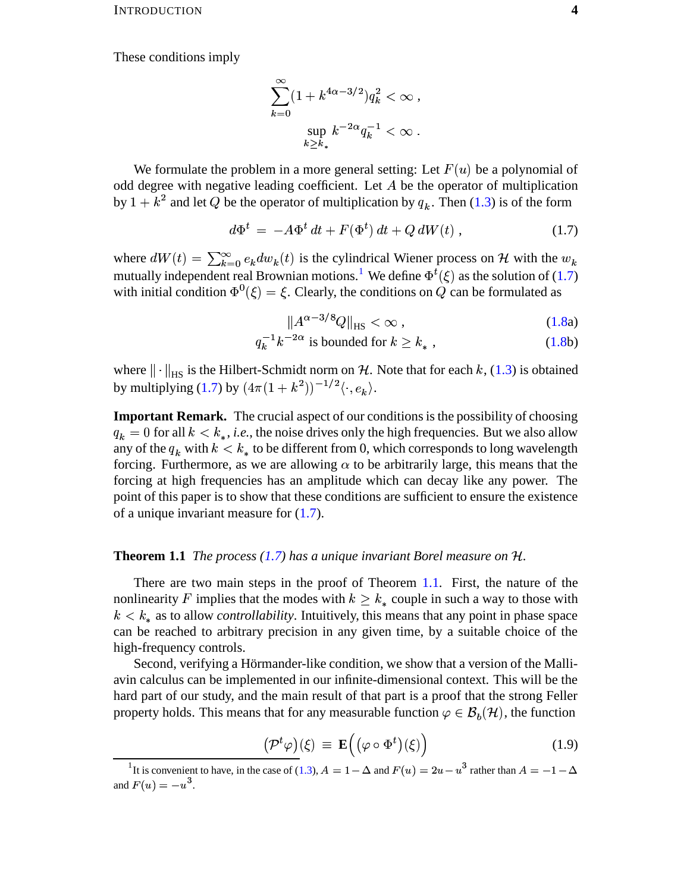These conditions imply

$$\sum_{k=0}^{\infty}(1+k^{4\alpha-3/2})q_k^2 < \infty ,$$

$$\sup_{k\geq k_*} k^{-2\alpha}q_k^{-1} < \infty .$$

We formulate the problem in a more general setting: Let $F(u)$ be a polynomial of odd degree with negative leading coefficient. Let $A$ be the operator of multiplication by $1+k^2$ and let $Q$ be the operator of multiplication by $q_k$. Then (1.3) is of the form

$$d\Phi^t \;=\; -A\Phi^t\,dt + F(\Phi^t)\,dt + Q\,dW(t) , \tag{1.7}$$

where $dW(t) = \sum_{k=0}^{\infty} e_k dw_k(t)$ is the cylindrical Wiener process on $\mathcal{H}$ with the $w_k$ mutually independent real Brownian motions.[1] We define $\Phi^t(\xi)$ as the solution of (1.7) with initial condition $\Phi^0(\xi) = \xi$. Clearly, the conditions on $Q$ can be formulated as

$$\|A^{\alpha-3/8}Q\|_{\mathrm{HS}} < \infty , \tag{1.8a}$$

$$q_k^{-1}k^{-2\alpha} \text{ is bounded for } k \geq k_* , \tag{1.8b}$$

where $\|\cdot\|_{\mathrm{HS}}$ is the Hilbert-Schmidt norm on $\mathcal{H}$. Note that for each $k$, (1.3) is obtained by multiplying (1.7) by $(4\pi(1+k^2))^{-1/2}\langle\cdot, e_k\rangle$.

**Important Remark.** The crucial aspect of our conditions is the possibility of choosing $q_k = 0$ for all $k < k_*$, *i.e.*, the noise drives only the high frequencies. But we also allow any of the $q_k$ with $k < k_*$ to be different from 0, which corresponds to long wavelength forcing. Furthermore, as we are allowing $\alpha$ to be arbitrarily large, this means that the forcing at high frequencies has an amplitude which can decay like any power. The point of this paper is to show that these conditions are sufficient to ensure the existence of a unique invariant measure for (1.7).

**Theorem 1.1** *The process (1.7) has a unique invariant Borel measure on* $\mathcal{H}$.

There are two main steps in the proof of Theorem 1.1. First, the nature of the nonlinearity $F$ implies that the modes with $k \geq k_*$ couple in such a way to those with $k < k_*$ as to allow *controllability*. Intuitively, this means that any point in phase space can be reached to arbitrary precision in any given time, by a suitable choice of the high-frequency controls.

Second, verifying a Hörmander-like condition, we show that a version of the Malliavin calculus can be implemented in our infinite-dimensional context. This will be the hard part of our study, and the main result of that part is a proof that the strong Feller property holds. This means that for any measurable function $\varphi \in \mathcal{B}_b(\mathcal{H})$, the function

$$(\mathcal{P}^t\varphi)(\xi) \;\equiv\; \mathbf{E}\Big(\big(\varphi\circ\Phi^t\big)(\xi)\Big) \tag{1.9}$$

---

[1] It is convenient to have, in the case of (1.3), $A = 1-\Delta$ and $F(u) = 2u - u^3$ rather than $A = -1-\Delta$ and $F(u) = -u^3$.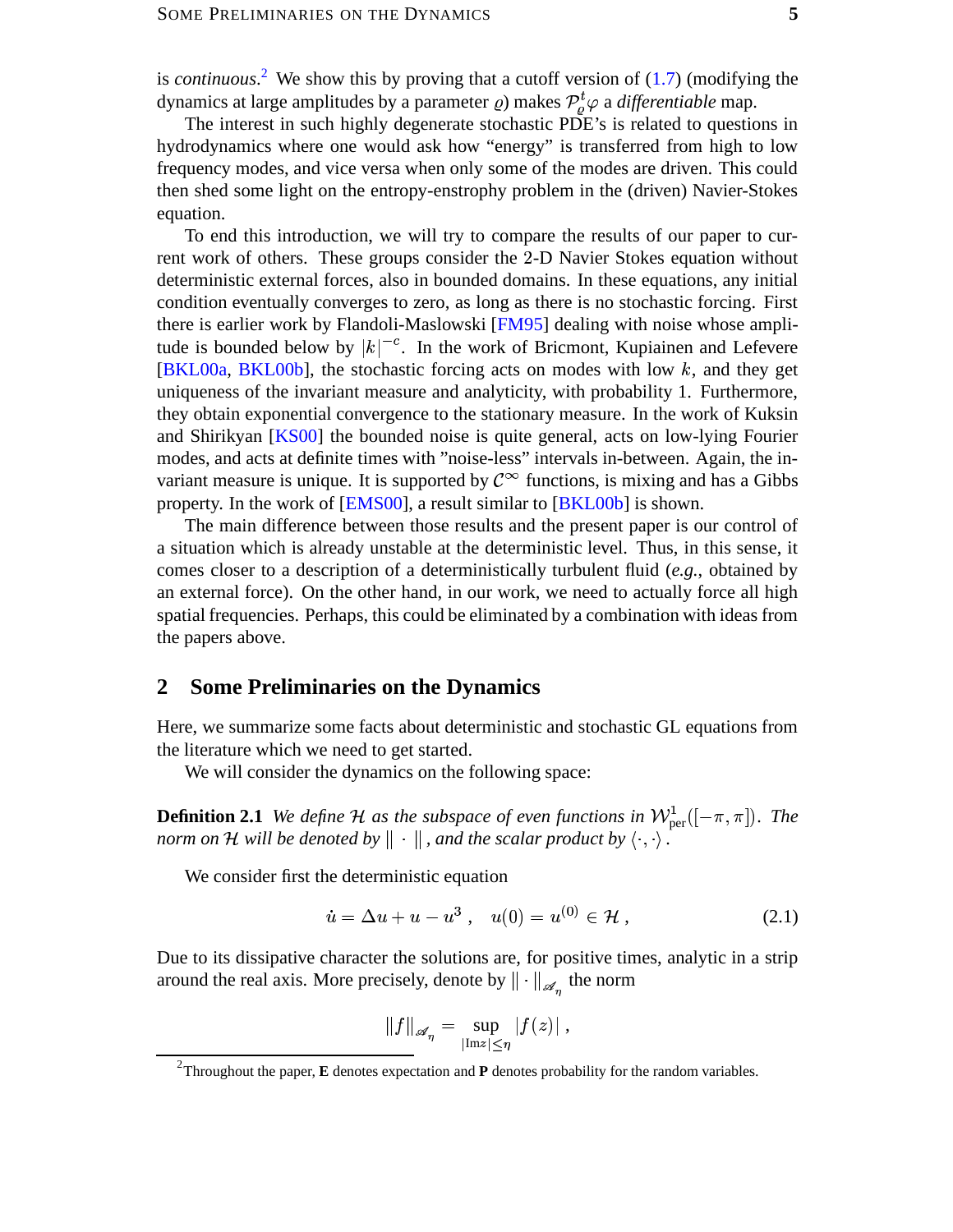is *continuous*.[2] We show this by proving that a cutoff version of (1.7) (modifying the dynamics at large amplitudes by a parameter $\varrho$) makes $\mathcal{P}^t_\varrho \varphi$ a *differentiable* map.

The interest in such highly degenerate stochastic PDE's is related to questions in hydrodynamics where one would ask how "energy" is transferred from high to low frequency modes, and vice versa when only some of the modes are driven. This could then shed some light on the entropy-enstrophy problem in the (driven) Navier-Stokes equation.

To end this introduction, we will try to compare the results of our paper to current work of others. These groups consider the 2-D Navier Stokes equation without deterministic external forces, also in bounded domains. In these equations, any initial condition eventually converges to zero, as long as there is no stochastic forcing. First there is earlier work by Flandoli-Maslowski [FM95] dealing with noise whose amplitude is bounded below by $|k|^{-c}$. In the work of Bricmont, Kupiainen and Lefevere [BKL00a, BKL00b], the stochastic forcing acts on modes with low $k$, and they get uniqueness of the invariant measure and analyticity, with probability 1. Furthermore, they obtain exponential convergence to the stationary measure. In the work of Kuksin and Shirikyan [KS00] the bounded noise is quite general, acts on low-lying Fourier modes, and acts at definite times with "noise-less" intervals in-between. Again, the invariant measure is unique. It is supported by $\mathcal{C}^\infty$ functions, is mixing and has a Gibbs property. In the work of [EMS00], a result similar to [BKL00b] is shown.

The main difference between those results and the present paper is our control of a situation which is already unstable at the deterministic level. Thus, in this sense, it comes closer to a description of a deterministically turbulent fluid (*e.g.*, obtained by an external force). On the other hand, in our work, we need to actually force all high spatial frequencies. Perhaps, this could be eliminated by a combination with ideas from the papers above.

## 2 Some Preliminaries on the Dynamics

Here, we summarize some facts about deterministic and stochastic GL equations from the literature which we need to get started.

We will consider the dynamics on the following space:

**Definition 2.1** *We define $\mathcal{H}$ as the subspace of even functions in $\mathcal{W}^1_{\rm per}([-\pi,\pi])$. The norm on $\mathcal{H}$ will be denoted by $\|\cdot\|$, and the scalar product by $\langle\cdot,\cdot\rangle$.*

We consider first the deterministic equation

$$\dot u = \Delta u + u - u^3\ , \quad u(0) = u^{(0)} \in \mathcal{H}\ , \tag{2.1}$$

Due to its dissipative character the solutions are, for positive times, analytic in a strip around the real axis. More precisely, denote by $\|\cdot\|_{\mathscr{A}_\eta}$ the norm

$$\|f\|_{\mathscr{A}_\eta} = \sup_{|{\rm Im} z|\le\eta} |f(z)|\ ,$$

[2] Throughout the paper, **E** denotes expectation and **P** denotes probability for the random variables.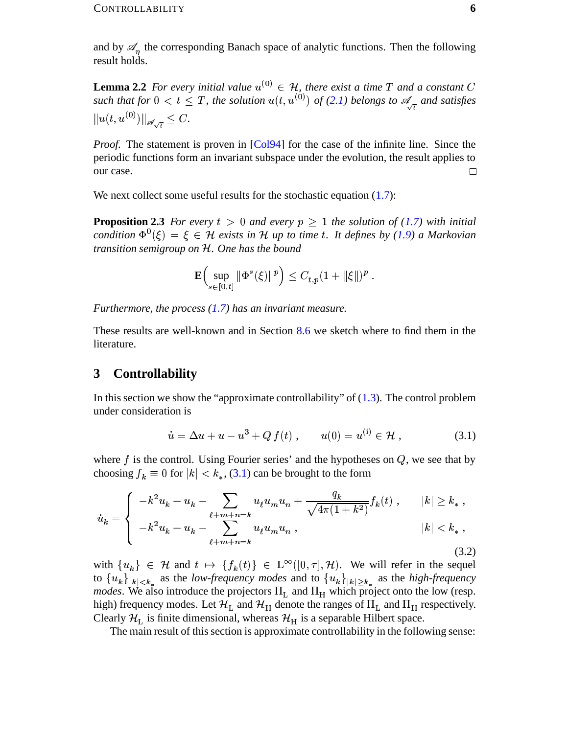and by $\mathscr{A}_\eta$ the corresponding Banach space of analytic functions. Then the following result holds.

**Lemma 2.2** *For every initial value $u^{(0)} \in \mathcal{H}$, there exist a time $T$ and a constant $C$ such that for $0 < t \le T$, the solution $u(t, u^{(0)})$ of (2.1) belongs to $\mathscr{A}_{\sqrt{t}}$ and satisfies $\|u(t, u^{(0)})\|_{\mathscr{A}_{\sqrt{t}}} \le C$.*

*Proof.* The statement is proven in [Col94] for the case of the infinite line. Since the periodic functions form an invariant subspace under the evolution, the result applies to our case. □

We next collect some useful results for the stochastic equation (1.7):

**Proposition 2.3** *For every $t > 0$ and every $p \ge 1$ the solution of (1.7) with initial condition $\Phi^0(\xi) = \xi \in \mathcal{H}$ exists in $\mathcal{H}$ up to time $t$. It defines by (1.9) a Markovian transition semigroup on $\mathcal{H}$. One has the bound*

$$\mathbf{E}\Big( \sup_{s \in [0,t]} \|\Phi^s(\xi)\|^p \Big) \le C_{t,p} (1 + \|\xi\|)^p \;.$$

*Furthermore, the process (1.7) has an invariant measure.*

These results are well-known and in Section 8.6 we sketch where to find them in the literature.

## 3 Controllability

In this section we show the "approximate controllability" of (1.3). The control problem under consideration is

$$\dot{u} = \Delta u + u - u^3 + Q\, f(t) \;, \qquad u(0) = u^{(\mathrm{i})} \in \mathcal{H} \;, \tag{3.1}$$

where $f$ is the control. Using Fourier series' and the hypotheses on $Q$, we see that by choosing $f_k \equiv 0$ for $|k| < k_*$, (3.1) can be brought to the form

$$\dot{u}_k = \begin{cases} -k^2 u_k + u_k - \displaystyle\sum_{\ell+m+n=k} u_\ell u_m u_n + \frac{q_k}{\sqrt{4\pi(1+k^2)}} f_k(t) \;, & |k| \ge k_* \;, \\ -k^2 u_k + u_k - \displaystyle\sum_{\ell+m+n=k} u_\ell u_m u_n \;, & |k| < k_* \;, \end{cases} \tag{3.2}$$

with $\{u_k\} \in \mathcal{H}$ and $t \mapsto \{f_k(t)\} \in \mathrm{L}^\infty([0,\tau], \mathcal{H})$. We will refer in the sequel to $\{u_k\}_{|k|<k_*}$ as the *low-frequency modes* and to $\{u_k\}_{|k|\ge k_*}$ as the *high-frequency modes*. We also introduce the projectors $\Pi_{\mathrm{L}}$ and $\Pi_{\mathrm{H}}$ which project onto the low (resp. high) frequency modes. Let $\mathcal{H}_{\mathrm{L}}$ and $\mathcal{H}_{\mathrm{H}}$ denote the ranges of $\Pi_{\mathrm{L}}$ and $\Pi_{\mathrm{H}}$ respectively. Clearly $\mathcal{H}_{\mathrm{L}}$ is finite dimensional, whereas $\mathcal{H}_{\mathrm{H}}$ is a separable Hilbert space.

The main result of this section is approximate controllability in the following sense: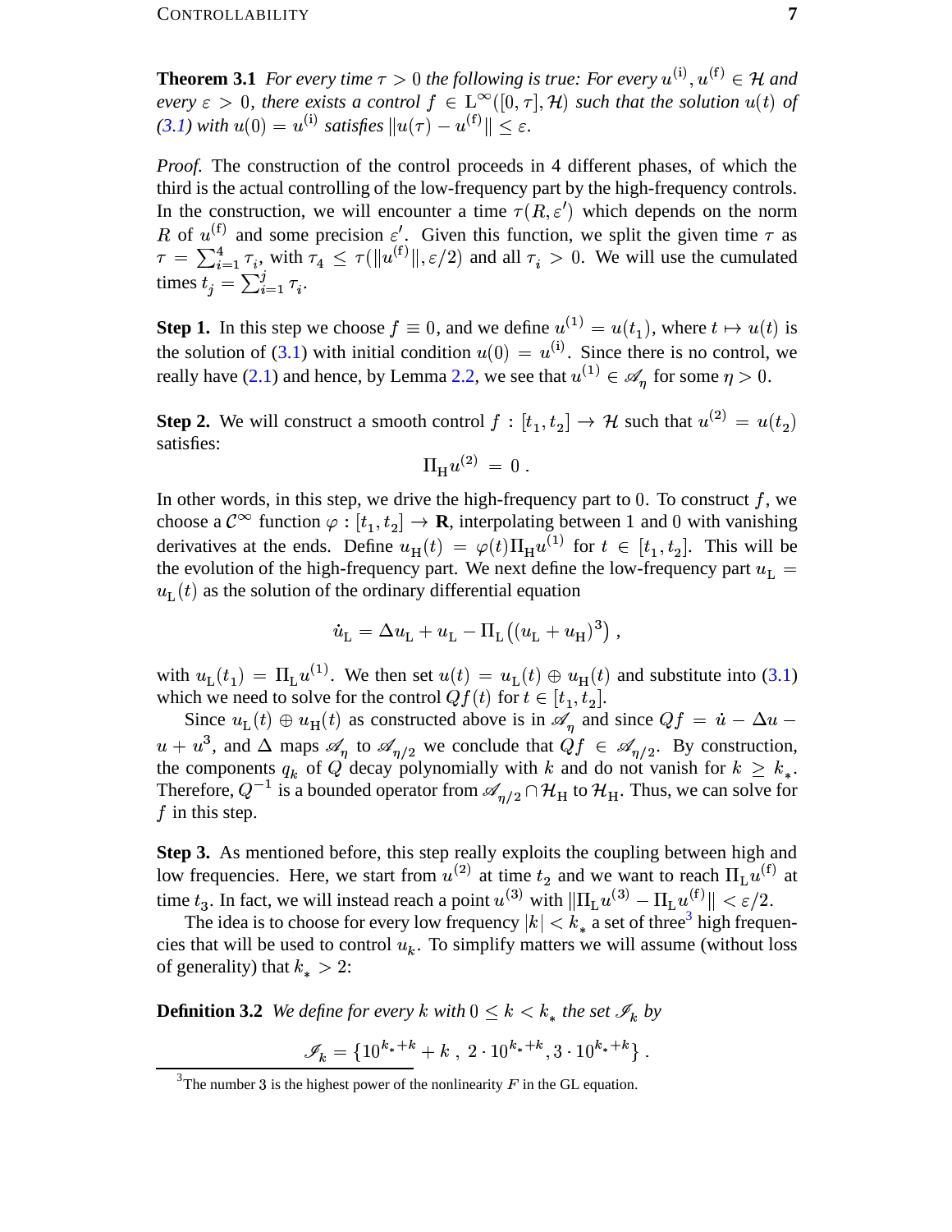**Theorem 3.1** *For every time $\tau > 0$ the following is true: For every $u^{(\mathrm{i})}, u^{(\mathrm{f})} \in \mathcal{H}$ and every $\varepsilon > 0$, there exists a control $f \in \mathrm{L}^\infty([0,\tau],\mathcal{H})$ such that the solution $u(t)$ of (3.1) with $u(0) = u^{(\mathrm{i})}$ satisfies $\|u(\tau) - u^{(\mathrm{f})}\| \le \varepsilon$.*

*Proof.* The construction of the control proceeds in 4 different phases, of which the third is the actual controlling of the low-frequency part by the high-frequency controls. In the construction, we will encounter a time $\tau(R,\varepsilon')$ which depends on the norm $R$ of $u^{(\mathrm{f})}$ and some precision $\varepsilon'$. Given this function, we split the given time $\tau$ as $\tau = \sum_{i=1}^4 \tau_i$, with $\tau_4 \le \tau(\|u^{(\mathrm{f})}\|, \varepsilon/2)$ and all $\tau_i > 0$. We will use the cumulated times $t_j = \sum_{i=1}^j \tau_i$.

**Step 1.** In this step we choose $f \equiv 0$, and we define $u^{(1)} = u(t_1)$, where $t \mapsto u(t)$ is the solution of (3.1) with initial condition $u(0) = u^{(\mathrm{i})}$. Since there is no control, we really have (2.1) and hence, by Lemma 2.2, we see that $u^{(1)} \in \mathscr{A}_\eta$ for some $\eta > 0$.

**Step 2.** We will construct a smooth control $f : [t_1, t_2] \to \mathcal{H}$ such that $u^{(2)} = u(t_2)$ satisfies:

$$\Pi_{\mathrm{H}} u^{(2)} = 0 \;.$$

In other words, in this step, we drive the high-frequency part to 0. To construct $f$, we choose a $\mathcal{C}^\infty$ function $\varphi : [t_1, t_2] \to \mathbf{R}$, interpolating between 1 and 0 with vanishing derivatives at the ends. Define $u_{\mathrm{H}}(t) = \varphi(t)\Pi_{\mathrm{H}} u^{(1)}$ for $t \in [t_1, t_2]$. This will be the evolution of the high-frequency part. We next define the low-frequency part $u_{\mathrm{L}} = u_{\mathrm{L}}(t)$ as the solution of the ordinary differential equation

$$\dot u_{\mathrm{L}} = \Delta u_{\mathrm{L}} + u_{\mathrm{L}} - \Pi_{\mathrm{L}}\big((u_{\mathrm{L}} + u_{\mathrm{H}})^3\big) \;,$$

with $u_{\mathrm{L}}(t_1) = \Pi_{\mathrm{L}} u^{(1)}$. We then set $u(t) = u_{\mathrm{L}}(t) \oplus u_{\mathrm{H}}(t)$ and substitute into (3.1) which we need to solve for the control $Qf(t)$ for $t \in [t_1, t_2]$.

Since $u_{\mathrm{L}}(t) \oplus u_{\mathrm{H}}(t)$ as constructed above is in $\mathscr{A}_\eta$ and since $Qf = \dot u - \Delta u - u + u^3$, and $\Delta$ maps $\mathscr{A}_\eta$ to $\mathscr{A}_{\eta/2}$ we conclude that $Qf \in \mathscr{A}_{\eta/2}$. By construction, the components $q_k$ of $Q$ decay polynomially with $k$ and do not vanish for $k \ge k_*$. Therefore, $Q^{-1}$ is a bounded operator from $\mathscr{A}_{\eta/2} \cap \mathcal{H}_{\mathrm{H}}$ to $\mathcal{H}_{\mathrm{H}}$. Thus, we can solve for $f$ in this step.

**Step 3.** As mentioned before, this step really exploits the coupling between high and low frequencies. Here, we start from $u^{(2)}$ at time $t_2$ and we want to reach $\Pi_{\mathrm{L}} u^{(\mathrm{f})}$ at time $t_3$. In fact, we will instead reach a point $u^{(3)}$ with $\|\Pi_{\mathrm{L}} u^{(3)} - \Pi_{\mathrm{L}} u^{(\mathrm{f})}\| < \varepsilon/2$.

The idea is to choose for every low frequency $|k| < k_*$ a set of three[3] high frequencies that will be used to control $u_k$. To simplify matters we will assume (without loss of generality) that $k_* > 2$:

**Definition 3.2** *We define for every $k$ with $0 \le k < k_*$ the set $\mathscr{I}_k$ by*

$$\mathscr{I}_k = \{10^{k_*+k} + k \;,\; 2\cdot 10^{k_*+k}, 3\cdot 10^{k_*+k}\} \;.$$

[3] The number 3 is the highest power of the nonlinearity $F$ in the GL equation.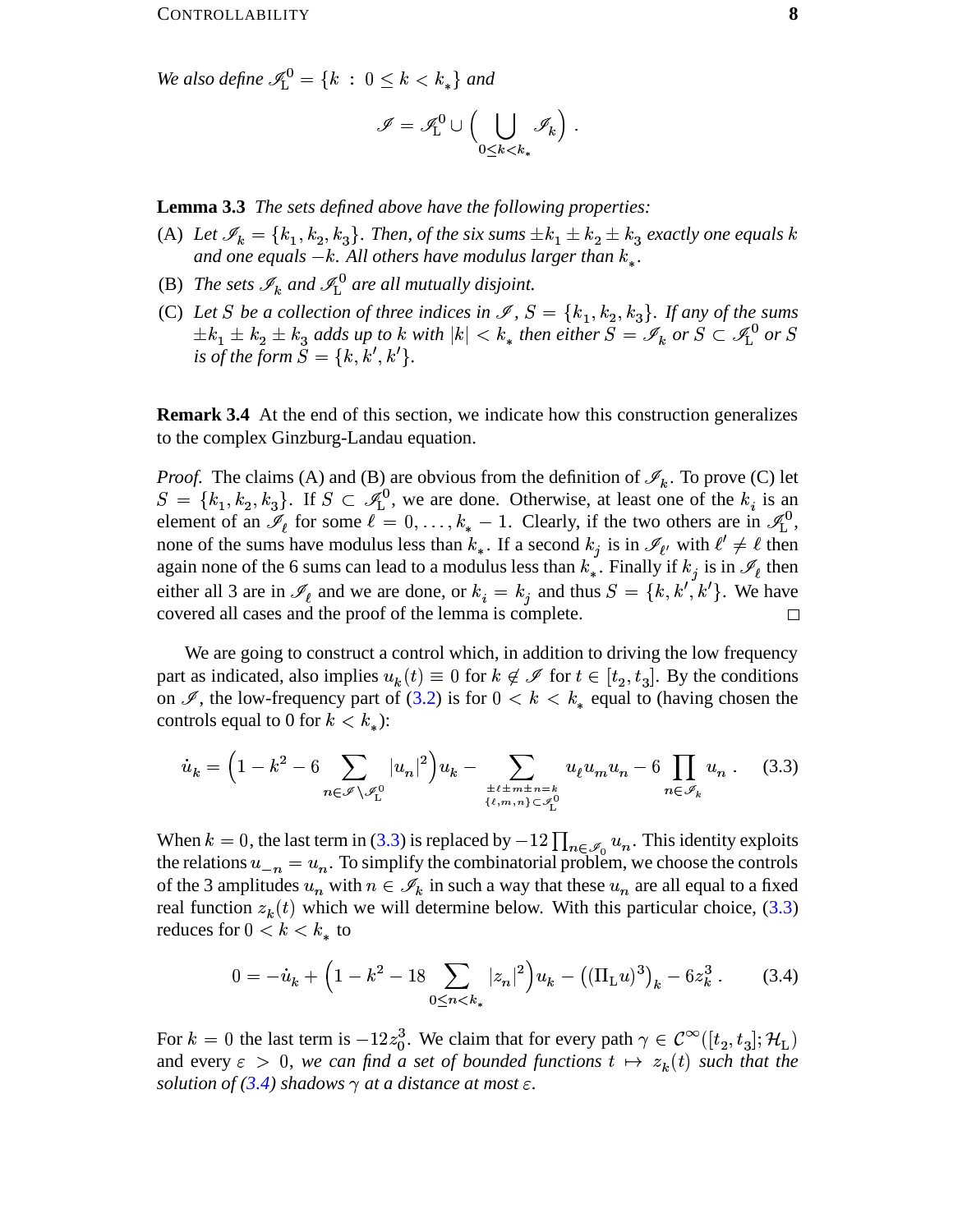*We also define* $\mathscr{I}_{\mathrm{L}}^0 = \{k \,:\, 0 \le k < k_*\}$ *and*

$$\mathscr{I} = \mathscr{I}_{\mathrm{L}}^0 \cup \Big( \bigcup_{0 \le k < k_*} \mathscr{I}_k \Big) \,.$$

**Lemma 3.3** *The sets defined above have the following properties:*

(A) *Let* $\mathscr{I}_k = \{k_1, k_2, k_3\}$*. Then, of the six sums* $\pm k_1 \pm k_2 \pm k_3$ *exactly one equals* $k$ *and one equals* $-k$*. All others have modulus larger than* $k_*$*.*

(B) *The sets* $\mathscr{I}_k$ *and* $\mathscr{I}_{\mathrm{L}}^0$ *are all mutually disjoint.*

(C) *Let* $S$ *be a collection of three indices in* $\mathscr{I}$*,* $S = \{k_1, k_2, k_3\}$*. If any of the sums* $\pm k_1 \pm k_2 \pm k_3$ *adds up to* $k$ *with* $|k| < k_*$ *then either* $S = \mathscr{I}_k$ *or* $S \subset \mathscr{I}_{\mathrm{L}}^0$ *or* $S$ *is of the form* $S = \{k, k', k'\}$*.*

**Remark 3.4** At the end of this section, we indicate how this construction generalizes to the complex Ginzburg-Landau equation.

*Proof.* The claims (A) and (B) are obvious from the definition of $\mathscr{I}_k$. To prove (C) let $S = \{k_1, k_2, k_3\}$. If $S \subset \mathscr{I}_{\mathrm{L}}^0$, we are done. Otherwise, at least one of the $k_i$ is an element of an $\mathscr{I}_\ell$ for some $\ell = 0, \ldots, k_* - 1$. Clearly, if the two others are in $\mathscr{I}_{\mathrm{L}}^0$, none of the sums have modulus less than $k_*$. If a second $k_j$ is in $\mathscr{I}_{\ell'}$ with $\ell' \neq \ell$ then again none of the 6 sums can lead to a modulus less than $k_*$. Finally if $k_j$ is in $\mathscr{I}_\ell$ then either all 3 are in $\mathscr{I}_\ell$ and we are done, or $k_i = k_j$ and thus $S = \{k, k', k'\}$. We have covered all cases and the proof of the lemma is complete. □

We are going to construct a control which, in addition to driving the low frequency part as indicated, also implies $u_k(t) \equiv 0$ for $k \notin \mathscr{I}$ for $t \in [t_2, t_3]$. By the conditions on $\mathscr{I}$, the low-frequency part of (3.2) is for $0 < k < k_*$ equal to (having chosen the controls equal to 0 for $k < k_*$):

$$\dot u_k = \Big(1 - k^2 - 6 \sum_{n \in \mathscr{I} \setminus \mathscr{I}_{\mathrm{L}}^0} |u_n|^2 \Big) u_k - \sum_{\substack{\pm\ell \pm m \pm n = k \\ \{\ell, m, n\} \subset \mathscr{I}_{\mathrm{L}}^0}} u_\ell u_m u_n - 6 \prod_{n \in \mathscr{I}_k} u_n \,. \tag{3.3}$$

When $k = 0$, the last term in (3.3) is replaced by $-12 \prod_{n \in \mathscr{I}_0} u_n$. This identity exploits the relations $u_{-n} = u_n$. To simplify the combinatorial problem, we choose the controls of the 3 amplitudes $u_n$ with $n \in \mathscr{I}_k$ in such a way that these $u_n$ are all equal to a fixed real function $z_k(t)$ which we will determine below. With this particular choice, (3.3) reduces for $0 < k < k_*$ to

$$0 = -\dot u_k + \Big(1 - k^2 - 18 \sum_{0 \le n < k_*} |z_n|^2 \Big) u_k - \big((\Pi_{\mathrm{L}} u)^3\big)_k - 6 z_k^3 \,. \tag{3.4}$$

For $k = 0$ the last term is $-12 z_0^3$. We claim that for every path $\gamma \in \mathcal{C}^\infty([t_2, t_3]; \mathcal{H}_{\mathrm{L}})$ and every $\varepsilon > 0$, *we can find a set of bounded functions* $t \mapsto z_k(t)$ *such that the solution of (3.4) shadows* $\gamma$ *at a distance at most* $\varepsilon$*.*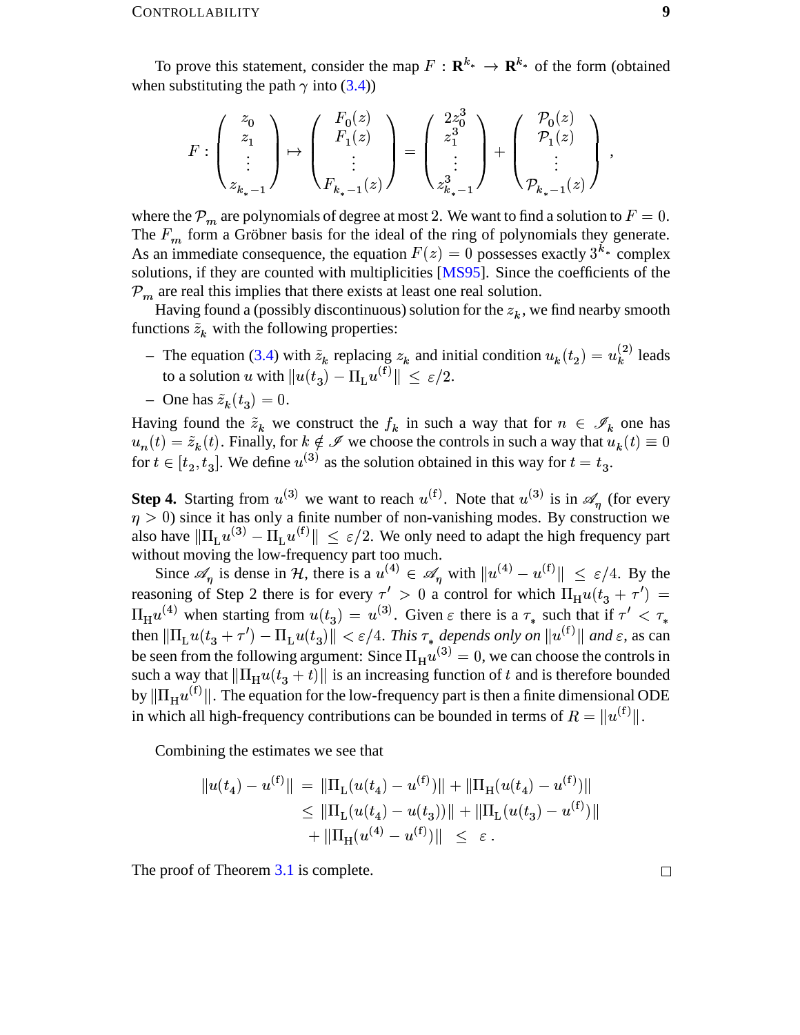To prove this statement, consider the map $F : \mathbf{R}^{k_*} \to \mathbf{R}^{k_*}$ of the form (obtained when substituting the path $\gamma$ into (3.4))

$$
F : \begin{pmatrix} z_0 \\ z_1 \\ \vdots \\ z_{k_*-1} \end{pmatrix} \mapsto \begin{pmatrix} F_0(z) \\ F_1(z) \\ \vdots \\ F_{k_*-1}(z) \end{pmatrix} = \begin{pmatrix} 2z_0^3 \\ z_1^3 \\ \vdots \\ z_{k_*-1}^3 \end{pmatrix} + \begin{pmatrix} \mathcal{P}_0(z) \\ \mathcal{P}_1(z) \\ \vdots \\ \mathcal{P}_{k_*-1}(z) \end{pmatrix} ,
$$

where the $\mathcal{P}_m$ are polynomials of degree at most 2. We want to find a solution to $F = 0$. The $F_m$ form a Gröbner basis for the ideal of the ring of polynomials they generate. As an immediate consequence, the equation $F(z) = 0$ possesses exactly $3^{k_*}$ complex solutions, if they are counted with multiplicities [MS95]. Since the coefficients of the $\mathcal{P}_m$ are real this implies that there exists at least one real solution.

Having found a (possibly discontinuous) solution for the $z_k$, we find nearby smooth functions $\tilde{z}_k$ with the following properties:

- The equation (3.4) with $\tilde{z}_k$ replacing $z_k$ and initial condition $u_k(t_2) = u_k^{(2)}$ leads to a solution $u$ with $\|u(t_3) - \Pi_{\mathrm{L}} u^{(\mathrm{f})}\| \le \varepsilon/2$.
- One has $\tilde{z}_k(t_3) = 0$.

Having found the $\tilde{z}_k$ we construct the $f_k$ in such a way that for $n \in \mathscr{I}_k$ one has $u_n(t) = \tilde{z}_k(t)$. Finally, for $k \notin \mathscr{I}$ we choose the controls in such a way that $u_k(t) \equiv 0$ for $t \in [t_2, t_3]$. We define $u^{(3)}$ as the solution obtained in this way for $t = t_3$.

**Step 4.** Starting from $u^{(3)}$ we want to reach $u^{(\mathrm{f})}$. Note that $u^{(3)}$ is in $\mathscr{A}_\eta$ (for every $\eta > 0$) since it has only a finite number of non-vanishing modes. By construction we also have $\|\Pi_{\mathrm{L}} u^{(3)} - \Pi_{\mathrm{L}} u^{(\mathrm{f})}\| \le \varepsilon/2$. We only need to adapt the high frequency part without moving the low-frequency part too much.

Since $\mathscr{A}_\eta$ is dense in $\mathcal{H}$, there is a $u^{(4)} \in \mathscr{A}_\eta$ with $\|u^{(4)} - u^{(\mathrm{f})}\| \le \varepsilon/4$. By the reasoning of Step 2 there is for every $\tau' > 0$ a control for which $\Pi_{\mathrm{H}} u(t_3 + \tau') = \Pi_{\mathrm{H}} u^{(4)}$ when starting from $u(t_3) = u^{(3)}$. Given $\varepsilon$ there is a $\tau_*$ such that if $\tau' < \tau_*$ then $\|\Pi_{\mathrm{L}} u(t_3 + \tau') - \Pi_{\mathrm{L}} u(t_3)\| < \varepsilon/4$. *This $\tau_*$ depends only on $\|u^{(\mathrm{f})}\|$ and $\varepsilon$*, as can be seen from the following argument: Since $\Pi_{\mathrm{H}} u^{(3)} = 0$, we can choose the controls in such a way that $\|\Pi_{\mathrm{H}} u(t_3 + t)\|$ is an increasing function of $t$ and is therefore bounded by $\|\Pi_{\mathrm{H}} u^{(\mathrm{f})}\|$. The equation for the low-frequency part is then a finite dimensional ODE in which all high-frequency contributions can be bounded in terms of $R = \|u^{(\mathrm{f})}\|$.

Combining the estimates we see that

$$
\begin{aligned}
\|u(t_4) - u^{(\mathrm{f})}\| &= \|\Pi_{\mathrm{L}}(u(t_4) - u^{(\mathrm{f})})\| + \|\Pi_{\mathrm{H}}(u(t_4) - u^{(\mathrm{f})})\| \\
&\le \|\Pi_{\mathrm{L}}(u(t_4) - u(t_3))\| + \|\Pi_{\mathrm{L}}(u(t_3) - u^{(\mathrm{f})})\| \\
&\quad + \|\Pi_{\mathrm{H}}(u^{(4)} - u^{(\mathrm{f})})\| \;\le\; \varepsilon \, .
\end{aligned}
$$

The proof of Theorem 3.1 is complete. □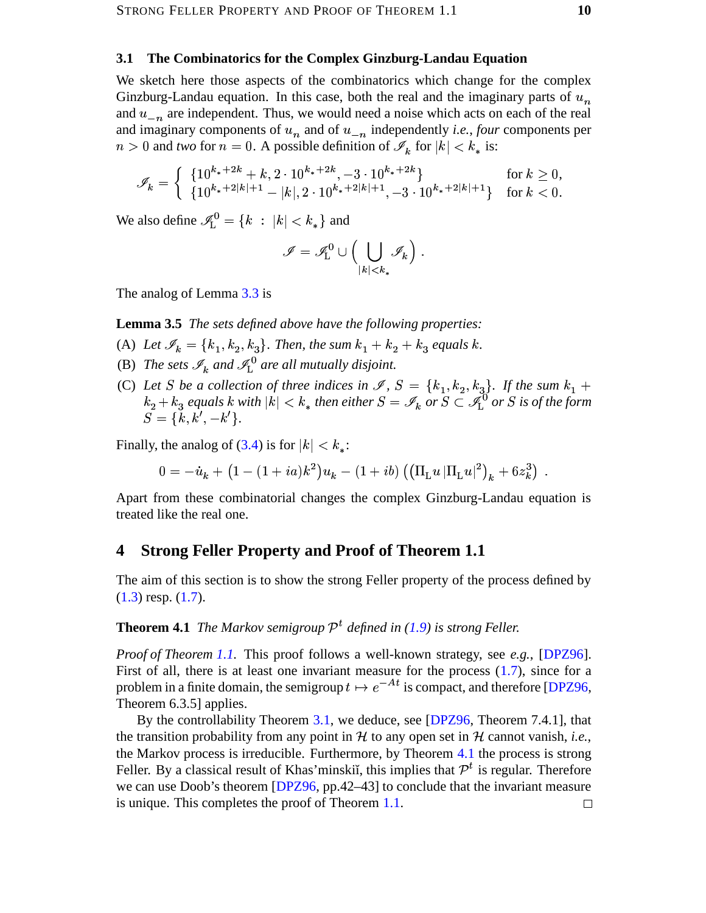### 3.1 The Combinatorics for the Complex Ginzburg-Landau Equation

We sketch here those aspects of the combinatorics which change for the complex Ginzburg-Landau equation. In this case, both the real and the imaginary parts of $u_n$ and $u_{-n}$ are independent. Thus, we would need a noise which acts on each of the real and imaginary components of $u_n$ and of $u_{-n}$ independently *i.e.*, *four* components per $n > 0$ and *two* for $n = 0$. A possible definition of $\mathscr{I}_k$ for $|k| < k_*$ is:

$$\mathscr{I}_k = \begin{cases} \{10^{k_*+2k} + k, 2 \cdot 10^{k_*+2k}, -3 \cdot 10^{k_*+2k}\} & \text{for } k \geq 0, \\ \{10^{k_*+2|k|+1} - |k|, 2 \cdot 10^{k_*+2|k|+1}, -3 \cdot 10^{k_*+2|k|+1}\} & \text{for } k < 0. \end{cases}$$

We also define $\mathscr{I}_{\mathrm{L}}^0 = \{k \;:\; |k| < k_*\}$ and

$$\mathscr{I} = \mathscr{I}_{\mathrm{L}}^0 \cup \Big( \bigcup_{|k|<k_*} \mathscr{I}_k \Big) .$$

The analog of Lemma 3.3 is

**Lemma 3.5** *The sets defined above have the following properties:*

(A) *Let $\mathscr{I}_k = \{k_1, k_2, k_3\}$. Then, the sum $k_1 + k_2 + k_3$ equals $k$.*

(B) *The sets $\mathscr{I}_k$ and $\mathscr{I}_{\mathrm{L}}^0$ are all mutually disjoint.*

(C) *Let $S$ be a collection of three indices in $\mathscr{I}$, $S = \{k_1, k_2, k_3\}$. If the sum $k_1 + k_2 + k_3$ equals $k$ with $|k| < k_*$ then either $S = \mathscr{I}_k$ or $S \subset \mathscr{I}_{\mathrm{L}}^0$ or $S$ is of the form $S = \{k, k', -k'\}$.*

Finally, the analog of (3.4) is for $|k| < k_*$:

$$0 = -\dot{u}_k + \big(1 - (1 + ia)k^2\big)u_k - (1 + ib)\left(\left(\Pi_{\mathrm{L}} u \,|\Pi_{\mathrm{L}} u|^2\right)_k + 6z_k^3\right) .$$

Apart from these combinatorial changes the complex Ginzburg-Landau equation is treated like the real one.

## 4 Strong Feller Property and Proof of Theorem 1.1

The aim of this section is to show the strong Feller property of the process defined by (1.3) resp. (1.7).

**Theorem 4.1** *The Markov semigroup $\mathcal{P}^t$ defined in (1.9) is strong Feller.*

*Proof of Theorem 1.1.* This proof follows a well-known strategy, see *e.g.*, [DPZ96]. First of all, there is at least one invariant measure for the process (1.7), since for a problem in a finite domain, the semigroup $t \mapsto e^{-At}$ is compact, and therefore [DPZ96, Theorem 6.3.5] applies.

By the controllability Theorem 3.1, we deduce, see [DPZ96, Theorem 7.4.1], that the transition probability from any point in $\mathcal{H}$ to any open set in $\mathcal{H}$ cannot vanish, *i.e.*, the Markov process is irreducible. Furthermore, by Theorem 4.1 the process is strong Feller. By a classical result of Khas'minskiĭ, this implies that $\mathcal{P}^t$ is regular. Therefore we can use Doob's theorem [DPZ96, pp.42–43] to conclude that the invariant measure is unique. This completes the proof of Theorem 1.1. □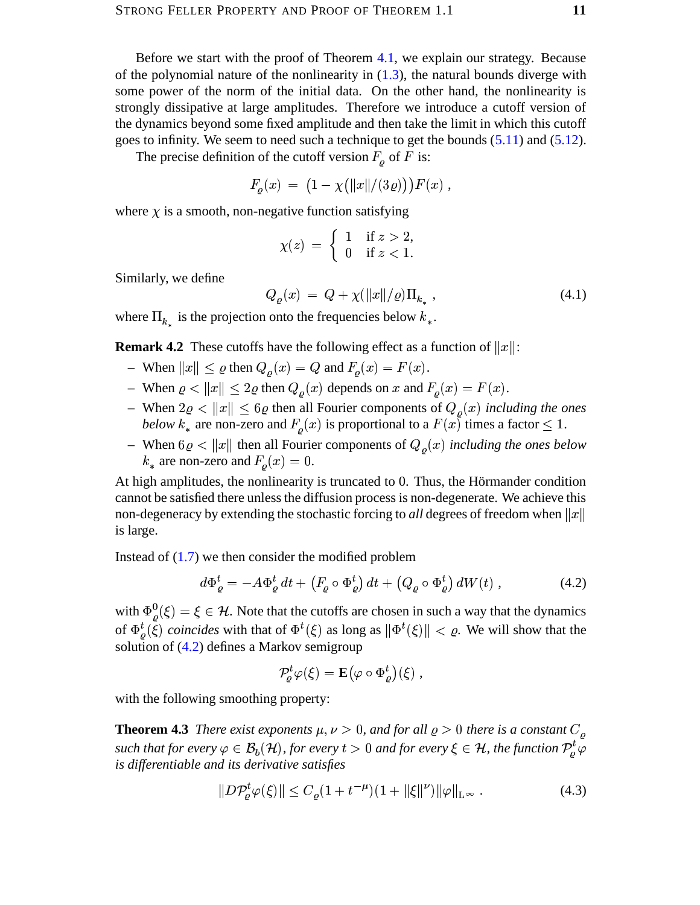Before we start with the proof of Theorem 4.1, we explain our strategy. Because of the polynomial nature of the nonlinearity in (1.3), the natural bounds diverge with some power of the norm of the initial data. On the other hand, the nonlinearity is strongly dissipative at large amplitudes. Therefore we introduce a cutoff version of the dynamics beyond some fixed amplitude and then take the limit in which this cutoff goes to infinity. We seem to need such a technique to get the bounds (5.11) and (5.12).

The precise definition of the cutoff version $F_\varrho$ of $F$ is:

$$F_\varrho(x) \;=\; \big(1 - \chi\big(\|x\|/(3\varrho)\big)\big)F(x) \;,$$

where $\chi$ is a smooth, non-negative function satisfying

$$\chi(z) \;=\; \begin{cases} 1 & \text{if } z > 2, \\ 0 & \text{if } z < 1. \end{cases}$$

Similarly, we define

$$Q_\varrho(x) \;=\; Q + \chi(\|x\|/\varrho)\Pi_{k_*} \;, \tag{4.1}$$

where $\Pi_{k_*}$ is the projection onto the frequencies below $k_*$.

**Remark 4.2** These cutoffs have the following effect as a function of $\|x\|$:

- When $\|x\| \le \varrho$ then $Q_\varrho(x) = Q$ and $F_\varrho(x) = F(x)$.
- When $\varrho < \|x\| \le 2\varrho$ then $Q_\varrho(x)$ depends on $x$ and $F_\varrho(x) = F(x)$.
- When $2\varrho < \|x\| \le 6\varrho$ then all Fourier components of $Q_\varrho(x)$ *including the ones below* $k_*$ are non-zero and $F_\varrho(x)$ is proportional to a $F(x)$ times a factor $\le 1$.
- When $6\varrho < \|x\|$ then all Fourier components of $Q_\varrho(x)$ *including the ones below* $k_*$ are non-zero and $F_\varrho(x) = 0$.

At high amplitudes, the nonlinearity is truncated to 0. Thus, the Hörmander condition cannot be satisfied there unless the diffusion process is non-degenerate. We achieve this non-degeneracy by extending the stochastic forcing to *all* degrees of freedom when $\|x\|$ is large.

Instead of (1.7) we then consider the modified problem

$$d\Phi_\varrho^t = -A\Phi_\varrho^t\,dt + \big(F_\varrho \circ \Phi_\varrho^t\big)\,dt + \big(Q_\varrho \circ \Phi_\varrho^t\big)\,dW(t) \;, \tag{4.2}$$

with $\Phi_\varrho^0(\xi) = \xi \in \mathcal{H}$. Note that the cutoffs are chosen in such a way that the dynamics of $\Phi_\varrho^t(\xi)$ *coincides* with that of $\Phi^t(\xi)$ as long as $\|\Phi^t(\xi)\| < \varrho$. We will show that the solution of (4.2) defines a Markov semigroup

$$\mathcal{P}_\varrho^t\varphi(\xi) = \mathbf{E}\big(\varphi \circ \Phi_\varrho^t\big)(\xi) \;,$$

with the following smoothing property:

**Theorem 4.3** *There exist exponents $\mu, \nu > 0$, and for all $\varrho > 0$ there is a constant $C_\varrho$ such that for every $\varphi \in \mathcal{B}_b(\mathcal{H})$, for every $t > 0$ and for every $\xi \in \mathcal{H}$, the function $\mathcal{P}_\varrho^t\varphi$ is differentiable and its derivative satisfies*

$$\|D\mathcal{P}_\varrho^t\varphi(\xi)\| \le C_\varrho(1 + t^{-\mu})(1 + \|\xi\|^\nu)\|\varphi\|_{\mathrm{L}^\infty} \;. \tag{4.3}$$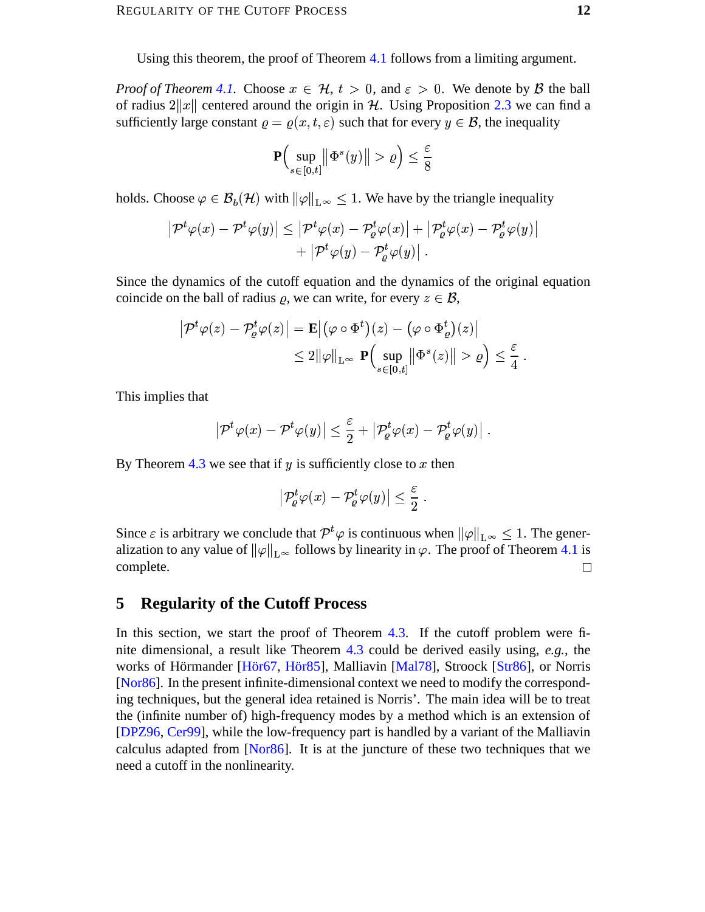Using this theorem, the proof of Theorem 4.1 follows from a limiting argument.

*Proof of Theorem 4.1.* Choose $x \in \mathcal{H}$, $t > 0$, and $\varepsilon > 0$. We denote by $\mathcal{B}$ the ball of radius $2\|x\|$ centered around the origin in $\mathcal{H}$. Using Proposition 2.3 we can find a sufficiently large constant $\varrho = \varrho(x, t, \varepsilon)$ such that for every $y \in \mathcal{B}$, the inequality

$$\mathbf{P}\Big( \sup_{s \in [0,t]} \big\|\Phi^s(y)\big\| > \varrho \Big) \le \frac{\varepsilon}{8}$$

holds. Choose $\varphi \in \mathcal{B}_b(\mathcal{H})$ with $\|\varphi\|_{\mathrm{L}^\infty} \le 1$. We have by the triangle inequality

$$\begin{aligned} \big|\mathcal{P}^t\varphi(x) - \mathcal{P}^t\varphi(y)\big| \le \big|\mathcal{P}^t\varphi(x) - \mathcal{P}^t_\varrho\varphi(x)\big| + \big|\mathcal{P}^t_\varrho\varphi(x) - \mathcal{P}^t_\varrho\varphi(y)\big| \\ + \big|\mathcal{P}^t\varphi(y) - \mathcal{P}^t_\varrho\varphi(y)\big| \;. \end{aligned}$$

Since the dynamics of the cutoff equation and the dynamics of the original equation coincide on the ball of radius $\varrho$, we can write, for every $z \in \mathcal{B}$,

$$\begin{aligned} \big|\mathcal{P}^t\varphi(z) - \mathcal{P}^t_\varrho\varphi(z)\big| &= \mathbf{E}\big|\big(\varphi \circ \Phi^t\big)(z) - \big(\varphi \circ \Phi^t_\varrho\big)(z)\big| \\ &\le 2\|\varphi\|_{\mathrm{L}^\infty}\, \mathbf{P}\Big( \sup_{s \in [0,t]} \big\|\Phi^s(z)\big\| > \varrho \Big) \le \frac{\varepsilon}{4} \;. \end{aligned}$$

This implies that

$$\big|\mathcal{P}^t\varphi(x) - \mathcal{P}^t\varphi(y)\big| \le \frac{\varepsilon}{2} + \big|\mathcal{P}^t_\varrho\varphi(x) - \mathcal{P}^t_\varrho\varphi(y)\big| \;.$$

By Theorem 4.3 we see that if $y$ is sufficiently close to $x$ then

$$\big|\mathcal{P}^t_\varrho\varphi(x) - \mathcal{P}^t_\varrho\varphi(y)\big| \le \frac{\varepsilon}{2} \;.$$

Since $\varepsilon$ is arbitrary we conclude that $\mathcal{P}^t\varphi$ is continuous when $\|\varphi\|_{\mathrm{L}^\infty} \le 1$. The generalization to any value of $\|\varphi\|_{\mathrm{L}^\infty}$ follows by linearity in $\varphi$. The proof of Theorem 4.1 is complete. □

## 5 Regularity of the Cutoff Process

In this section, we start the proof of Theorem 4.3. If the cutoff problem were finite dimensional, a result like Theorem 4.3 could be derived easily using, *e.g.*, the works of Hörmander [Hör67, Hör85], Malliavin [Mal78], Stroock [Str86], or Norris [Nor86]. In the present infinite-dimensional context we need to modify the corresponding techniques, but the general idea retained is Norris'. The main idea will be to treat the (infinite number of) high-frequency modes by a method which is an extension of [DPZ96, Cer99], while the low-frequency part is handled by a variant of the Malliavin calculus adapted from [Nor86]. It is at the juncture of these two techniques that we need a cutoff in the nonlinearity.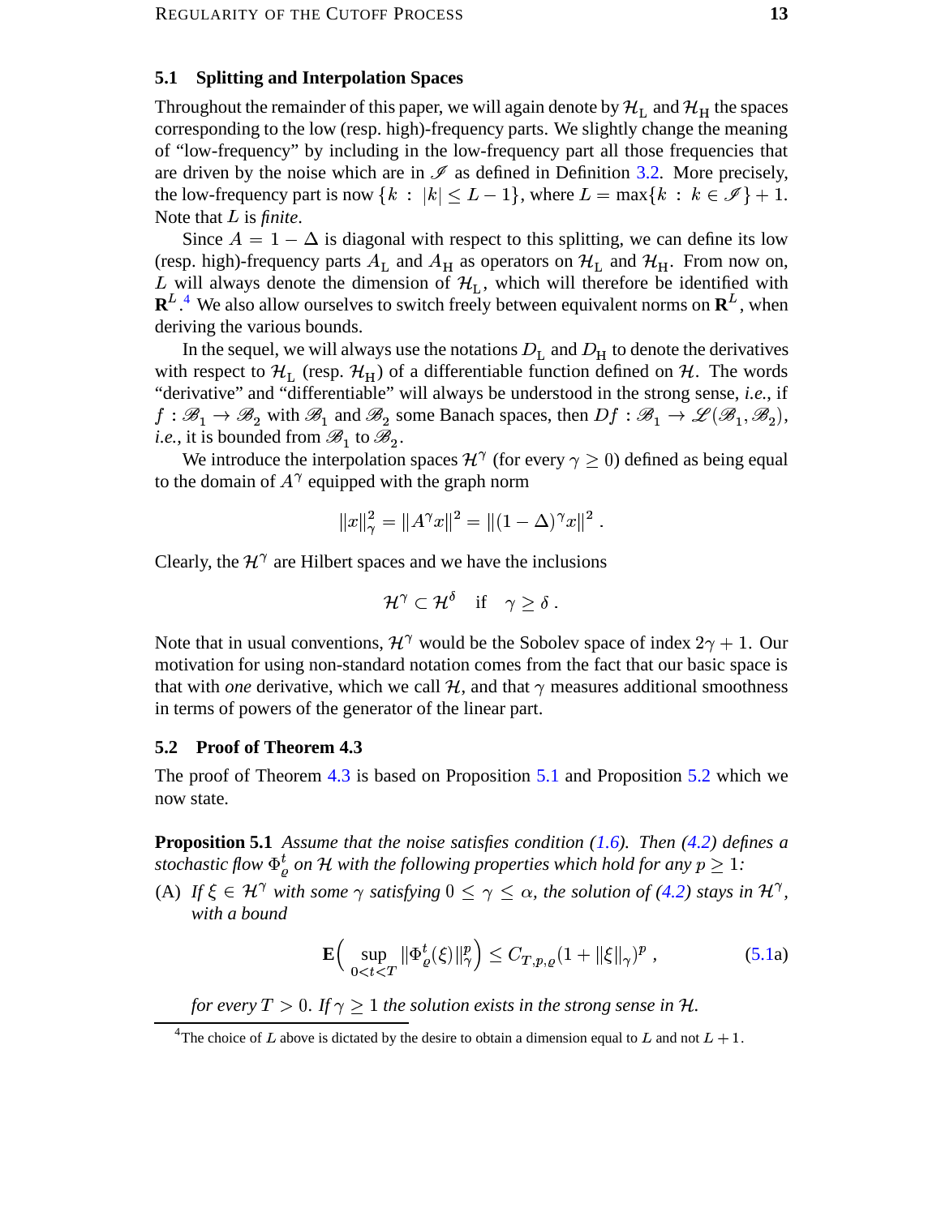## 5.1 Splitting and Interpolation Spaces

Throughout the remainder of this paper, we will again denote by $\mathcal{H}_{\rm L}$ and $\mathcal{H}_{\rm H}$ the spaces corresponding to the low (resp. high)-frequency parts. We slightly change the meaning of "low-frequency" by including in the low-frequency part all those frequencies that are driven by the noise which are in $\mathscr{I}$ as defined in Definition 3.2. More precisely, the low-frequency part is now $\{k : |k| \le L-1\}$, where $L = \max\{k : k \in \mathscr{I}\} + 1$. Note that $L$ is *finite*.

Since $A = 1 - \Delta$ is diagonal with respect to this splitting, we can define its low (resp. high)-frequency parts $A_{\rm L}$ and $A_{\rm H}$ as operators on $\mathcal{H}_{\rm L}$ and $\mathcal{H}_{\rm H}$. From now on, $L$ will always denote the dimension of $\mathcal{H}_{\rm L}$, which will therefore be identified with $\mathbf{R}^L$.[4] We also allow ourselves to switch freely between equivalent norms on $\mathbf{R}^L$, when deriving the various bounds.

In the sequel, we will always use the notations $D_{\rm L}$ and $D_{\rm H}$ to denote the derivatives with respect to $\mathcal{H}_{\rm L}$ (resp. $\mathcal{H}_{\rm H}$) of a differentiable function defined on $\mathcal{H}$. The words "derivative" and "differentiable" will always be understood in the strong sense, *i.e.*, if $f : \mathscr{B}_1 \to \mathscr{B}_2$ with $\mathscr{B}_1$ and $\mathscr{B}_2$ some Banach spaces, then $Df : \mathscr{B}_1 \to \mathscr{L}(\mathscr{B}_1, \mathscr{B}_2)$, *i.e.*, it is bounded from $\mathscr{B}_1$ to $\mathscr{B}_2$.

We introduce the interpolation spaces $\mathcal{H}^\gamma$ (for every $\gamma \ge 0$) defined as being equal to the domain of $A^\gamma$ equipped with the graph norm

$$\|x\|_\gamma^2 = \|A^\gamma x\|^2 = \|(1-\Delta)^\gamma x\|^2 \;.$$

Clearly, the $\mathcal{H}^\gamma$ are Hilbert spaces and we have the inclusions

$$\mathcal{H}^\gamma \subset \mathcal{H}^\delta \quad \text{if} \quad \gamma \ge \delta \;.$$

Note that in usual conventions, $\mathcal{H}^\gamma$ would be the Sobolev space of index $2\gamma + 1$. Our motivation for using non-standard notation comes from the fact that our basic space is that with *one* derivative, which we call $\mathcal{H}$, and that $\gamma$ measures additional smoothness in terms of powers of the generator of the linear part.

## 5.2 Proof of Theorem 4.3

The proof of Theorem 4.3 is based on Proposition 5.1 and Proposition 5.2 which we now state.

**Proposition 5.1** *Assume that the noise satisfies condition (1.6). Then (4.2) defines a stochastic flow $\Phi_\varrho^t$ on $\mathcal{H}$ with the following properties which hold for any $p \ge 1$:*

(A) *If $\xi \in \mathcal{H}^\gamma$ with some $\gamma$ satisfying $0 \le \gamma \le \alpha$, the solution of (4.2) stays in $\mathcal{H}^\gamma$, with a bound*

$$\mathbf{E}\Big(\sup_{0<t<T} \|\Phi_\varrho^t(\xi)\|_\gamma^p\Big) \le C_{T,p,\varrho}(1 + \|\xi\|_\gamma)^p \;, \tag{5.1a}$$

*for every $T > 0$. If $\gamma \ge 1$ the solution exists in the strong sense in $\mathcal{H}$.*

[4] The choice of $L$ above is dictated by the desire to obtain a dimension equal to $L$ and not $L+1$.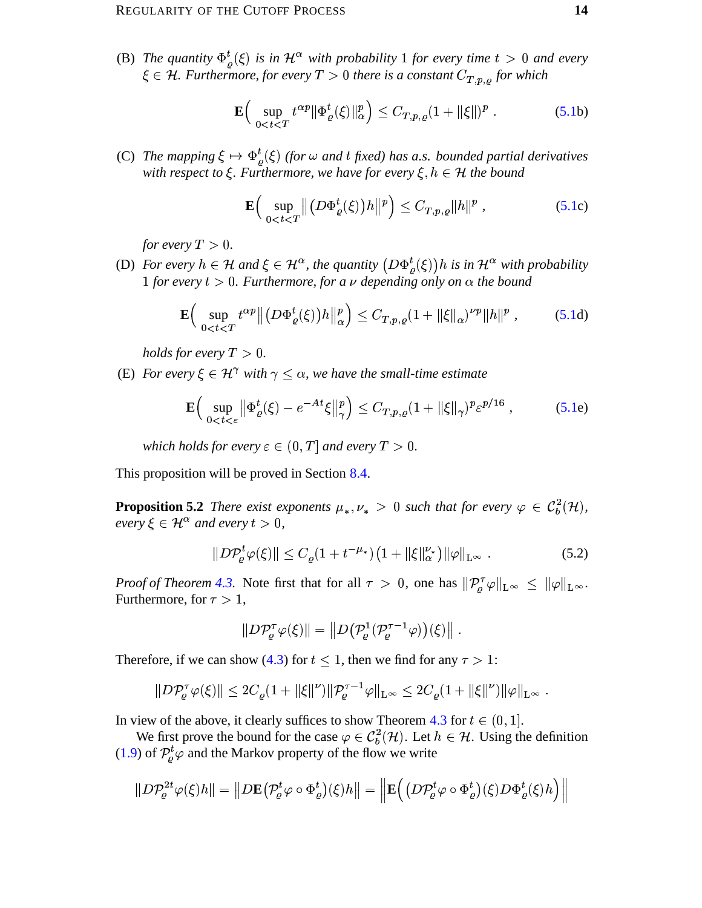(B) *The quantity* $\Phi^t_\varrho(\xi)$ *is in* $\mathcal{H}^\alpha$ *with probability* 1 *for every time* $t > 0$ *and every* $\xi \in \mathcal{H}$*. Furthermore, for every* $T > 0$ *there is a constant* $C_{T,p,\varrho}$ *for which*

$$\mathbf{E}\Big(\sup_{0<t<T} t^{\alpha p}\|\Phi^t_\varrho(\xi)\|^p_\alpha\Big) \le C_{T,p,\varrho}(1 + \|\xi\|)^p \;. \tag{5.1b}$$

(C) *The mapping* $\xi \mapsto \Phi^t_\varrho(\xi)$ *(for* $\omega$ *and* $t$ *fixed) has a.s. bounded partial derivatives with respect to* $\xi$*. Furthermore, we have for every* $\xi, h \in \mathcal{H}$ *the bound*

$$\mathbf{E}\Big(\sup_{0<t<T}\big\|\big(D\Phi^t_\varrho(\xi)\big)h\big\|^p\Big) \le C_{T,p,\varrho}\|h\|^p \;, \tag{5.1c}$$

*for every* $T > 0$*.*

(D) *For every* $h \in \mathcal{H}$ *and* $\xi \in \mathcal{H}^\alpha$*, the quantity* $\big(D\Phi^t_\varrho(\xi)\big)h$ *is in* $\mathcal{H}^\alpha$ *with probability* 1 *for every* $t > 0$*. Furthermore, for a* $\nu$ *depending only on* $\alpha$ *the bound*

$$\mathbf{E}\Big(\sup_{0<t<T} t^{\alpha p}\big\|\big(D\Phi^t_\varrho(\xi)\big)h\big\|^p_\alpha\Big) \le C_{T,p,\varrho}(1 + \|\xi\|_\alpha)^{\nu p}\|h\|^p \;, \tag{5.1d}$$

*holds for every* $T > 0$*.*

(E) *For every* $\xi \in \mathcal{H}^\gamma$ *with* $\gamma \le \alpha$*, we have the small-time estimate*

$$\mathbf{E}\Big(\sup_{0<t<\varepsilon}\big\|\Phi^t_\varrho(\xi) - e^{-At}\xi\big\|^p_\gamma\Big) \le C_{T,p,\varrho}(1 + \|\xi\|_\gamma)^p\varepsilon^{p/16} \;, \tag{5.1e}$$

*which holds for every* $\varepsilon \in (0, T]$ *and every* $T > 0$*.*

This proposition will be proved in Section 8.4.

**Proposition 5.2** *There exist exponents* $\mu_*, \nu_* > 0$ *such that for every* $\varphi \in \mathcal{C}^2_b(\mathcal{H})$*, every* $\xi \in \mathcal{H}^\alpha$ *and every* $t > 0$*,*

$$\|D\mathcal{P}^t_\varrho\varphi(\xi)\| \le C_\varrho(1 + t^{-\mu_*})\big(1 + \|\xi\|^{\nu_*}_\alpha\big)\|\varphi\|_{\mathrm{L}^\infty} \;. \tag{5.2}$$

*Proof of Theorem 4.3.* Note first that for all $\tau > 0$, one has $\|\mathcal{P}^\tau_\varrho\varphi\|_{\mathrm{L}^\infty} \le \|\varphi\|_{\mathrm{L}^\infty}$. Furthermore, for $\tau > 1$,

$$\|D\mathcal{P}^\tau_\varrho\varphi(\xi)\| = \big\|D\big(\mathcal{P}^1_\varrho(\mathcal{P}^{\tau-1}_\varrho\varphi)\big)(\xi)\big\| \;.$$

Therefore, if we can show (4.3) for $t \le 1$, then we find for any $\tau > 1$:

$$\|D\mathcal{P}^\tau_\varrho\varphi(\xi)\| \le 2C_\varrho(1 + \|\xi\|^\nu)\|\mathcal{P}^{\tau-1}_\varrho\varphi\|_{\mathrm{L}^\infty} \le 2C_\varrho(1 + \|\xi\|^\nu)\|\varphi\|_{\mathrm{L}^\infty} \;.$$

In view of the above, it clearly suffices to show Theorem 4.3 for $t \in (0, 1]$.

We first prove the bound for the case $\varphi \in \mathcal{C}^2_b(\mathcal{H})$. Let $h \in \mathcal{H}$. Using the definition (1.9) of $\mathcal{P}^t_\varrho\varphi$ and the Markov property of the flow we write

$$\|D\mathcal{P}^{2t}_\varrho\varphi(\xi)h\| = \big\|D\mathbf{E}\big(\mathcal{P}^t_\varrho\varphi \circ \Phi^t_\varrho\big)(\xi)h\big\| = \Big\|\mathbf{E}\Big(\big(D\mathcal{P}^t_\varrho\varphi \circ \Phi^t_\varrho\big)(\xi)D\Phi^t_\varrho(\xi)h\Big)\Big\|$$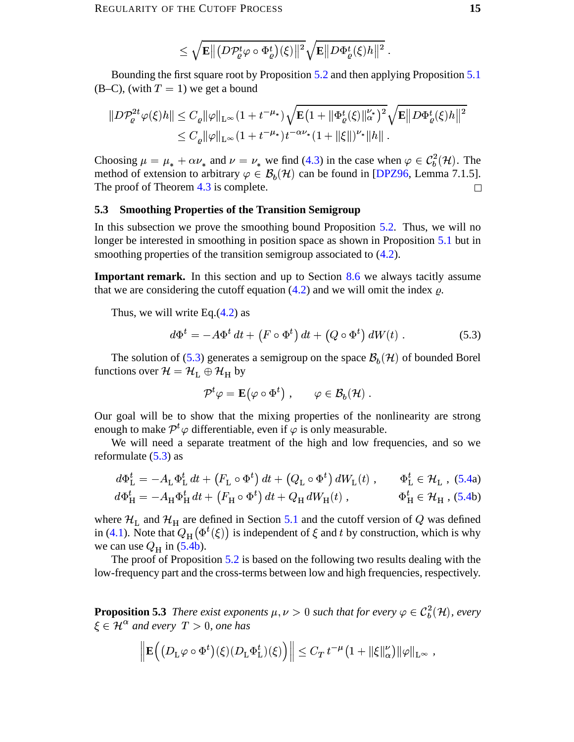$$\leq \sqrt{\mathbf{E}\big\| \big(D\mathcal{P}_\varrho^t \varphi \circ \Phi_\varrho^t\big)(\xi)\big\|^2} \sqrt{\mathbf{E}\big\| D\Phi_\varrho^t(\xi) h\big\|^2} \;.$$

Bounding the first square root by Proposition 5.2 and then applying Proposition 5.1 (B–C), (with $T = 1$) we get a bound

$$\begin{aligned}
\|D\mathcal{P}_\varrho^{2t}\varphi(\xi)h\| &\leq C_\varrho \|\varphi\|_{\mathrm{L}^\infty}(1 + t^{-\mu_*}) \sqrt{\mathbf{E}\big(1 + \|\Phi_\varrho^t(\xi)\|_\alpha^{\nu_*}\big)^2} \sqrt{\mathbf{E}\big\| D\Phi_\varrho^t(\xi)h\big\|^2} \\
&\leq C_\varrho \|\varphi\|_{\mathrm{L}^\infty}(1 + t^{-\mu_*}) t^{-\alpha\nu_*}(1 + \|\xi\|)^{\nu_*}\|h\| \;.
\end{aligned}$$

Choosing $\mu = \mu_* + \alpha\nu_*$ and $\nu = \nu_*$ we find (4.3) in the case when $\varphi \in \mathcal{C}_b^2(\mathcal{H})$. The method of extension to arbitrary $\varphi \in \mathcal{B}_b(\mathcal{H})$ can be found in [DPZ96, Lemma 7.1.5]. The proof of Theorem 4.3 is complete. □

### 5.3 Smoothing Properties of the Transition Semigroup

In this subsection we prove the smoothing bound Proposition 5.2. Thus, we will no longer be interested in smoothing in position space as shown in Proposition 5.1 but in smoothing properties of the transition semigroup associated to (4.2).

**Important remark.** In this section and up to Section 8.6 we always tacitly assume that we are considering the cutoff equation (4.2) and we will omit the index $\varrho$.

Thus, we will write Eq.(4.2) as

$$d\Phi^t = -A\Phi^t\,dt + \big(F \circ \Phi^t\big)\,dt + \big(Q \circ \Phi^t\big)\,dW(t) \;. \tag{5.3}$$

The solution of (5.3) generates a semigroup on the space $\mathcal{B}_b(\mathcal{H})$ of bounded Borel functions over $\mathcal{H} = \mathcal{H}_\mathrm{L} \oplus \mathcal{H}_\mathrm{H}$ by

$$\mathcal{P}^t\varphi = \mathbf{E}\big(\varphi \circ \Phi^t\big) \;, \qquad \varphi \in \mathcal{B}_b(\mathcal{H}) \;.$$

Our goal will be to show that the mixing properties of the nonlinearity are strong enough to make $\mathcal{P}^t\varphi$ differentiable, even if $\varphi$ is only measurable.

We will need a separate treatment of the high and low frequencies, and so we reformulate (5.3) as

$$d\Phi_\mathrm{L}^t = -A_\mathrm{L}\Phi_\mathrm{L}^t\,dt + \big(F_\mathrm{L} \circ \Phi^t\big)\,dt + \big(Q_\mathrm{L} \circ \Phi^t\big)\,dW_\mathrm{L}(t) \;, \qquad \Phi_\mathrm{L}^t \in \mathcal{H}_\mathrm{L} \;, \tag{5.4a}$$

$$d\Phi_\mathrm{H}^t = -A_\mathrm{H}\Phi_\mathrm{H}^t\,dt + \big(F_\mathrm{H} \circ \Phi^t\big)\,dt + Q_\mathrm{H}\,dW_\mathrm{H}(t) \;, \qquad \Phi_\mathrm{H}^t \in \mathcal{H}_\mathrm{H} \;, \tag{5.4b}$$

where $\mathcal{H}_\mathrm{L}$ and $\mathcal{H}_\mathrm{H}$ are defined in Section 5.1 and the cutoff version of $Q$ was defined in (4.1). Note that $Q_\mathrm{H}\big(\Phi^t(\xi)\big)$ is independent of $\xi$ and $t$ by construction, which is why we can use $Q_\mathrm{H}$ in (5.4b).

The proof of Proposition 5.2 is based on the following two results dealing with the low-frequency part and the cross-terms between low and high frequencies, respectively.

**Proposition 5.3** *There exist exponents $\mu, \nu > 0$ such that for every $\varphi \in \mathcal{C}_b^2(\mathcal{H})$, every $\xi \in \mathcal{H}^\alpha$ and every $T > 0$, one has*

$$\Big\| \mathbf{E}\Big( \big(D_\mathrm{L}\varphi \circ \Phi^t\big)(\xi) \big(D_\mathrm{L}\Phi_\mathrm{L}^t\big)(\xi)\Big)\Big\| \leq C_T\, t^{-\mu}\big(1 + \|\xi\|_\alpha^\nu\big)\|\varphi\|_{\mathrm{L}^\infty} \;,$$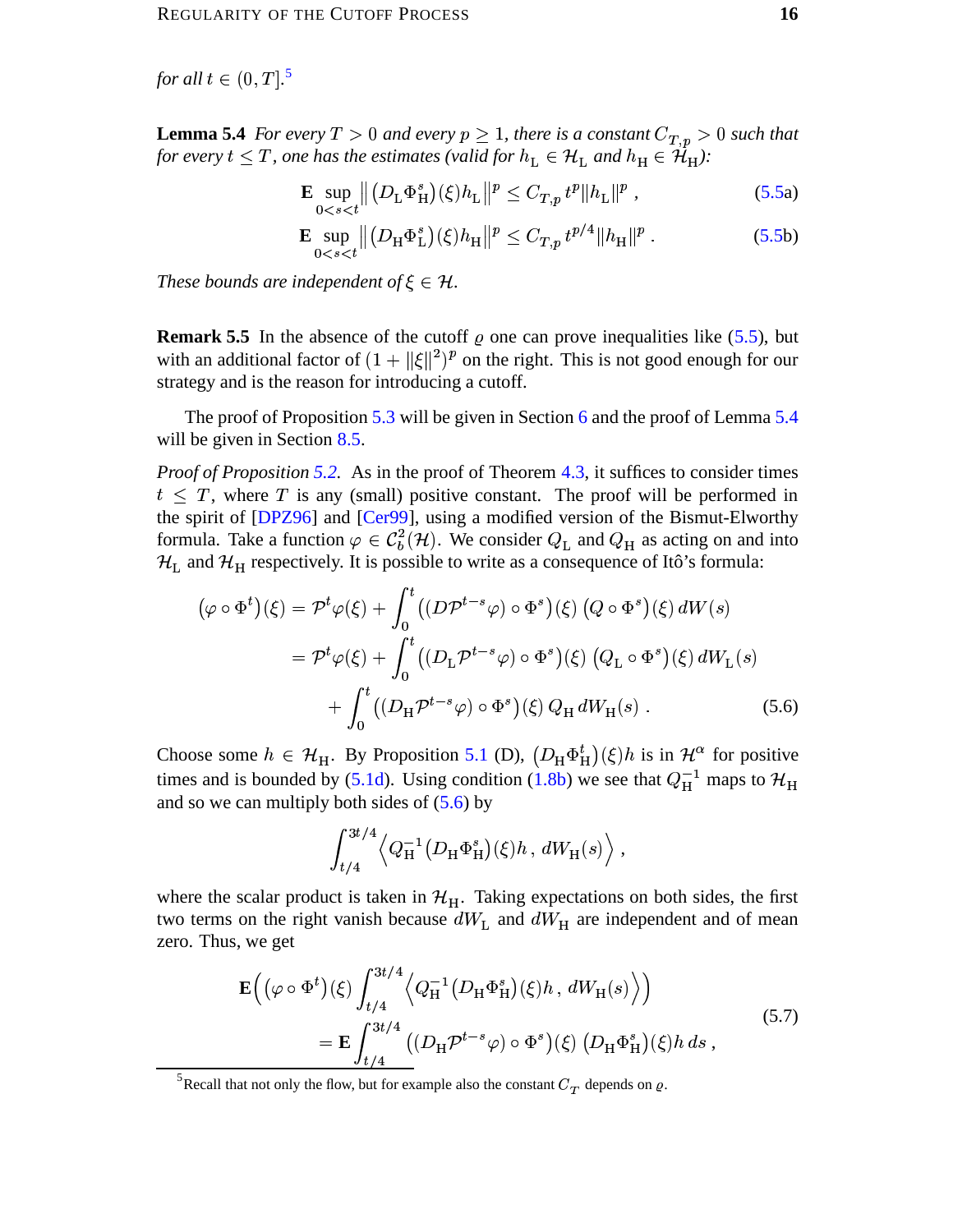*for all* $t \in (0, T]$.[5]

**Lemma 5.4** *For every* $T > 0$ *and every* $p \geq 1$*, there is a constant* $C_{T,p} > 0$ *such that for every* $t \leq T$*, one has the estimates (valid for* $h_{\rm L} \in \mathcal{H}_{\rm L}$ *and* $h_{\rm H} \in \mathcal{H}_{\rm H}$*):*

$$\mathbf{E} \sup_{0<s<t} \big\| \big(D_{\rm L}\Phi^s_{\rm H}\big)(\xi) h_{\rm L} \big\|^p \leq C_{T,p}\, t^p \|h_{\rm L}\|^p \;, \tag{5.5a}$$

$$\mathbf{E} \sup_{0<s<t} \big\| \big(D_{\rm H}\Phi^s_{\rm L}\big)(\xi) h_{\rm H} \big\|^p \leq C_{T,p}\, t^{p/4} \|h_{\rm H}\|^p \;. \tag{5.5b}$$

*These bounds are independent of* $\xi \in \mathcal{H}$*.*

**Remark 5.5** In the absence of the cutoff $\varrho$ one can prove inequalities like (5.5), but with an additional factor of $(1 + \|\xi\|^2)^p$ on the right. This is not good enough for our strategy and is the reason for introducing a cutoff.

The proof of Proposition 5.3 will be given in Section 6 and the proof of Lemma 5.4 will be given in Section 8.5.

*Proof of Proposition 5.2.* As in the proof of Theorem 4.3, it suffices to consider times $t \leq T$, where $T$ is any (small) positive constant. The proof will be performed in the spirit of [DPZ96] and [Cer99], using a modified version of the Bismut-Elworthy formula. Take a function $\varphi \in \mathcal{C}^2_b(\mathcal{H})$. We consider $Q_{\rm L}$ and $Q_{\rm H}$ as acting on and into $\mathcal{H}_{\rm L}$ and $\mathcal{H}_{\rm H}$ respectively. It is possible to write as a consequence of Itô's formula:

$$\begin{aligned}
\big(\varphi \circ \Phi^t\big)(\xi) &= \mathcal{P}^t\varphi(\xi) + \int_0^t \big((D\mathcal{P}^{t-s}\varphi) \circ \Phi^s\big)(\xi)\, \big(Q \circ \Phi^s\big)(\xi)\, dW(s) \\
&= \mathcal{P}^t\varphi(\xi) + \int_0^t \big((D_{\rm L}\mathcal{P}^{t-s}\varphi) \circ \Phi^s\big)(\xi)\, \big(Q_{\rm L} \circ \Phi^s\big)(\xi)\, dW_{\rm L}(s) \\
&\quad + \int_0^t \big((D_{\rm H}\mathcal{P}^{t-s}\varphi) \circ \Phi^s\big)(\xi)\, Q_{\rm H}\, dW_{\rm H}(s) \;.
\end{aligned} \tag{5.6}$$

Choose some $h \in \mathcal{H}_{\rm H}$. By Proposition 5.1 (D), $\big(D_{\rm H}\Phi^t_{\rm H}\big)(\xi)h$ is in $\mathcal{H}^\alpha$ for positive times and is bounded by (5.1d). Using condition (1.8b) we see that $Q_{\rm H}^{-1}$ maps to $\mathcal{H}_{\rm H}$ and so we can multiply both sides of (5.6) by

$$\int_{t/4}^{3t/4} \Big\langle Q_{\rm H}^{-1}\big(D_{\rm H}\Phi^s_{\rm H}\big)(\xi)h\,,\, dW_{\rm H}(s)\Big\rangle \;,$$

where the scalar product is taken in $\mathcal{H}_{\rm H}$. Taking expectations on both sides, the first two terms on the right vanish because $dW_{\rm L}$ and $dW_{\rm H}$ are independent and of mean zero. Thus, we get

$$\begin{aligned}
\mathbf{E}\Big(\big(\varphi \circ \Phi^t\big)(\xi) \int_{t/4}^{3t/4} \Big\langle Q_{\rm H}^{-1}\big(D_{\rm H}\Phi^s_{\rm H}\big)(\xi)h\,,\, dW_{\rm H}(s)\Big\rangle\Big) \\
= \mathbf{E}\int_{t/4}^{3t/4} \big((D_{\rm H}\mathcal{P}^{t-s}\varphi) \circ \Phi^s\big)(\xi)\, \big(D_{\rm H}\Phi^s_{\rm H}\big)(\xi)h\, ds \;,
\end{aligned} \tag{5.7}$$

[5] Recall that not only the flow, but for example also the constant $C_T$ depends on $\varrho$.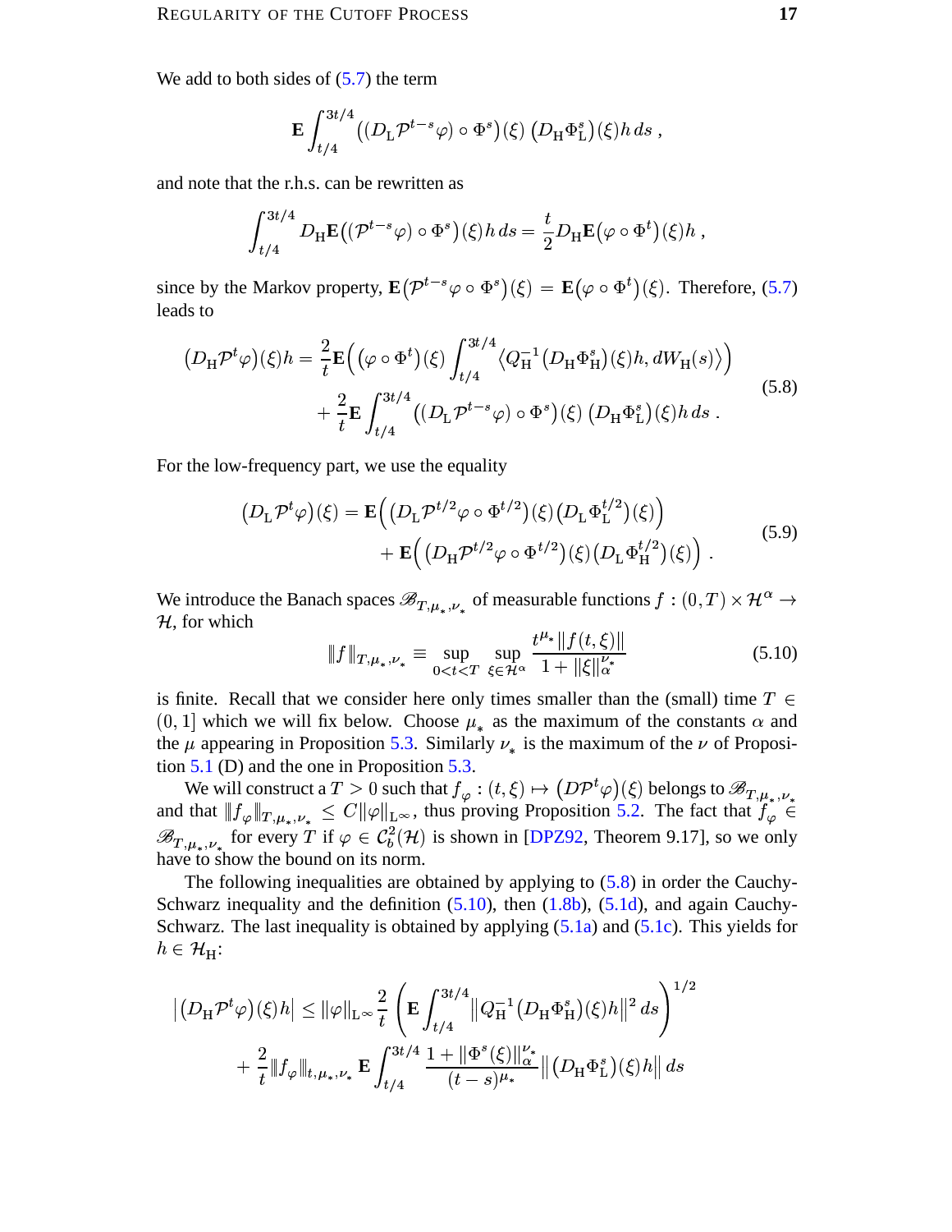We add to both sides of (5.7) the term

$$\mathbf{E}\int_{t/4}^{3t/4}\big((D_{\mathrm{L}}\mathcal{P}^{t-s}\varphi)\circ\Phi^s\big)(\xi)\,\big(D_{\mathrm{H}}\Phi^s_{\mathrm{L}}\big)(\xi)h\,ds\;,$$

and note that the r.h.s. can be rewritten as

$$\int_{t/4}^{3t/4} D_{\mathrm{H}}\mathbf{E}\big((\mathcal{P}^{t-s}\varphi)\circ\Phi^s\big)(\xi)h\,ds=\frac{t}{2}D_{\mathrm{H}}\mathbf{E}\big(\varphi\circ\Phi^t\big)(\xi)h\;,$$

since by the Markov property, $\mathbf{E}\big(\mathcal{P}^{t-s}\varphi\circ\Phi^s\big)(\xi)=\mathbf{E}\big(\varphi\circ\Phi^t\big)(\xi)$. Therefore, (5.7) leads to

$$\begin{aligned}\big(D_{\mathrm{H}}\mathcal{P}^t\varphi\big)(\xi)h=\frac{2}{t}\mathbf{E}\Big(\big(\varphi\circ\Phi^t\big)(\xi)\int_{t/4}^{3t/4}\big\langle Q_{\mathrm{H}}^{-1}\big(D_{\mathrm{H}}\Phi^s_{\mathrm{H}}\big)(\xi)h,dW_{\mathrm{H}}(s)\big\rangle\Big)\\+\frac{2}{t}\mathbf{E}\int_{t/4}^{3t/4}\big((D_{\mathrm{L}}\mathcal{P}^{t-s}\varphi)\circ\Phi^s\big)(\xi)\,\big(D_{\mathrm{H}}\Phi^s_{\mathrm{L}}\big)(\xi)h\,ds\;.\end{aligned}\tag{5.8}$$

For the low-frequency part, we use the equality

$$\begin{aligned}\big(D_{\mathrm{L}}\mathcal{P}^t\varphi\big)(\xi)=\mathbf{E}\Big(\big(D_{\mathrm{L}}\mathcal{P}^{t/2}\varphi\circ\Phi^{t/2}\big)(\xi)\big(D_{\mathrm{L}}\Phi^{t/2}_{\mathrm{L}}\big)(\xi)\Big)\\+\mathbf{E}\Big(\big(D_{\mathrm{H}}\mathcal{P}^{t/2}\varphi\circ\Phi^{t/2}\big)(\xi)\big(D_{\mathrm{L}}\Phi^{t/2}_{\mathrm{H}}\big)(\xi)\Big)\;.\end{aligned}\tag{5.9}$$

We introduce the Banach spaces $\mathscr{B}_{T,\mu_*,\nu_*}$ of measurable functions $f:(0,T)\times\mathcal{H}^\alpha\to\mathcal{H}$, for which

$$|||f|||_{T,\mu_*,\nu_*}\equiv\sup_{0<t<T}\;\sup_{\xi\in\mathcal{H}^\alpha}\frac{t^{\mu_*}\|f(t,\xi)\|}{1+\|\xi\|_\alpha^{\nu_*}}\tag{5.10}$$

is finite. Recall that we consider here only times smaller than the (small) time $T\in(0,1]$ which we will fix below. Choose $\mu_*$ as the maximum of the constants $\alpha$ and the $\mu$ appearing in Proposition 5.3. Similarly $\nu_*$ is the maximum of the $\nu$ of Proposition 5.1 (D) and the one in Proposition 5.3.

We will construct a $T>0$ such that $f_\varphi:(t,\xi)\mapsto\big(D\mathcal{P}^t\varphi\big)(\xi)$ belongs to $\mathscr{B}_{T,\mu_*,\nu_*}$ and that $|||f_\varphi|||_{T,\mu_*,\nu_*}\le C\|\varphi\|_{\mathrm{L}^\infty}$, thus proving Proposition 5.2. The fact that $f_\varphi\in\mathscr{B}_{T,\mu_*,\nu_*}$ for every $T$ if $\varphi\in\mathcal{C}_b^2(\mathcal{H})$ is shown in [DPZ92, Theorem 9.17], so we only have to show the bound on its norm.

The following inequalities are obtained by applying to (5.8) in order the Cauchy-Schwarz inequality and the definition (5.10), then (1.8b), (5.1d), and again Cauchy-Schwarz. The last inequality is obtained by applying (5.1a) and (5.1c). This yields for $h\in\mathcal{H}_{\mathrm{H}}$:

$$\begin{aligned}\big|\big(D_{\mathrm{H}}\mathcal{P}^t\varphi\big)(\xi)h\big|\le\|\varphi\|_{\mathrm{L}^\infty}\frac{2}{t}\left(\mathbf{E}\int_{t/4}^{3t/4}\big\|Q_{\mathrm{H}}^{-1}\big(D_{\mathrm{H}}\Phi^s_{\mathrm{H}}\big)(\xi)h\big\|^2\,ds\right)^{1/2}\\+\frac{2}{t}|||f_\varphi|||_{t,\mu_*,\nu_*}\,\mathbf{E}\int_{t/4}^{3t/4}\frac{1+\|\Phi^s(\xi)\|_\alpha^{\nu_*}}{(t-s)^{\mu_*}}\big\|\big(D_{\mathrm{H}}\Phi^s_{\mathrm{L}}\big)(\xi)h\big\|\,ds\end{aligned}$$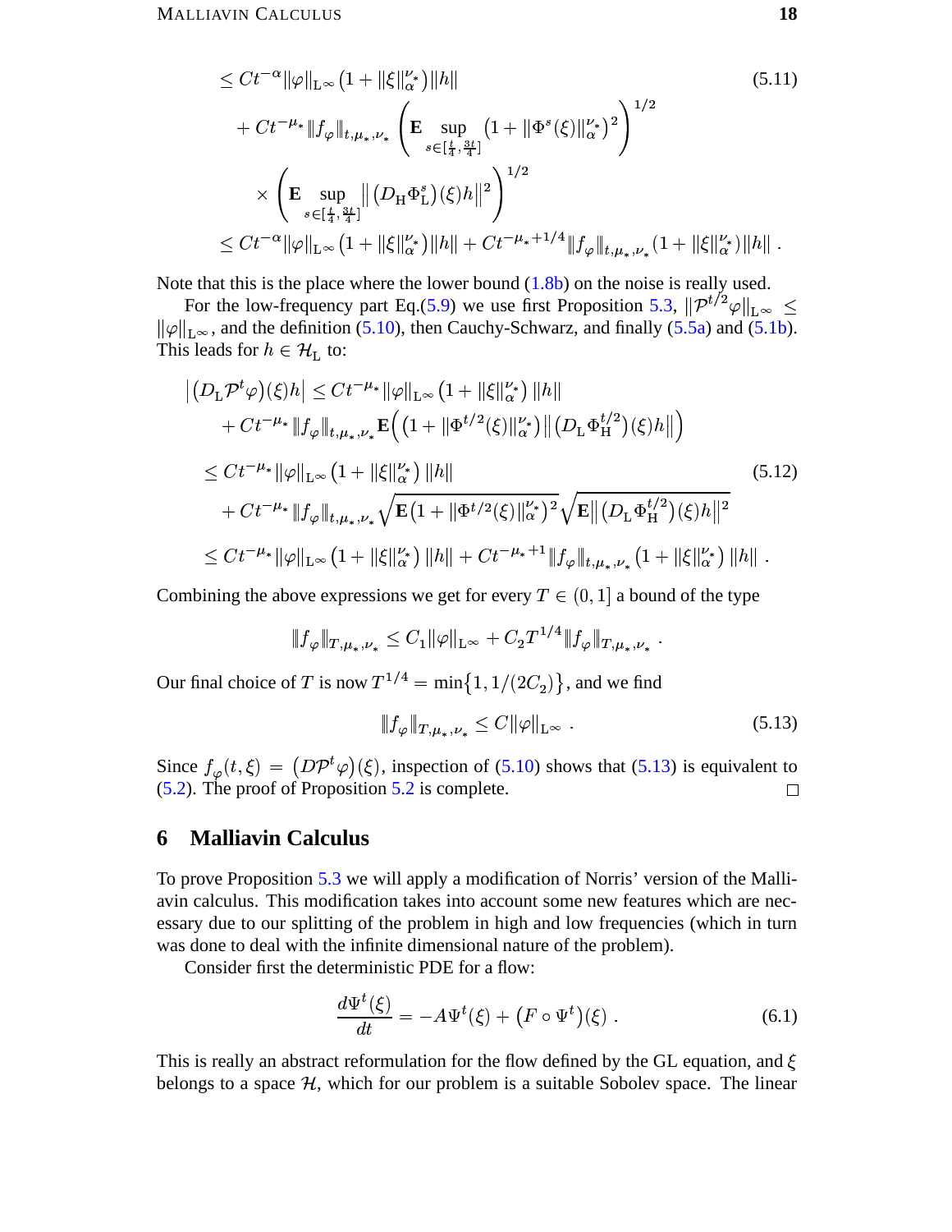$$
\begin{aligned}
&\le C t^{-\alpha} \|\varphi\|_{\mathrm{L}^\infty} \big(1 + \|\xi\|_\alpha^{\nu_*}\big) \|h\| \\
&\quad + C t^{-\mu_*} \| f_\varphi \|_{t,\mu_*,\nu_*} \left( \mathbf{E} \sup_{s \in [\frac{t}{4}, \frac{3t}{4}]} \big(1 + \|\Phi^s(\xi)\|_\alpha^{\nu_*}\big)^2 \right)^{1/2} \\
&\quad \times \left( \mathbf{E} \sup_{s \in [\frac{t}{4}, \frac{3t}{4}]} \big\| \big(D_{\mathrm{H}} \Phi_{\mathrm{L}}^s\big)(\xi) h \big\|^2 \right)^{1/2} \\
&\le C t^{-\alpha} \|\varphi\|_{\mathrm{L}^\infty} \big(1 + \|\xi\|_\alpha^{\nu_*}\big) \|h\| + C t^{-\mu_* + 1/4} \| f_\varphi \|_{t,\mu_*,\nu_*} \big(1 + \|\xi\|_\alpha^{\nu_*}\big) \|h\| \ .
\end{aligned}
\tag{5.11}
$$

Note that this is the place where the lower bound (1.8b) on the noise is really used.

For the low-frequency part Eq.(5.9) we use first Proposition 5.3, $\|\mathcal{P}^{t/2}\varphi\|_{\mathrm{L}^\infty} \le \|\varphi\|_{\mathrm{L}^\infty}$, and the definition (5.10), then Cauchy-Schwarz, and finally (5.5a) and (5.1b). This leads for $h \in \mathcal{H}_{\mathrm{L}}$ to:

$$
\begin{aligned}
\big| \big(D_{\mathrm{L}} \mathcal{P}^t \varphi\big)(\xi) h \big| &\le C t^{-\mu_*} \|\varphi\|_{\mathrm{L}^\infty} \big(1 + \|\xi\|_\alpha^{\nu_*}\big) \|h\| \\
&\quad + C t^{-\mu_*} \| f_\varphi \|_{t,\mu_*,\nu_*} \mathbf{E}\Big( \big(1 + \|\Phi^{t/2}(\xi)\|_\alpha^{\nu_*}\big) \big\| \big(D_{\mathrm{L}} \Phi_{\mathrm{H}}^{t/2}\big)(\xi) h \big\| \Big) \\
&\le C t^{-\mu_*} \|\varphi\|_{\mathrm{L}^\infty} \big(1 + \|\xi\|_\alpha^{\nu_*}\big) \|h\| \\
&\quad + C t^{-\mu_*} \| f_\varphi \|_{t,\mu_*,\nu_*} \sqrt{\mathbf{E}\big(1 + \|\Phi^{t/2}(\xi)\|_\alpha^{\nu_*}\big)^2} \sqrt{\mathbf{E} \big\| \big(D_{\mathrm{L}} \Phi_{\mathrm{H}}^{t/2}\big)(\xi) h \big\|^2} \\
&\le C t^{-\mu_*} \|\varphi\|_{\mathrm{L}^\infty} \big(1 + \|\xi\|_\alpha^{\nu_*}\big) \|h\| + C t^{-\mu_* + 1} \| f_\varphi \|_{t,\mu_*,\nu_*} \big(1 + \|\xi\|_\alpha^{\nu_*}\big) \|h\| \ .
\end{aligned}
\tag{5.12}
$$

Combining the above expressions we get for every $T \in (0, 1]$ a bound of the type

$$
\| f_\varphi \|_{T,\mu_*,\nu_*} \le C_1 \|\varphi\|_{\mathrm{L}^\infty} + C_2 T^{1/4} \| f_\varphi \|_{T,\mu_*,\nu_*} \ .
$$

Our final choice of $T$ is now $T^{1/4} = \min\{1, 1/(2C_2)\}$, and we find

$$
\| f_\varphi \|_{T,\mu_*,\nu_*} \le C \|\varphi\|_{\mathrm{L}^\infty} \ . \tag{5.13}
$$

Since $f_\varphi(t, \xi) = \big(D\mathcal{P}^t \varphi\big)(\xi)$, inspection of (5.10) shows that (5.13) is equivalent to (5.2). The proof of Proposition 5.2 is complete. $\square$

## 6 Malliavin Calculus

To prove Proposition 5.3 we will apply a modification of Norris' version of the Malliavin calculus. This modification takes into account some new features which are necessary due to our splitting of the problem in high and low frequencies (which in turn was done to deal with the infinite dimensional nature of the problem).

Consider first the deterministic PDE for a flow:

$$
\frac{d\Psi^t(\xi)}{dt} = -A\Psi^t(\xi) + \big(F \circ \Psi^t\big)(\xi) \ . \tag{6.1}
$$

This is really an abstract reformulation for the flow defined by the GL equation, and $\xi$ belongs to a space $\mathcal{H}$, which for our problem is a suitable Sobolev space. The linear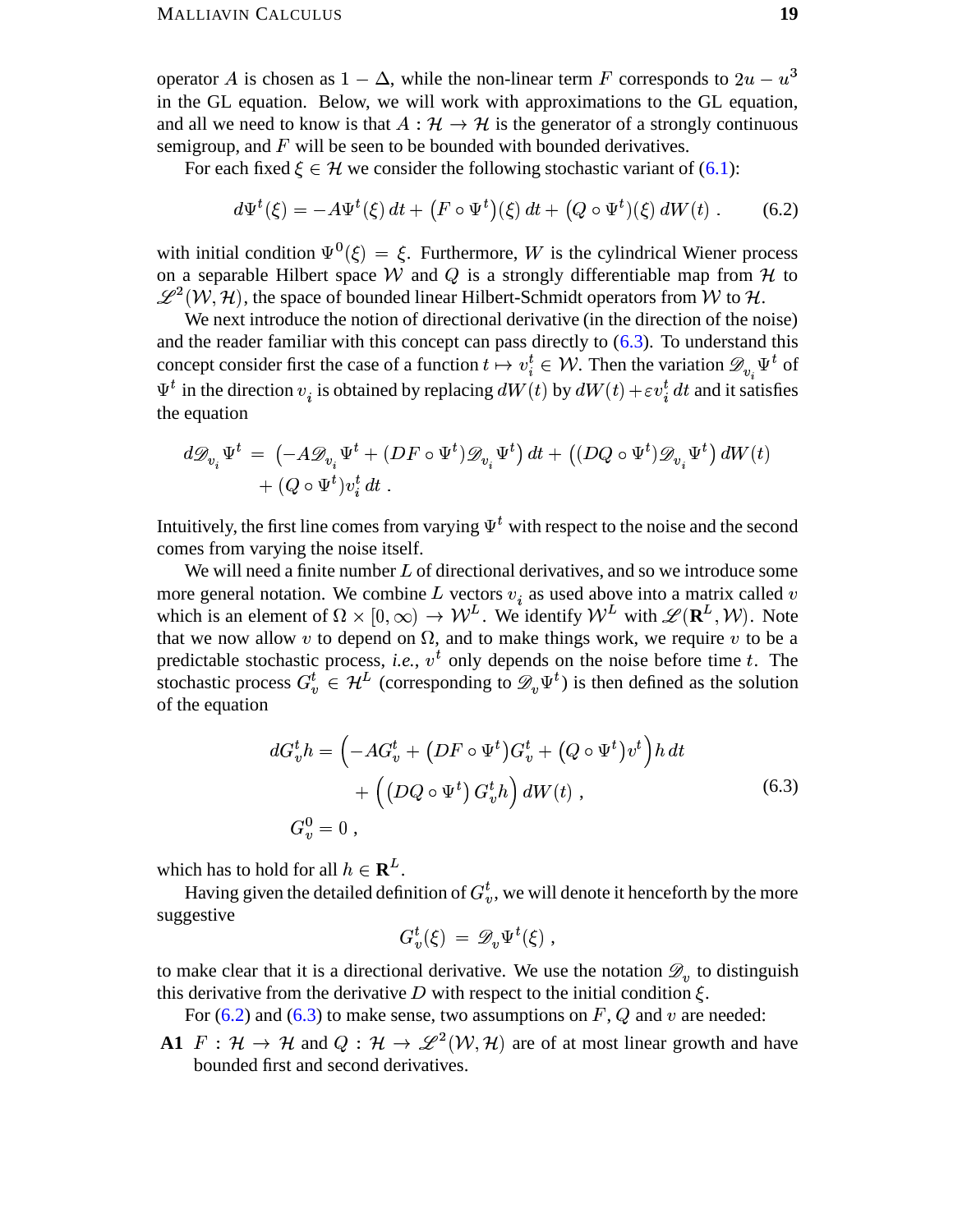operator $A$ is chosen as $1 - \Delta$, while the non-linear term $F$ corresponds to $2u - u^3$ in the GL equation. Below, we will work with approximations to the GL equation, and all we need to know is that $A : \mathcal{H} \to \mathcal{H}$ is the generator of a strongly continuous semigroup, and $F$ will be seen to be bounded with bounded derivatives.

For each fixed $\xi \in \mathcal{H}$ we consider the following stochastic variant of (6.1):

$$d\Psi^t(\xi) = -A\Psi^t(\xi)\,dt + \big(F \circ \Psi^t\big)(\xi)\,dt + \big(Q \circ \Psi^t\big)(\xi)\,dW(t)\ . \tag{6.2}$$

with initial condition $\Psi^0(\xi) = \xi$. Furthermore, $W$ is the cylindrical Wiener process on a separable Hilbert space $\mathcal{W}$ and $Q$ is a strongly differentiable map from $\mathcal{H}$ to $\mathscr{L}^2(\mathcal{W}, \mathcal{H})$, the space of bounded linear Hilbert-Schmidt operators from $\mathcal{W}$ to $\mathcal{H}$.

We next introduce the notion of directional derivative (in the direction of the noise) and the reader familiar with this concept can pass directly to (6.3). To understand this concept consider first the case of a function $t \mapsto v_i^t \in \mathcal{W}$. Then the variation $\mathscr{D}_{v_i}\Psi^t$ of $\Psi^t$ in the direction $v_i$ is obtained by replacing $dW(t)$ by $dW(t) + \varepsilon v_i^t\,dt$ and it satisfies the equation

$$\begin{aligned} d\mathscr{D}_{v_i}\Psi^t \;=\; &\big(-A\mathscr{D}_{v_i}\Psi^t + (DF \circ \Psi^t)\mathscr{D}_{v_i}\Psi^t\big)\,dt + \big((DQ \circ \Psi^t)\mathscr{D}_{v_i}\Psi^t\big)\,dW(t) \\ &+ (Q \circ \Psi^t)v_i^t\,dt\ . \end{aligned}$$

Intuitively, the first line comes from varying $\Psi^t$ with respect to the noise and the second comes from varying the noise itself.

We will need a finite number $L$ of directional derivatives, and so we introduce some more general notation. We combine $L$ vectors $v_i$ as used above into a matrix called $v$ which is an element of $\Omega \times [0, \infty) \to \mathcal{W}^L$. We identify $\mathcal{W}^L$ with $\mathscr{L}(\mathbf{R}^L, \mathcal{W})$. Note that we now allow $v$ to depend on $\Omega$, and to make things work, we require $v$ to be a predictable stochastic process, *i.e.*, $v^t$ only depends on the noise before time $t$. The stochastic process $G_v^t \in \mathcal{H}^L$ (corresponding to $\mathscr{D}_v\Psi^t$) is then defined as the solution of the equation

$$\begin{aligned} dG_v^t h &= \Big(-AG_v^t + \big(DF \circ \Psi^t\big)G_v^t + \big(Q \circ \Psi^t\big)v^t\Big)h\,dt \\ &\qquad + \Big(\big(DQ \circ \Psi^t\big)\,G_v^t h\Big)\,dW(t)\ , \\ G_v^0 &= 0\ , \end{aligned} \tag{6.3}$$

which has to hold for all $h \in \mathbf{R}^L$.

Having given the detailed definition of $G_v^t$, we will denote it henceforth by the more suggestive

$$G_v^t(\xi) \;=\; \mathscr{D}_v\Psi^t(\xi)\ ,$$

to make clear that it is a directional derivative. We use the notation $\mathscr{D}_v$ to distinguish this derivative from the derivative $D$ with respect to the initial condition $\xi$.

For (6.2) and (6.3) to make sense, two assumptions on $F$, $Q$ and $v$ are needed:

**A1** $F : \mathcal{H} \to \mathcal{H}$ and $Q : \mathcal{H} \to \mathscr{L}^2(\mathcal{W}, \mathcal{H})$ are of at most linear growth and have bounded first and second derivatives.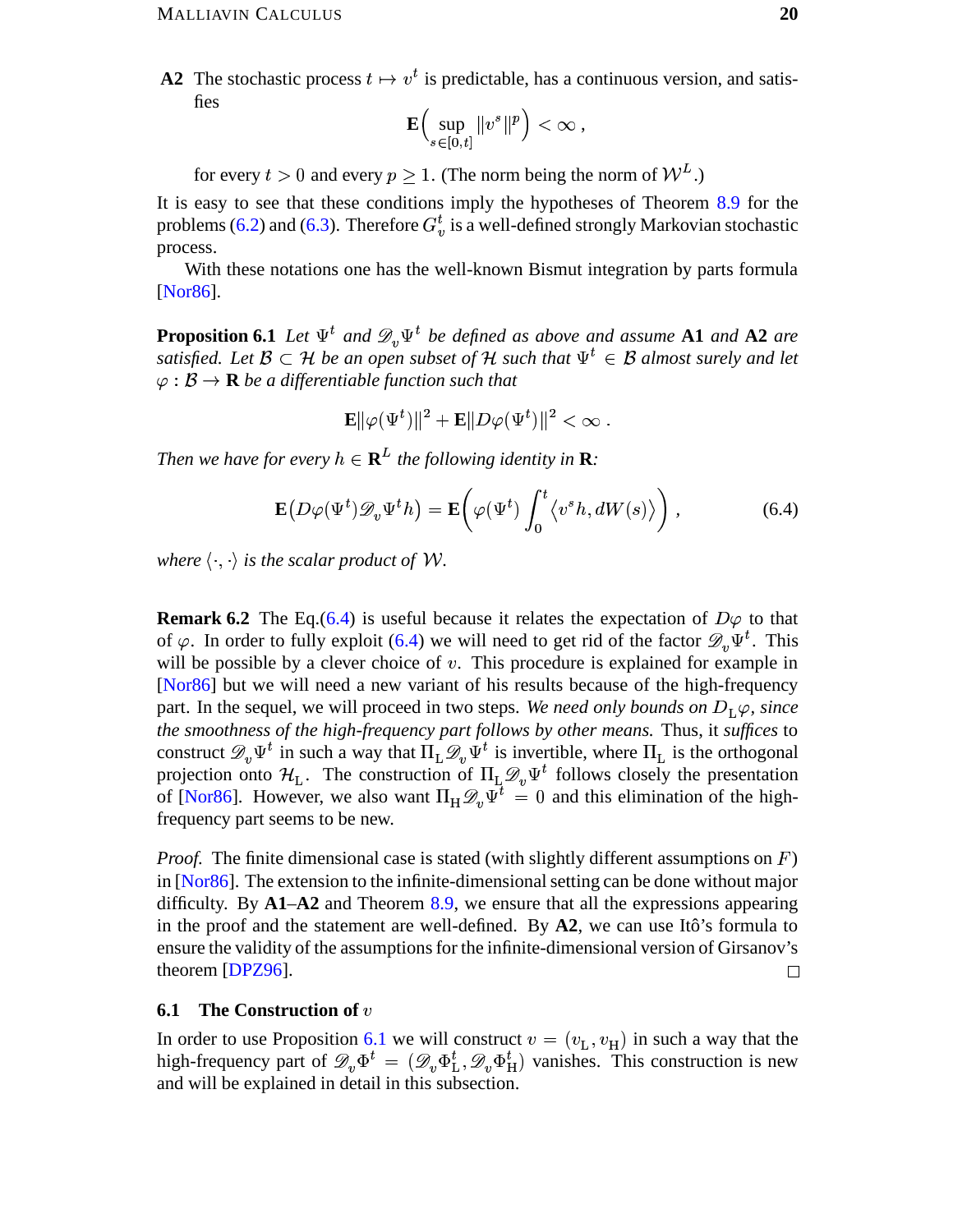**A2** The stochastic process $t \mapsto v^t$ is predictable, has a continuous version, and satisfies

$$\mathbf{E}\Big(\sup_{s\in[0,t]} \|v^s\|^p\Big) < \infty\,,$$

for every $t > 0$ and every $p \geq 1$. (The norm being the norm of $\mathcal{W}^L$.)

It is easy to see that these conditions imply the hypotheses of Theorem 8.9 for the problems (6.2) and (6.3). Therefore $G_v^t$ is a well-defined strongly Markovian stochastic process.

With these notations one has the well-known Bismut integration by parts formula [Nor86].

**Proposition 6.1** *Let $\Psi^t$ and $\mathscr{D}_v\Psi^t$ be defined as above and assume* **A1** *and* **A2** *are satisfied. Let $\mathcal{B} \subset \mathcal{H}$ be an open subset of $\mathcal{H}$ such that $\Psi^t \in \mathcal{B}$ almost surely and let $\varphi : \mathcal{B} \to \mathbf{R}$ be a differentiable function such that*

$$\mathbf{E}\|\varphi(\Psi^t)\|^2 + \mathbf{E}\|D\varphi(\Psi^t)\|^2 < \infty\,.$$

*Then we have for every $h \in \mathbf{R}^L$ the following identity in $\mathbf{R}$:*

$$\mathbf{E}\big(D\varphi(\Psi^t)\mathscr{D}_v\Psi^t h\big) = \mathbf{E}\bigg(\varphi(\Psi^t)\int_0^t \big\langle v^s h, dW(s)\big\rangle\bigg)\,, \tag{6.4}$$

*where $\langle\cdot,\cdot\rangle$ is the scalar product of $\mathcal{W}$.*

**Remark 6.2** The Eq.(6.4) is useful because it relates the expectation of $D\varphi$ to that of $\varphi$. In order to fully exploit (6.4) we will need to get rid of the factor $\mathscr{D}_v\Psi^t$. This will be possible by a clever choice of $v$. This procedure is explained for example in [Nor86] but we will need a new variant of his results because of the high-frequency part. In the sequel, we will proceed in two steps. *We need only bounds on $D_{\mathrm{L}}\varphi$, since the smoothness of the high-frequency part follows by other means.* Thus, it *suffices* to construct $\mathscr{D}_v\Psi^t$ in such a way that $\Pi_{\mathrm{L}}\mathscr{D}_v\Psi^t$ is invertible, where $\Pi_{\mathrm{L}}$ is the orthogonal projection onto $\mathcal{H}_{\mathrm{L}}$. The construction of $\Pi_{\mathrm{L}}\mathscr{D}_v\Psi^t$ follows closely the presentation of [Nor86]. However, we also want $\Pi_{\mathrm{H}}\mathscr{D}_v\Psi^t = 0$ and this elimination of the high-frequency part seems to be new.

*Proof.* The finite dimensional case is stated (with slightly different assumptions on $F$) in [Nor86]. The extension to the infinite-dimensional setting can be done without major difficulty. By **A1**–**A2** and Theorem 8.9, we ensure that all the expressions appearing in the proof and the statement are well-defined. By **A2**, we can use Itô's formula to ensure the validity of the assumptions for the infinite-dimensional version of Girsanov's theorem [DPZ96]. □

### 6.1 The Construction of $v$

In order to use Proposition 6.1 we will construct $v = (v_{\mathrm{L}}, v_{\mathrm{H}})$ in such a way that the high-frequency part of $\mathscr{D}_v\Phi^t = (\mathscr{D}_v\Phi_{\mathrm{L}}^t, \mathscr{D}_v\Phi_{\mathrm{H}}^t)$ vanishes. This construction is new and will be explained in detail in this subsection.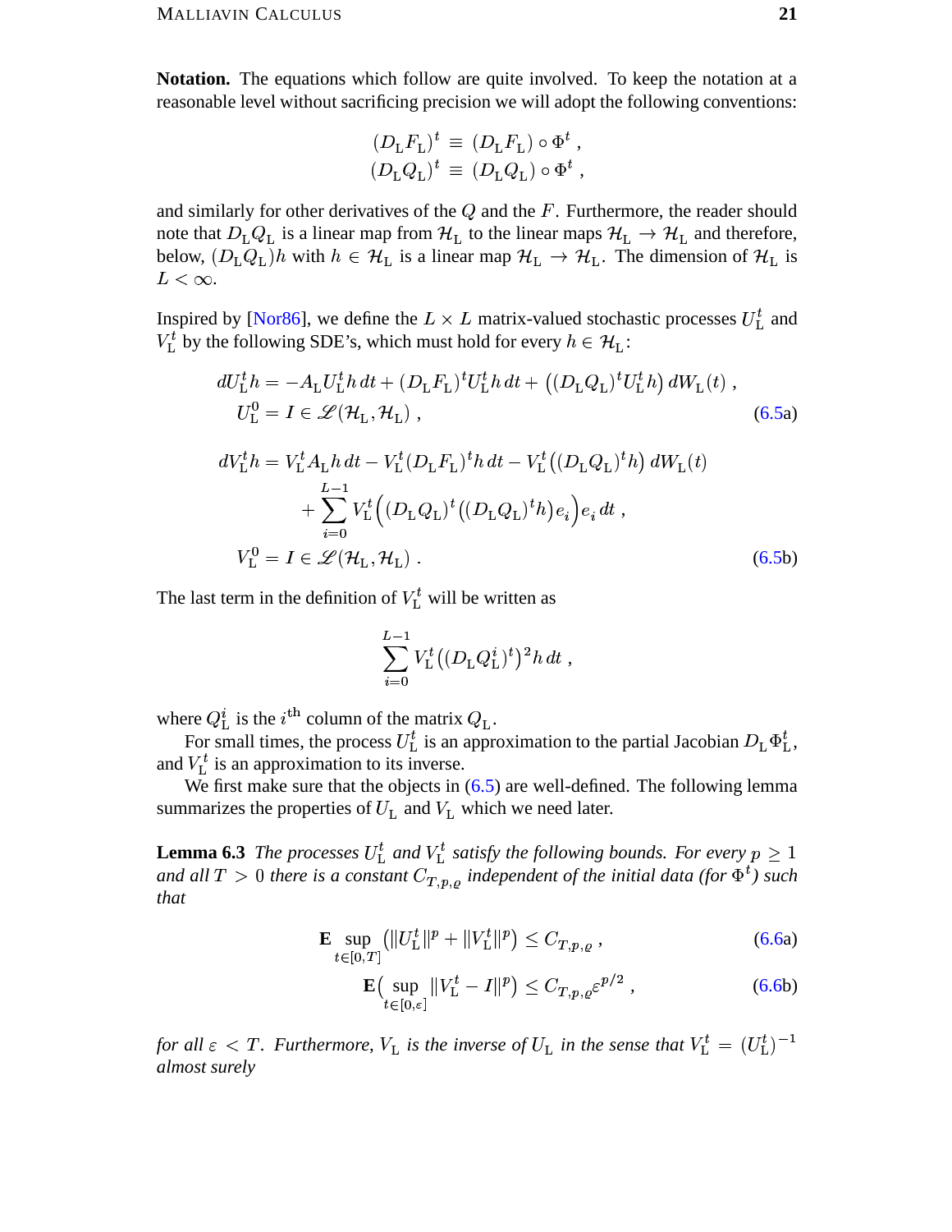**Notation.** The equations which follow are quite involved. To keep the notation at a reasonable level without sacrificing precision we will adopt the following conventions:

$$
\begin{aligned}
(D_{\rm L} F_{\rm L})^t &\equiv (D_{\rm L} F_{\rm L}) \circ \Phi^t , \\
(D_{\rm L} Q_{\rm L})^t &\equiv (D_{\rm L} Q_{\rm L}) \circ \Phi^t ,
\end{aligned}
$$

and similarly for other derivatives of the $Q$ and the $F$. Furthermore, the reader should note that $D_{\rm L} Q_{\rm L}$ is a linear map from $\mathcal{H}_{\rm L}$ to the linear maps $\mathcal{H}_{\rm L} \to \mathcal{H}_{\rm L}$ and therefore, below, $(D_{\rm L} Q_{\rm L})h$ with $h \in \mathcal{H}_{\rm L}$ is a linear map $\mathcal{H}_{\rm L} \to \mathcal{H}_{\rm L}$. The dimension of $\mathcal{H}_{\rm L}$ is $L < \infty$.

Inspired by [Nor86], we define the $L \times L$ matrix-valued stochastic processes $U_{\rm L}^t$ and $V_{\rm L}^t$ by the following SDE's, which must hold for every $h \in \mathcal{H}_{\rm L}$:

$$
\begin{aligned}
dU_{\rm L}^t h &= -A_{\rm L} U_{\rm L}^t h \, dt + (D_{\rm L} F_{\rm L})^t U_{\rm L}^t h \, dt + \big((D_{\rm L} Q_{\rm L})^t U_{\rm L}^t h\big) \, dW_{\rm L}(t) , \\
U_{\rm L}^0 &= I \in \mathscr{L}(\mathcal{H}_{\rm L}, \mathcal{H}_{\rm L}) ,
\end{aligned} \tag{6.5a}
$$

$$
\begin{aligned}
dV_{\rm L}^t h &= V_{\rm L}^t A_{\rm L} h \, dt - V_{\rm L}^t (D_{\rm L} F_{\rm L})^t h \, dt - V_{\rm L}^t \big((D_{\rm L} Q_{\rm L})^t h\big) \, dW_{\rm L}(t) \\
&\quad + \sum_{i=0}^{L-1} V_{\rm L}^t \Big( (D_{\rm L} Q_{\rm L})^t \big( (D_{\rm L} Q_{\rm L})^t h \big) e_i \Big) e_i \, dt , \\
V_{\rm L}^0 &= I \in \mathscr{L}(\mathcal{H}_{\rm L}, \mathcal{H}_{\rm L}) .
\end{aligned} \tag{6.5b}
$$

The last term in the definition of $V_{\rm L}^t$ will be written as

$$
\sum_{i=0}^{L-1} V_{\rm L}^t \big( (D_{\rm L} Q_{\rm L}^i)^t \big)^2 h \, dt ,
$$

where $Q_{\rm L}^i$ is the $i^{\rm th}$ column of the matrix $Q_{\rm L}$.

For small times, the process $U_{\rm L}^t$ is an approximation to the partial Jacobian $D_{\rm L} \Phi_{\rm L}^t$, and $V_{\rm L}^t$ is an approximation to its inverse.

We first make sure that the objects in (6.5) are well-defined. The following lemma summarizes the properties of $U_{\rm L}$ and $V_{\rm L}$ which we need later.

**Lemma 6.3** *The processes $U_{\rm L}^t$ and $V_{\rm L}^t$ satisfy the following bounds. For every $p \geq 1$ and all $T > 0$ there is a constant $C_{T,p,\varrho}$ independent of the initial data (for $\Phi^t$) such that*

$$
\mathbf{E} \sup_{t \in [0,T]} \big( \|U_{\rm L}^t\|^p + \|V_{\rm L}^t\|^p \big) \leq C_{T,p,\varrho} , \tag{6.6a}
$$

$$
\mathbf{E} \Big( \sup_{t \in [0,\varepsilon]} \|V_{\rm L}^t - I\|^p \Big) \leq C_{T,p,\varrho} \varepsilon^{p/2} , \tag{6.6b}
$$

*for all $\varepsilon < T$. Furthermore, $V_{\rm L}$ is the inverse of $U_{\rm L}$ in the sense that $V_{\rm L}^t = (U_{\rm L}^t)^{-1}$ almost surely*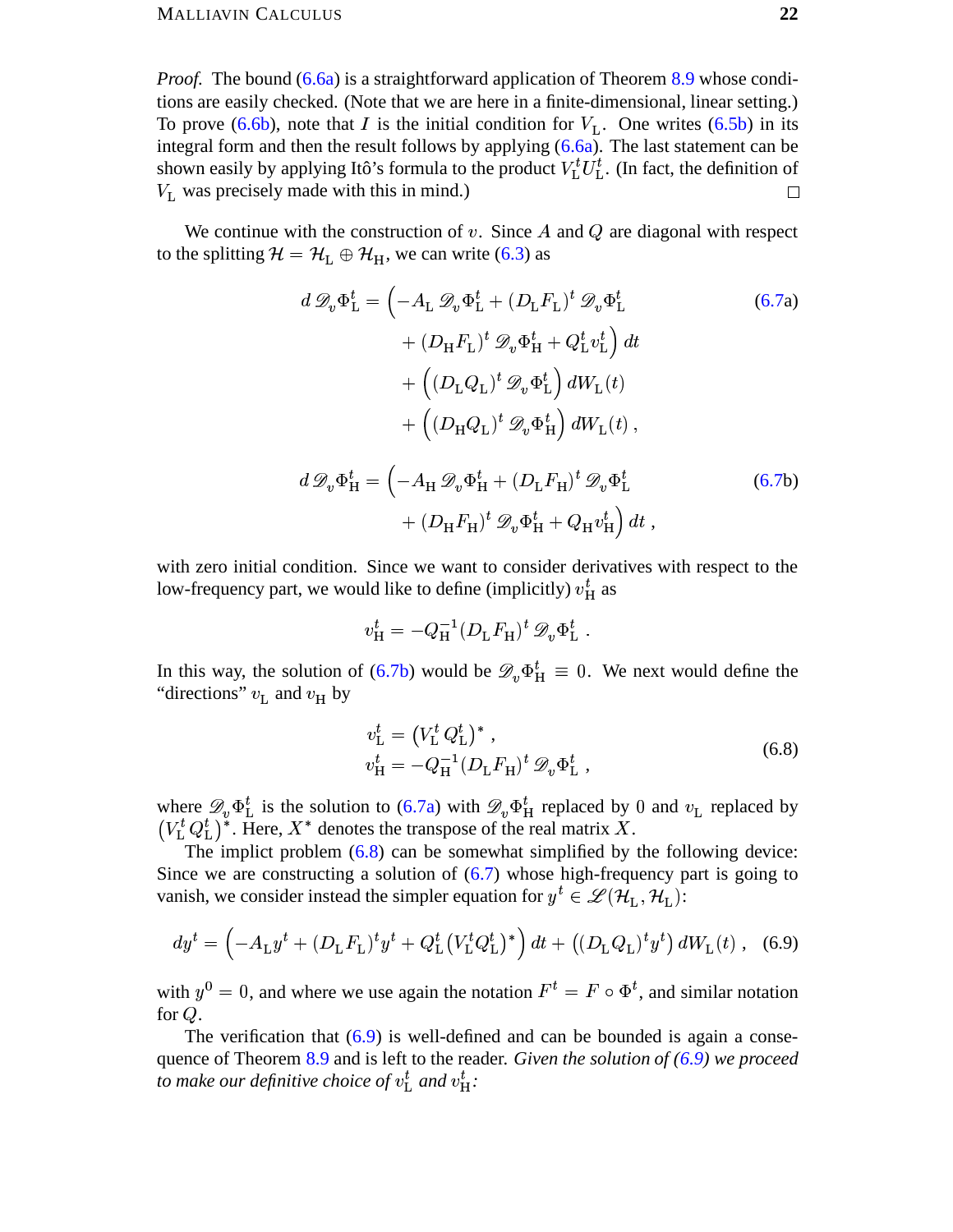*Proof.* The bound (6.6a) is a straightforward application of Theorem 8.9 whose conditions are easily checked. (Note that we are here in a finite-dimensional, linear setting.) To prove (6.6b), note that $I$ is the initial condition for $V_{\mathrm{L}}$. One writes (6.5b) in its integral form and then the result follows by applying (6.6a). The last statement can be shown easily by applying Itô's formula to the product $V_{\mathrm{L}}^t U_{\mathrm{L}}^t$. (In fact, the definition of $V_{\mathrm{L}}$ was precisely made with this in mind.) $\square$

We continue with the construction of $v$. Since $A$ and $Q$ are diagonal with respect to the splitting $\mathcal{H} = \mathcal{H}_{\mathrm{L}} \oplus \mathcal{H}_{\mathrm{H}}$, we can write (6.3) as

$$
\begin{aligned}
d\,\mathscr{D}_v \Phi_{\mathrm{L}}^t = \Big(&-A_{\mathrm{L}}\,\mathscr{D}_v \Phi_{\mathrm{L}}^t + (D_{\mathrm{L}} F_{\mathrm{L}})^t\,\mathscr{D}_v \Phi_{\mathrm{L}}^t \\
&+ (D_{\mathrm{H}} F_{\mathrm{L}})^t\,\mathscr{D}_v \Phi_{\mathrm{H}}^t + Q_{\mathrm{L}}^t v_{\mathrm{L}}^t\Big)\,dt \\
&+ \Big((D_{\mathrm{L}} Q_{\mathrm{L}})^t\,\mathscr{D}_v \Phi_{\mathrm{L}}^t\Big)\,dW_{\mathrm{L}}(t) \\
&+ \Big((D_{\mathrm{H}} Q_{\mathrm{L}})^t\,\mathscr{D}_v \Phi_{\mathrm{H}}^t\Big)\,dW_{\mathrm{L}}(t)\,,
\end{aligned}
\tag{6.7a}
$$

$$
\begin{aligned}
d\,\mathscr{D}_v \Phi_{\mathrm{H}}^t = \Big(&-A_{\mathrm{H}}\,\mathscr{D}_v \Phi_{\mathrm{H}}^t + (D_{\mathrm{L}} F_{\mathrm{H}})^t\,\mathscr{D}_v \Phi_{\mathrm{L}}^t \\
&+ (D_{\mathrm{H}} F_{\mathrm{H}})^t\,\mathscr{D}_v \Phi_{\mathrm{H}}^t + Q_{\mathrm{H}} v_{\mathrm{H}}^t\Big)\,dt\,,
\end{aligned}
\tag{6.7b}
$$

with zero initial condition. Since we want to consider derivatives with respect to the low-frequency part, we would like to define (implicitly) $v_{\mathrm{H}}^t$ as

$$
v_{\mathrm{H}}^t = -Q_{\mathrm{H}}^{-1} (D_{\mathrm{L}} F_{\mathrm{H}})^t\,\mathscr{D}_v \Phi_{\mathrm{L}}^t\,.
$$

In this way, the solution of (6.7b) would be $\mathscr{D}_v \Phi_{\mathrm{H}}^t \equiv 0$. We next would define the "directions" $v_{\mathrm{L}}$ and $v_{\mathrm{H}}$ by

$$
\begin{aligned}
v_{\mathrm{L}}^t &= \big(V_{\mathrm{L}}^t Q_{\mathrm{L}}^t\big)^*\,, \\
v_{\mathrm{H}}^t &= -Q_{\mathrm{H}}^{-1} (D_{\mathrm{L}} F_{\mathrm{H}})^t\,\mathscr{D}_v \Phi_{\mathrm{L}}^t\,,
\end{aligned}
\tag{6.8}
$$

where $\mathscr{D}_v \Phi_{\mathrm{L}}^t$ is the solution to (6.7a) with $\mathscr{D}_v \Phi_{\mathrm{H}}^t$ replaced by $0$ and $v_{\mathrm{L}}$ replaced by $\big(V_{\mathrm{L}}^t Q_{\mathrm{L}}^t\big)^*$. Here, $X^*$ denotes the transpose of the real matrix $X$.

The implict problem (6.8) can be somewhat simplified by the following device: Since we are constructing a solution of (6.7) whose high-frequency part is going to vanish, we consider instead the simpler equation for $y^t \in \mathscr{L}(\mathcal{H}_{\mathrm{L}}, \mathcal{H}_{\mathrm{L}})$:

$$
dy^t = \Big(-A_{\mathrm{L}} y^t + (D_{\mathrm{L}} F_{\mathrm{L}})^t y^t + Q_{\mathrm{L}}^t \big(V_{\mathrm{L}}^t Q_{\mathrm{L}}^t\big)^*\Big)\,dt + \Big((D_{\mathrm{L}} Q_{\mathrm{L}})^t y^t\Big)\,dW_{\mathrm{L}}(t)\,,
\tag{6.9}
$$

with $y^0 = 0$, and where we use again the notation $F^t = F \circ \Phi^t$, and similar notation for $Q$.

The verification that (6.9) is well-defined and can be bounded is again a consequence of Theorem 8.9 and is left to the reader. *Given the solution of (6.9) we proceed to make our definitive choice of $v_{\mathrm{L}}^t$ and $v_{\mathrm{H}}^t$:*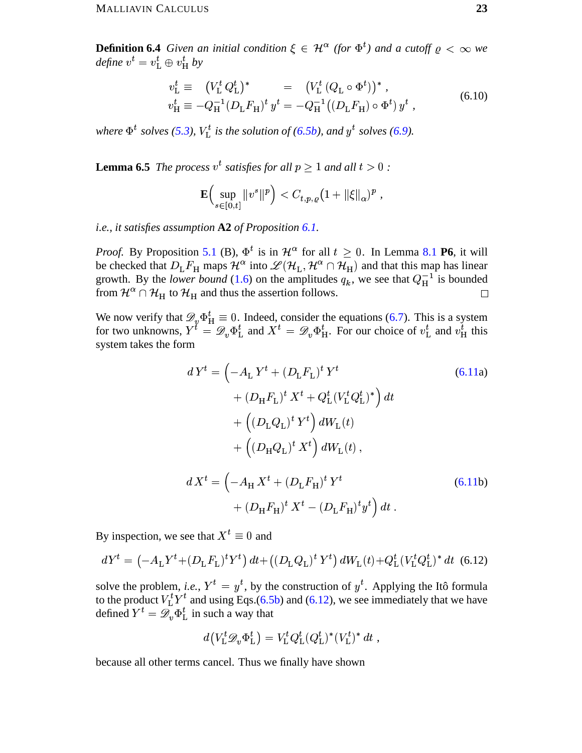**Definition 6.4** *Given an initial condition $\xi \in \mathcal{H}^\alpha$ (for $\Phi^t$) and a cutoff $\varrho < \infty$ we define $v^t = v_{\rm L}^t \oplus v_{\rm H}^t$ by*

$$
\begin{aligned}
v_{\rm L}^t &\equiv \quad \big(V_{\rm L}^t\, Q_{\rm L}^t\big)^* \qquad\quad = \quad \big(V_{\rm L}^t\,(Q_{\rm L}\circ\Phi^t)\big)^*\;, \\
v_{\rm H}^t &\equiv -Q_{\rm H}^{-1}(D_{\rm L}F_{\rm H})^t\, y^t = -Q_{\rm H}^{-1}\big((D_{\rm L}F_{\rm H})\circ\Phi^t\big)\, y^t\;,
\end{aligned}
\tag{6.10}
$$

*where $\Phi^t$ solves (5.3), $V_{\rm L}^t$ is the solution of (6.5b), and $y^t$ solves (6.9).*

**Lemma 6.5** *The process $v^t$ satisfies for all $p \geq 1$ and all $t > 0$ :*

$$
\mathbf{E}\Big(\sup_{s\in[0,t]}\|v^s\|^p\Big) < C_{t,p,\varrho}\big(1+\|\xi\|_\alpha\big)^p\;,
$$

*i.e., it satisfies assumption* **A2** *of Proposition 6.1.*

*Proof.* By Proposition 5.1 (B), $\Phi^t$ is in $\mathcal{H}^\alpha$ for all $t \geq 0$. In Lemma 8.1 **P6**, it will be checked that $D_{\rm L}F_{\rm H}$ maps $\mathcal{H}^\alpha$ into $\mathscr{L}(\mathcal{H}_{\rm L}, \mathcal{H}^\alpha \cap \mathcal{H}_{\rm H})$ and that this map has linear growth. By the *lower bound* (1.6) on the amplitudes $q_k$, we see that $Q_{\rm H}^{-1}$ is bounded from $\mathcal{H}^\alpha \cap \mathcal{H}_{\rm H}$ to $\mathcal{H}_{\rm H}$ and thus the assertion follows. $\square$

We now verify that $\mathscr{D}_v \Phi_{\rm H}^t \equiv 0$. Indeed, consider the equations (6.7). This is a system for two unknowns, $Y^t = \mathscr{D}_v \Phi_{\rm L}^t$ and $X^t = \mathscr{D}_v \Phi_{\rm H}^t$. For our choice of $v_{\rm L}^t$ and $v_{\rm H}^t$ this system takes the form

$$
\begin{aligned}
d\,Y^t = \Big(&-A_{\rm L}\,Y^t + (D_{\rm L}F_{\rm L})^t\,Y^t \\
&+ (D_{\rm H}F_{\rm L})^t\,X^t + Q_{\rm L}^t(V_{\rm L}^t Q_{\rm L}^t)^*\Big)\,dt \\
&+ \Big((D_{\rm L}Q_{\rm L})^t\,Y^t\Big)\,dW_{\rm L}(t) \\
&+ \Big((D_{\rm H}Q_{\rm L})^t\,X^t\Big)\,dW_{\rm L}(t)\;,
\end{aligned}
\tag{6.11a}
$$

$$
\begin{aligned}
d\,X^t = \Big(&-A_{\rm H}\,X^t + (D_{\rm L}F_{\rm H})^t\,Y^t \\
&+ (D_{\rm H}F_{\rm H})^t\,X^t - (D_{\rm L}F_{\rm H})^t y^t\Big)\,dt\;.
\end{aligned}
\tag{6.11b}
$$

By inspection, we see that $X^t \equiv 0$ and

$$
dY^t = \big(-A_{\rm L}Y^t + (D_{\rm L}F_{\rm L})^t Y^t\big)\,dt + \big((D_{\rm L}Q_{\rm L})^t\,Y^t\big)\,dW_{\rm L}(t) + Q_{\rm L}^t(V_{\rm L}^t Q_{\rm L}^t)^*\,dt \tag{6.12}
$$

solve the problem, *i.e.*, $Y^t = y^t$, by the construction of $y^t$. Applying the Itô formula to the product $V_{\rm L}^t Y^t$ and using Eqs.(6.5b) and (6.12), we see immediately that we have defined $Y^t = \mathscr{D}_v \Phi_{\rm L}^t$ in such a way that

$$
d\big(V_{\rm L}^t \mathscr{D}_v \Phi_{\rm L}^t\big) = V_{\rm L}^t Q_{\rm L}^t (Q_{\rm L}^t)^* (V_{\rm L}^t)^*\,dt\;,
$$

because all other terms cancel. Thus we finally have shown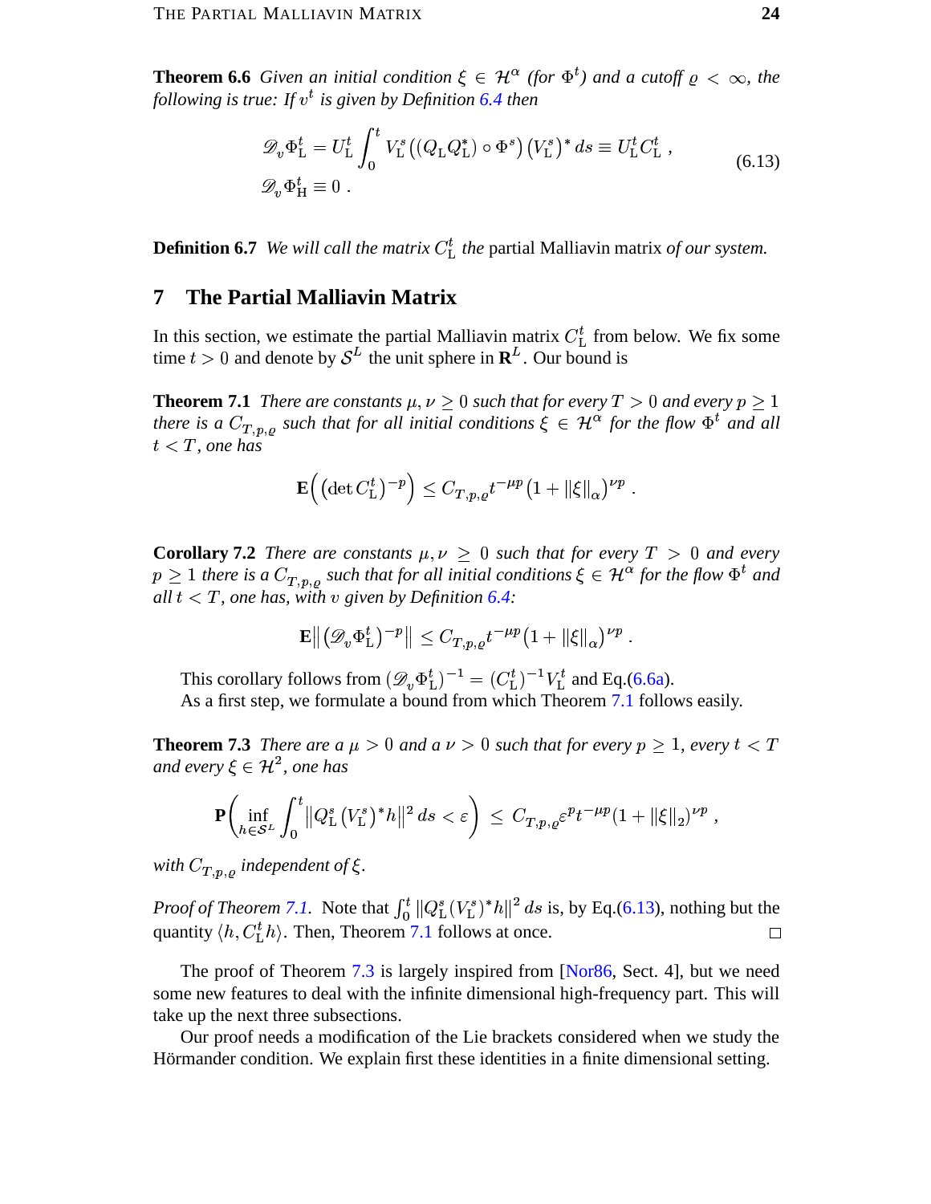**Theorem 6.6** *Given an initial condition $\xi \in \mathcal{H}^\alpha$ (for $\Phi^t$) and a cutoff $\varrho < \infty$, the following is true: If $v^t$ is given by Definition 6.4 then*

$$\begin{aligned} \mathscr{D}_v \Phi_{\mathrm{L}}^t &= U_{\mathrm{L}}^t \int_0^t V_{\mathrm{L}}^s \left( (Q_{\mathrm{L}} Q_{\mathrm{L}}^*) \circ \Phi^s \right) \left( V_{\mathrm{L}}^s \right)^* ds \equiv U_{\mathrm{L}}^t C_{\mathrm{L}}^t \;, \\ \mathscr{D}_v \Phi_{\mathrm{H}}^t &\equiv 0 \;. \end{aligned} \tag{6.13}$$

**Definition 6.7** *We will call the matrix $C_{\mathrm{L}}^t$ the* partial Malliavin matrix *of our system.*

## 7 The Partial Malliavin Matrix

In this section, we estimate the partial Malliavin matrix $C_{\mathrm{L}}^t$ from below. We fix some time $t > 0$ and denote by $\mathcal{S}^L$ the unit sphere in $\mathbf{R}^L$. Our bound is

**Theorem 7.1** *There are constants $\mu, \nu \geq 0$ such that for every $T > 0$ and every $p \geq 1$ there is a $C_{T,p,\varrho}$ such that for all initial conditions $\xi \in \mathcal{H}^\alpha$ for the flow $\Phi^t$ and all $t < T$, one has*

$$\mathbf{E}\Big( \big(\det C_{\mathrm{L}}^t\big)^{-p} \Big) \leq C_{T,p,\varrho} t^{-\mu p} \left(1 + \|\xi\|_\alpha\right)^{\nu p} .$$

**Corollary 7.2** *There are constants $\mu, \nu \geq 0$ such that for every $T > 0$ and every $p \geq 1$ there is a $C_{T,p,\varrho}$ such that for all initial conditions $\xi \in \mathcal{H}^\alpha$ for the flow $\Phi^t$ and all $t < T$, one has, with $v$ given by Definition 6.4:*

$$\mathbf{E}\big\| \big(\mathscr{D}_v \Phi_{\mathrm{L}}^t\big)^{-p} \big\| \leq C_{T,p,\varrho} t^{-\mu p} (1 + \|\xi\|_\alpha)^{\nu p} .$$

This corollary follows from $(\mathscr{D}_v \Phi_{\mathrm{L}}^t)^{-1} = (C_{\mathrm{L}}^t)^{-1} V_{\mathrm{L}}^t$ and Eq.(6.6a).

As a first step, we formulate a bound from which Theorem 7.1 follows easily.

**Theorem 7.3** *There are a $\mu > 0$ and a $\nu > 0$ such that for every $p \geq 1$, every $t < T$ and every $\xi \in \mathcal{H}^2$, one has*

$$\mathbf{P}\left( \inf_{h \in \mathcal{S}^L} \int_0^t \big\| Q_{\mathrm{L}}^s \left(V_{\mathrm{L}}^s\right)^* h \big\|^2 \, ds < \varepsilon \right) \leq C_{T,p,\varrho} \varepsilon^p t^{-\mu p} (1 + \|\xi\|_2)^{\nu p} ,$$

*with $C_{T,p,\varrho}$ independent of $\xi$.*

*Proof of Theorem 7.1.* Note that $\int_0^t \|Q_{\mathrm{L}}^s (V_{\mathrm{L}}^s)^* h\|^2 \, ds$ is, by Eq.(6.13), nothing but the quantity $\langle h, C_{\mathrm{L}}^t h \rangle$. Then, Theorem 7.1 follows at once. □

The proof of Theorem 7.3 is largely inspired from [Nor86, Sect. 4], but we need some new features to deal with the infinite dimensional high-frequency part. This will take up the next three subsections.

Our proof needs a modification of the Lie brackets considered when we study the Hörmander condition. We explain first these identities in a finite dimensional setting.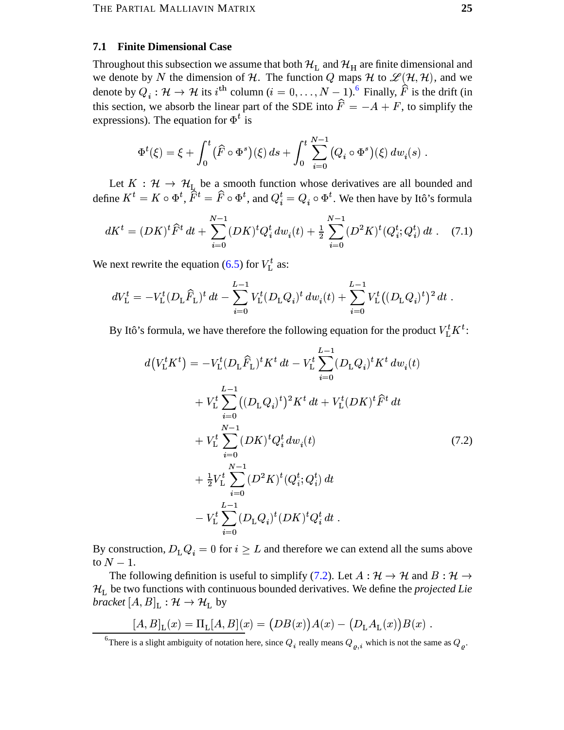### 7.1 Finite Dimensional Case

Throughout this subsection we assume that both $\mathcal{H}_{\rm L}$ and $\mathcal{H}_{\rm H}$ are finite dimensional and we denote by $N$ the dimension of $\mathcal{H}$. The function $Q$ maps $\mathcal{H}$ to $\mathscr{L}(\mathcal{H},\mathcal{H})$, and we denote by $Q_i : \mathcal{H} \to \mathcal{H}$ its $i^{\rm th}$ column ($i = 0,\ldots,N-1$).[6] Finally, $\widehat{F}$ is the drift (in this section, we absorb the linear part of the SDE into $\widehat{F} = -A + F$, to simplify the expressions). The equation for $\Phi^t$ is

$$\Phi^t(\xi) = \xi + \int_0^t \bigl(\widehat{F} \circ \Phi^s\bigr)(\xi)\,ds + \int_0^t \sum_{i=0}^{N-1} \bigl(Q_i \circ \Phi^s\bigr)(\xi)\,dw_i(s)\;.$$

Let $K : \mathcal{H} \to \mathcal{H}_{\rm L}$ be a smooth function whose derivatives are all bounded and define $K^t = K \circ \Phi^t$, $\widehat{F}^t = \widehat{F} \circ \Phi^t$, and $Q_i^t = Q_i \circ \Phi^t$. We then have by Itô's formula

$$dK^t = (DK)^t \widehat{F}^t\,dt + \sum_{i=0}^{N-1} (DK)^t Q_i^t\,dw_i(t) + \tfrac{1}{2}\sum_{i=0}^{N-1} (D^2K)^t(Q_i^t;Q_i^t)\,dt\;. \tag{7.1}$$

We next rewrite the equation (6.5) for $V_{\rm L}^t$ as:

$$dV_{\rm L}^t = -V_{\rm L}^t (D_{\rm L}\widehat{F}_{\rm L})^t\,dt - \sum_{i=0}^{L-1} V_{\rm L}^t (D_{\rm L}Q_i)^t\,dw_i(t) + \sum_{i=0}^{L-1} V_{\rm L}^t \bigl((D_{\rm L}Q_i)^t\bigr)^2\,dt\;.$$

By Itô's formula, we have therefore the following equation for the product $V_{\rm L}^t K^t$:

$$\begin{aligned}
d\bigl(V_{\rm L}^t K^t\bigr) = {}& -V_{\rm L}^t (D_{\rm L}\widehat{F}_{\rm L})^t K^t\,dt - V_{\rm L}^t \sum_{i=0}^{L-1} (D_{\rm L}Q_i)^t K^t\,dw_i(t) \\
&+ V_{\rm L}^t \sum_{i=0}^{L-1} \bigl((D_{\rm L}Q_i)^t\bigr)^2 K^t\,dt + V_{\rm L}^t (DK)^t \widehat{F}^t\,dt \\
&+ V_{\rm L}^t \sum_{i=0}^{N-1} (DK)^t Q_i^t\,dw_i(t) \\
&+ \tfrac{1}{2} V_{\rm L}^t \sum_{i=0}^{N-1} (D^2K)^t(Q_i^t;Q_i^t)\,dt \\
&- V_{\rm L}^t \sum_{i=0}^{L-1} (D_{\rm L}Q_i)^t (DK)^t Q_i^t\,dt\;.
\end{aligned} \tag{7.2}$$

By construction, $D_{\rm L}Q_i = 0$ for $i \ge L$ and therefore we can extend all the sums above to $N-1$.

The following definition is useful to simplify (7.2). Let $A : \mathcal{H} \to \mathcal{H}$ and $B : \mathcal{H} \to \mathcal{H}_{\rm L}$ be two functions with continuous bounded derivatives. We define the *projected Lie bracket* $[A,B]_{\rm L} : \mathcal{H} \to \mathcal{H}_{\rm L}$ by

$$[A,B]_{\rm L}(x) = \Pi_{\rm L}[A,B](x) = \bigl(DB(x)\bigr)A(x) - \bigl(D_{\rm L}A_{\rm L}(x)\bigr)B(x)\;.$$

[6] There is a slight ambiguity of notation here, since $Q_i$ really means $Q_{\varrho,i}$ which is not the same as $Q_\varrho$.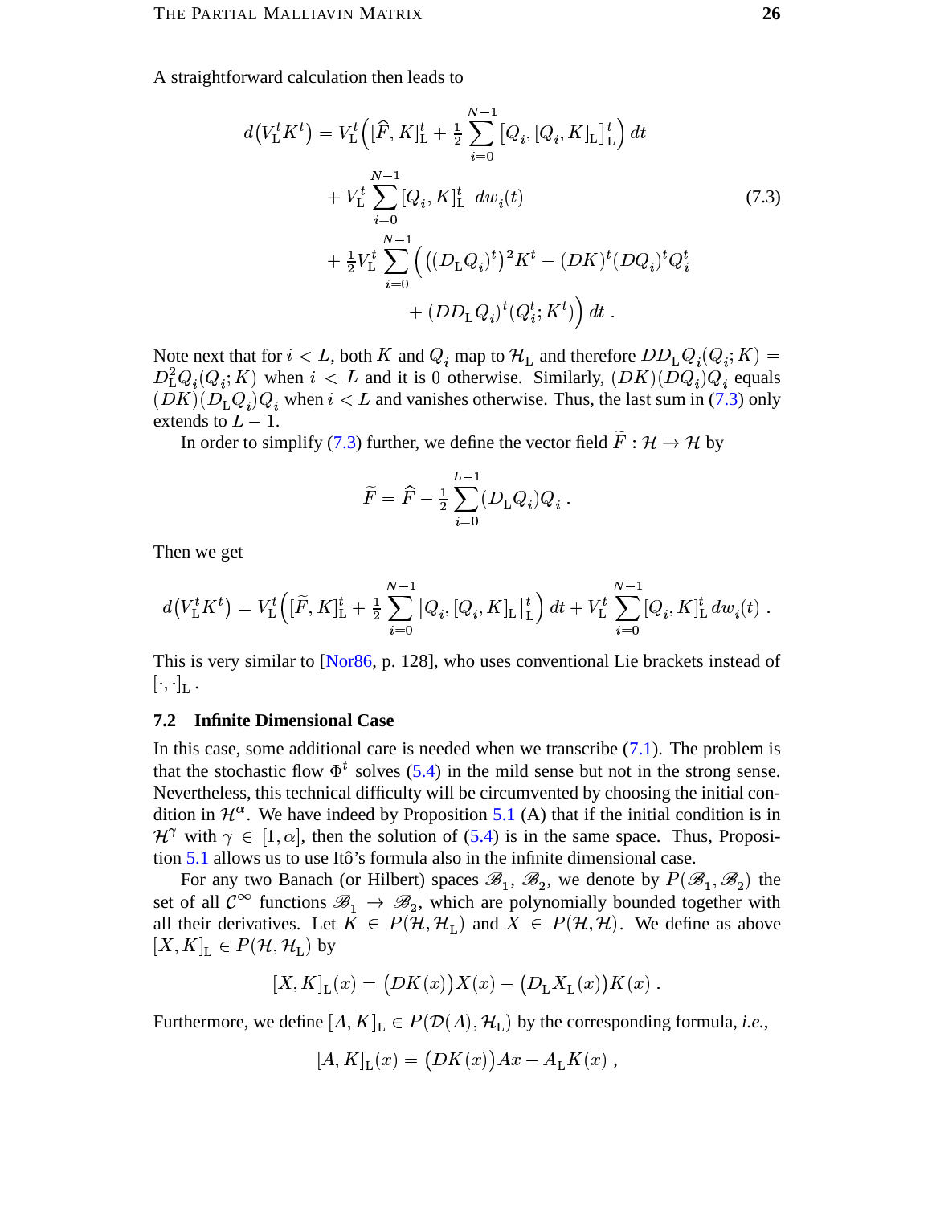A straightforward calculation then leads to

$$
\begin{aligned}
d\big(V_{\rm L}^t K^t\big) &= V_{\rm L}^t\Big([\widehat{F},K]_{\rm L}^t + \tfrac{1}{2}\sum_{i=0}^{N-1}\big[Q_i,[Q_i,K]_{\rm L}\big]_{\rm L}^t\Big)\,dt \\
&\quad + V_{\rm L}^t\sum_{i=0}^{N-1}[Q_i,K]_{\rm L}^t\;\,dw_i(t) \\
&\quad + \tfrac{1}{2}V_{\rm L}^t\sum_{i=0}^{N-1}\Big(\big((D_{\rm L}Q_i)^t\big)^2K^t - (DK)^t(DQ_i)^tQ_i^t \\
&\qquad\qquad + (DD_{\rm L}Q_i)^t(Q_i^t;K^t)\Big)\,dt\;.
\end{aligned}
\tag{7.3}
$$

Note next that for $i < L$, both $K$ and $Q_i$ map to $\mathcal{H}_{\rm L}$ and therefore $DD_{\rm L}Q_i(Q_i;K) = D_{\rm L}^2Q_i(Q_i;K)$ when $i < L$ and it is 0 otherwise. Similarly, $(DK)(DQ_i)Q_i$ equals $(DK)(D_{\rm L}Q_i)Q_i$ when $i < L$ and vanishes otherwise. Thus, the last sum in (7.3) only extends to $L-1$.

In order to simplify (7.3) further, we define the vector field $\widetilde{F}:\mathcal{H}\to\mathcal{H}$ by

$$
\widetilde{F} = \widehat{F} - \tfrac{1}{2}\sum_{i=0}^{L-1}(D_{\rm L}Q_i)Q_i\;.
$$

Then we get

$$
d\big(V_{\rm L}^tK^t\big) = V_{\rm L}^t\Big([\widetilde{F},K]_{\rm L}^t + \tfrac{1}{2}\sum_{i=0}^{N-1}\big[Q_i,[Q_i,K]_{\rm L}\big]_{\rm L}^t\Big)\,dt + V_{\rm L}^t\sum_{i=0}^{N-1}[Q_i,K]_{\rm L}^t\,dw_i(t)\;.
$$

This is very similar to [Nor86, p. 128], who uses conventional Lie brackets instead of $[\cdot,\cdot]_{\rm L}$.

### 7.2 Infinite Dimensional Case

In this case, some additional care is needed when we transcribe (7.1). The problem is that the stochastic flow $\Phi^t$ solves (5.4) in the mild sense but not in the strong sense. Nevertheless, this technical difficulty will be circumvented by choosing the initial condition in $\mathcal{H}^\alpha$. We have indeed by Proposition 5.1 (A) that if the initial condition is in $\mathcal{H}^\gamma$ with $\gamma\in[1,\alpha]$, then the solution of (5.4) is in the same space. Thus, Proposition 5.1 allows us to use Itô's formula also in the infinite dimensional case.

For any two Banach (or Hilbert) spaces $\mathscr{B}_1$, $\mathscr{B}_2$, we denote by $P(\mathscr{B}_1,\mathscr{B}_2)$ the set of all $\mathcal{C}^\infty$ functions $\mathscr{B}_1\to\mathscr{B}_2$, which are polynomially bounded together with all their derivatives. Let $K\in P(\mathcal{H},\mathcal{H}_{\rm L})$ and $X\in P(\mathcal{H},\mathcal{H})$. We define as above $[X,K]_{\rm L}\in P(\mathcal{H},\mathcal{H}_{\rm L})$ by

$$
[X,K]_{\rm L}(x) = \big(DK(x)\big)X(x) - \big(D_{\rm L}X_{\rm L}(x)\big)K(x)\;.
$$

Furthermore, we define $[A,K]_{\rm L}\in P(\mathcal{D}(A),\mathcal{H}_{\rm L})$ by the corresponding formula, *i.e.*,

$$
[A,K]_{\rm L}(x) = \big(DK(x)\big)Ax - A_{\rm L}K(x)\;,
$$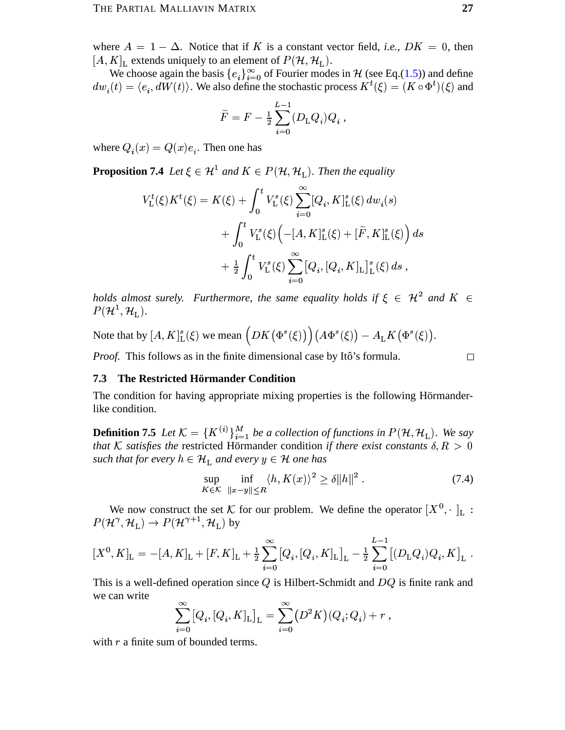where $A = 1 - \Delta$. Notice that if $K$ is a constant vector field, *i.e.*, $DK = 0$, then $[A, K]_{\mathrm{L}}$ extends uniquely to an element of $P(\mathcal{H}, \mathcal{H}_{\mathrm{L}})$.

We choose again the basis $\{e_i\}_{i=0}^\infty$ of Fourier modes in $\mathcal{H}$ (see Eq.(1.5)) and define $dw_i(t) = \langle e_i, dW(t)\rangle$. We also define the stochastic process $K^t(\xi) = (K \circ \Phi^t)(\xi)$ and

$$\widetilde{F} = F - \tfrac{1}{2}\sum_{i=0}^{L-1} (D_{\mathrm{L}} Q_i) Q_i\;,$$

where $Q_i(x) = Q(x)e_i$. Then one has

**Proposition 7.4** *Let $\xi \in \mathcal{H}^1$ and $K \in P(\mathcal{H}, \mathcal{H}_{\mathrm{L}})$. Then the equality*

$$\begin{aligned}
V_{\mathrm{L}}^t(\xi) K^t(\xi) = K(\xi) &+ \int_0^t V_{\mathrm{L}}^s(\xi) \sum_{i=0}^\infty [Q_i, K]_{\mathrm{L}}^s(\xi)\, dw_i(s) \\
&+ \int_0^t V_{\mathrm{L}}^s(\xi)\Big(-[A,K]_{\mathrm{L}}^s(\xi) + [\widetilde{F}, K]_{\mathrm{L}}^s(\xi)\Big)\, ds \\
&+ \tfrac{1}{2}\int_0^t V_{\mathrm{L}}^s(\xi) \sum_{i=0}^\infty \big[Q_i, [Q_i, K]_{\mathrm{L}}\big]_{\mathrm{L}}^s(\xi)\, ds\;,
\end{aligned}$$

*holds almost surely. Furthermore, the same equality holds if $\xi \in \mathcal{H}^2$ and $K \in P(\mathcal{H}^1, \mathcal{H}_{\mathrm{L}})$.*

Note that by $[A,K]_{\mathrm{L}}^s(\xi)$ we mean $\Big(DK\big(\Phi^s(\xi)\big)\Big)\big(A\Phi^s(\xi)\big) - A_{\mathrm{L}} K\big(\Phi^s(\xi)\big)$.

*Proof.* This follows as in the finite dimensional case by Itô's formula. □

### 7.3 The Restricted Hörmander Condition

The condition for having appropriate mixing properties is the following Hörmander-like condition.

**Definition 7.5** *Let $\mathcal{K} = \{K^{(i)}\}_{i=1}^M$ be a collection of functions in $P(\mathcal{H}, \mathcal{H}_{\mathrm{L}})$. We say that $\mathcal{K}$ satisfies the* restricted Hörmander condition *if there exist constants $\delta, R > 0$ such that for every $h \in \mathcal{H}_{\mathrm{L}}$ and every $y \in \mathcal{H}$ one has*

$$\sup_{K \in \mathcal{K}} \inf_{\|x-y\| \le R} \langle h, K(x)\rangle^2 \ge \delta \|h\|^2\;. \tag{7.4}$$

We now construct the set $\mathcal{K}$ for our problem. We define the operator $[X^0, \cdot\,]_{\mathrm{L}} : P(\mathcal{H}^\gamma, \mathcal{H}_{\mathrm{L}}) \to P(\mathcal{H}^{\gamma+1}, \mathcal{H}_{\mathrm{L}})$ by

$$[X^0, K]_{\mathrm{L}} = -[A,K]_{\mathrm{L}} + [F,K]_{\mathrm{L}} + \tfrac{1}{2}\sum_{i=0}^\infty \big[Q_i, [Q_i, K]_{\mathrm{L}}\big]_{\mathrm{L}} - \tfrac{1}{2}\sum_{i=0}^{L-1}\big[(D_{\mathrm{L}} Q_i) Q_i, K\big]_{\mathrm{L}}\;.$$

This is a well-defined operation since $Q$ is Hilbert-Schmidt and $DQ$ is finite rank and we can write

$$\sum_{i=0}^\infty \big[Q_i, [Q_i, K]_{\mathrm{L}}\big]_{\mathrm{L}} = \sum_{i=0}^\infty \big(D^2 K\big)(Q_i; Q_i) + r\;,$$

with $r$ a finite sum of bounded terms.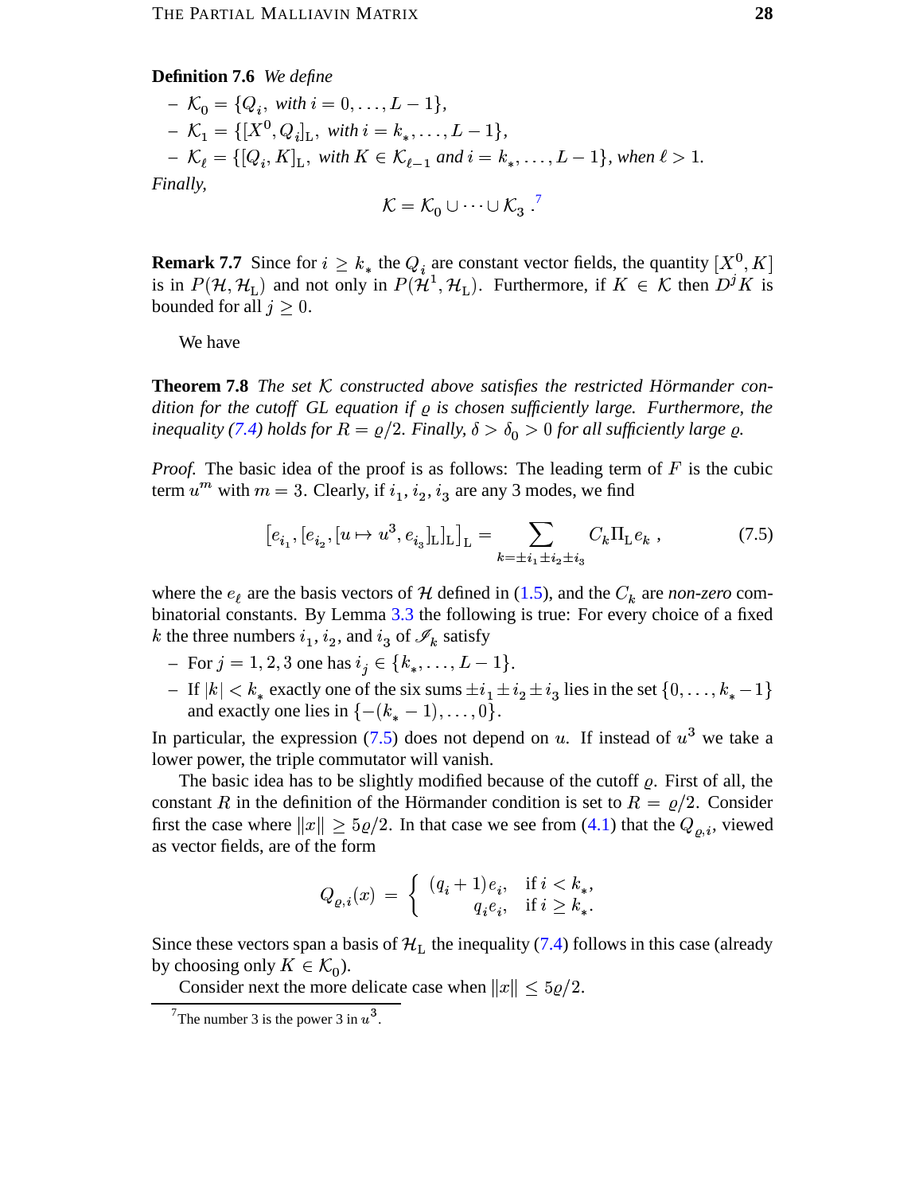**Definition 7.6** *We define*

- $\mathcal{K}_0 = \{Q_i,$ *with* $i = 0, \dots, L-1\}$,
- $\mathcal{K}_1 = \{[X^0, Q_i]_{\rm L},$ *with* $i = k_*, \dots, L-1\}$,
- $\mathcal{K}_\ell = \{[Q_i, K]_{\rm L},$ *with* $K \in \mathcal{K}_{\ell-1}$ *and* $i = k_*, \dots, L-1\}$, *when* $\ell > 1$.

*Finally,*

$$\mathcal{K} = \mathcal{K}_0 \cup \dots \cup \mathcal{K}_3 \,.^{7}$$

**Remark 7.7** Since for $i \geq k_*$ the $Q_i$ are constant vector fields, the quantity $[X^0, K]$ is in $P(\mathcal{H}, \mathcal{H}_{\rm L})$ and not only in $P(\mathcal{H}^1, \mathcal{H}_{\rm L})$. Furthermore, if $K \in \mathcal{K}$ then $D^j K$ is bounded for all $j \geq 0$.

We have

**Theorem 7.8** *The set* $\mathcal{K}$ *constructed above satisfies the restricted Hörmander condition for the cutoff GL equation if* $\varrho$ *is chosen sufficiently large. Furthermore, the inequality (7.4) holds for* $R = \varrho/2$. *Finally,* $\delta > \delta_0 > 0$ *for all sufficiently large* $\varrho$.

*Proof.* The basic idea of the proof is as follows: The leading term of $F$ is the cubic term $u^m$ with $m = 3$. Clearly, if $i_1, i_2, i_3$ are any 3 modes, we find

$$\big[e_{i_1}, [e_{i_2}, [u \mapsto u^3, e_{i_3}]_{\rm L}]_{\rm L}\big]_{\rm L} = \sum_{k = \pm i_1 \pm i_2 \pm i_3} C_k \Pi_{\rm L} e_k \,, \tag{7.5}$$

where the $e_\ell$ are the basis vectors of $\mathcal{H}$ defined in (1.5), and the $C_k$ are *non-zero* combinatorial constants. By Lemma 3.3 the following is true: For every choice of a fixed $k$ the three numbers $i_1$, $i_2$, and $i_3$ of $\mathscr{I}_k$ satisfy

- For $j = 1, 2, 3$ one has $i_j \in \{k_*, \dots, L-1\}$.
- If $|k| < k_*$ exactly one of the six sums $\pm i_1 \pm i_2 \pm i_3$ lies in the set $\{0, \dots, k_* - 1\}$ and exactly one lies in $\{-(k_* - 1), \dots, 0\}$.

In particular, the expression (7.5) does not depend on $u$. If instead of $u^3$ we take a lower power, the triple commutator will vanish.

The basic idea has to be slightly modified because of the cutoff $\varrho$. First of all, the constant $R$ in the definition of the Hörmander condition is set to $R = \varrho/2$. Consider first the case where $\|x\| \geq 5\varrho/2$. In that case we see from (4.1) that the $Q_{\varrho,i}$, viewed as vector fields, are of the form

$$Q_{\varrho,i}(x) \;=\; \begin{cases} (q_i + 1) e_i, & \text{if } i < k_*, \\ q_i e_i, & \text{if } i \geq k_*. \end{cases}$$

Since these vectors span a basis of $\mathcal{H}_{\rm L}$ the inequality (7.4) follows in this case (already by choosing only $K \in \mathcal{K}_0$).

Consider next the more delicate case when $\|x\| \leq 5\varrho/2$.

---

[7] The number 3 is the power 3 in $u^3$.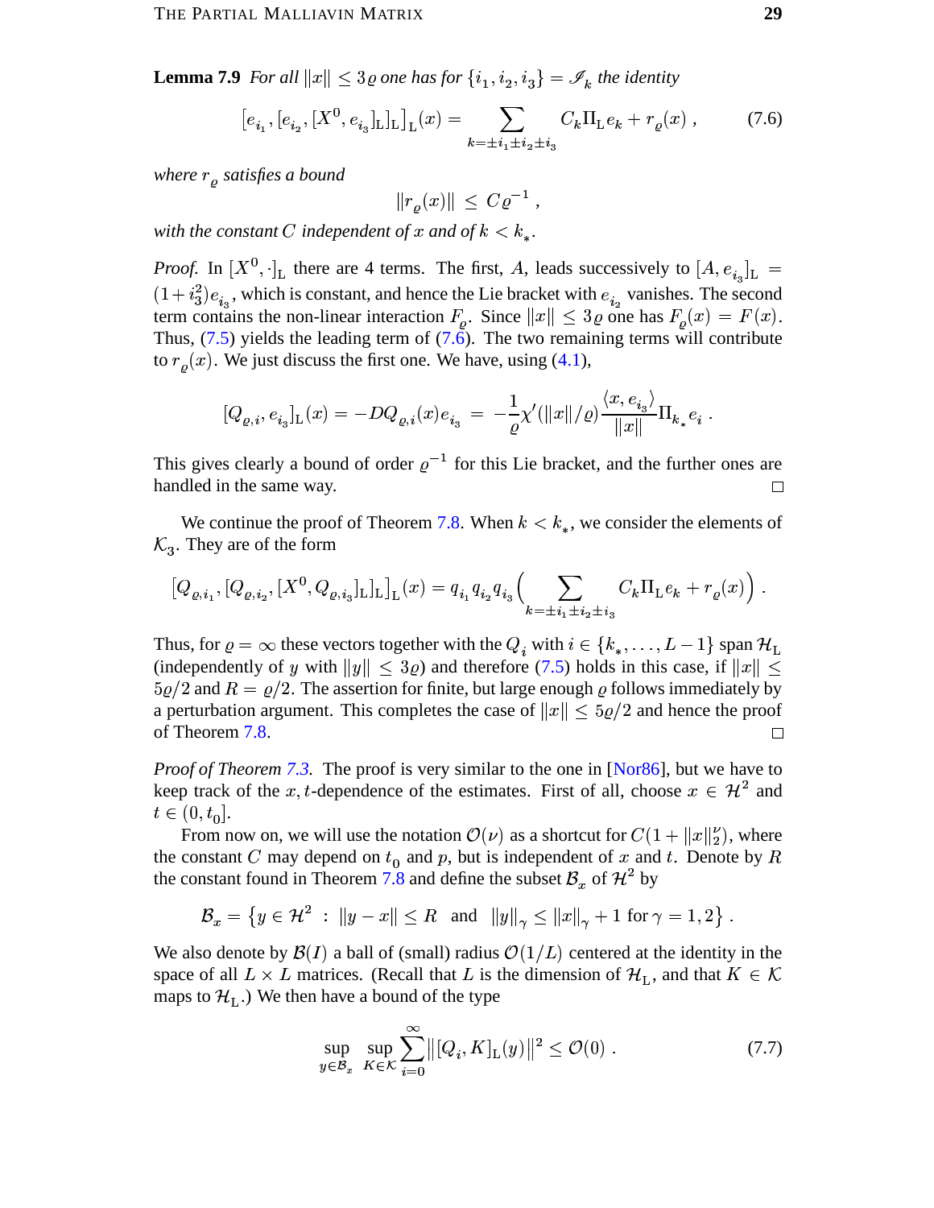**Lemma 7.9** *For all $\|x\| \le 3\varrho$ one has for $\{i_1, i_2, i_3\} = \mathscr{I}_k$ the identity*

$$[e_{i_1}, [e_{i_2}, [X^0, e_{i_3}]_{\rm L}]_{\rm L}]_{\rm L}(x) = \sum_{k=\pm i_1 \pm i_2 \pm i_3} C_k \Pi_{\rm L} e_k + r_\varrho(x) \,, \tag{7.6}$$

*where $r_\varrho$ satisfies a bound*

$$\|r_\varrho(x)\| \le C\varrho^{-1} \,,$$

*with the constant $C$ independent of $x$ and of $k < k_*$.*

*Proof.* In $[X^0, \cdot]_{\rm L}$ there are 4 terms. The first, $A$, leads successively to $[A, e_{i_3}]_{\rm L} = (1 + i_3^2) e_{i_3}$, which is constant, and hence the Lie bracket with $e_{i_2}$ vanishes. The second term contains the non-linear interaction $F_\varrho$. Since $\|x\| \le 3\varrho$ one has $F_\varrho(x) = F(x)$. Thus, (7.5) yields the leading term of (7.6). The two remaining terms will contribute to $r_\varrho(x)$. We just discuss the first one. We have, using (4.1),

$$[Q_{\varrho,i}, e_{i_3}]_{\rm L}(x) = -DQ_{\varrho,i}(x) e_{i_3} = -\frac{1}{\varrho} \chi'(\|x\|/\varrho) \frac{\langle x, e_{i_3} \rangle}{\|x\|} \Pi_{k_*} e_i \,.$$

This gives clearly a bound of order $\varrho^{-1}$ for this Lie bracket, and the further ones are handled in the same way. □

We continue the proof of Theorem 7.8. When $k < k_*$, we consider the elements of $\mathcal{K}_3$. They are of the form

$$[Q_{\varrho,i_1}, [Q_{\varrho,i_2}, [X^0, Q_{\varrho,i_3}]_{\rm L}]_{\rm L}]_{\rm L}(x) = q_{i_1} q_{i_2} q_{i_3} \Big( \sum_{k=\pm i_1 \pm i_2 \pm i_3} C_k \Pi_{\rm L} e_k + r_\varrho(x) \Big) \,.$$

Thus, for $\varrho = \infty$ these vectors together with the $Q_i$ with $i \in \{k_*, \ldots, L-1\}$ span $\mathcal{H}_{\rm L}$ (independently of $y$ with $\|y\| \le 3\varrho$) and therefore (7.5) holds in this case, if $\|x\| \le 5\varrho/2$ and $R = \varrho/2$. The assertion for finite, but large enough $\varrho$ follows immediately by a perturbation argument. This completes the case of $\|x\| \le 5\varrho/2$ and hence the proof of Theorem 7.8. □

*Proof of Theorem 7.3.* The proof is very similar to the one in [Nor86], but we have to keep track of the $x, t$-dependence of the estimates. First of all, choose $x \in \mathcal{H}^2$ and $t \in (0, t_0]$.

From now on, we will use the notation $\mathcal{O}(\nu)$ as a shortcut for $C(1 + \|x\|_2^\nu)$, where the constant $C$ may depend on $t_0$ and $p$, but is independent of $x$ and $t$. Denote by $R$ the constant found in Theorem 7.8 and define the subset $\mathcal{B}_x$ of $\mathcal{H}^2$ by

$$\mathcal{B}_x = \big\{ y \in \mathcal{H}^2 \;:\; \|y - x\| \le R \quad \text{and} \quad \|y\|_\gamma \le \|x\|_\gamma + 1 \text{ for } \gamma = 1, 2 \big\} \,.$$

We also denote by $\mathcal{B}(I)$ a ball of (small) radius $\mathcal{O}(1/L)$ centered at the identity in the space of all $L \times L$ matrices. (Recall that $L$ is the dimension of $\mathcal{H}_{\rm L}$, and that $K \in \mathcal{K}$ maps to $\mathcal{H}_{\rm L}$.) We then have a bound of the type

$$\sup_{y \in \mathcal{B}_x} \sup_{K \in \mathcal{K}} \sum_{i=0}^\infty \big\| [Q_i, K]_{\rm L}(y) \big\|^2 \le \mathcal{O}(0) \,. \tag{7.7}$$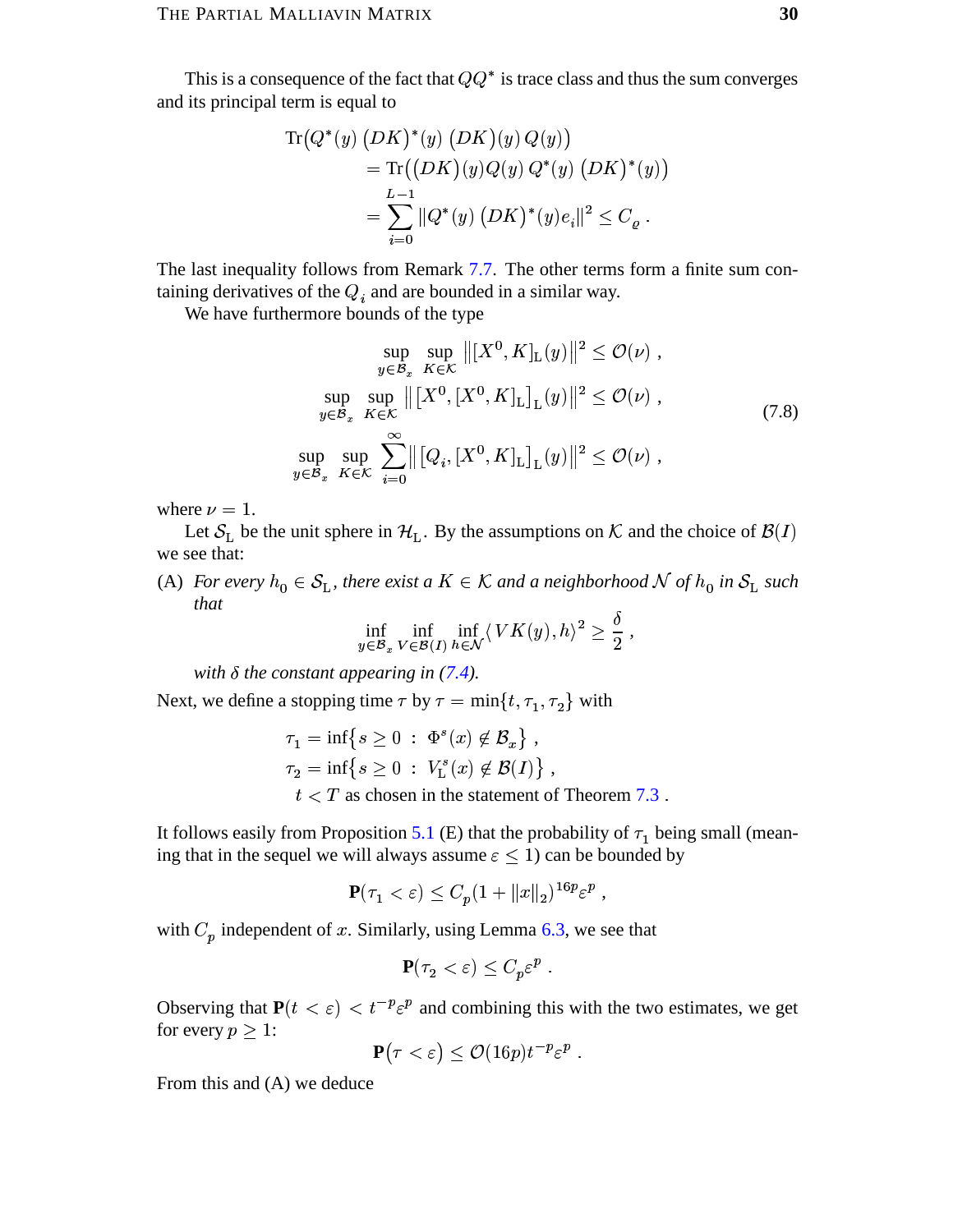This is a consequence of the fact that $QQ^*$ is trace class and thus the sum converges and its principal term is equal to

$$\begin{aligned}
\operatorname{Tr}\bigl(Q^*(y)\,\bigl(DK\bigr)^*(y)\,\bigl(DK\bigr)(y)\,Q(y)\bigr) \\
&= \operatorname{Tr}\bigl(\bigl(DK\bigr)(y)Q(y)\,Q^*(y)\,\bigl(DK\bigr)^*(y)\bigr) \\
&= \sum_{i=0}^{L-1} \|Q^*(y)\,\bigl(DK\bigr)^*(y)e_i\|^2 \le C_\varrho\;.
\end{aligned}$$

The last inequality follows from Remark 7.7. The other terms form a finite sum containing derivatives of the $Q_i$ and are bounded in a similar way.

We have furthermore bounds of the type

$$\begin{aligned}
\sup_{y\in\mathcal{B}_x}\ \sup_{K\in\mathcal{K}} \bigl\|[X^0,K]_{\mathrm{L}}(y)\bigr\|^2 \le \mathcal{O}(\nu)\;, \\
\sup_{y\in\mathcal{B}_x}\ \sup_{K\in\mathcal{K}} \bigl\|\bigl[X^0,[X^0,K]_{\mathrm{L}}\bigr]_{\mathrm{L}}(y)\bigr\|^2 \le \mathcal{O}(\nu)\;, \\
\sup_{y\in\mathcal{B}_x}\ \sup_{K\in\mathcal{K}} \sum_{i=0}^{\infty}\bigl\|\bigl[Q_i,[X^0,K]_{\mathrm{L}}\bigr]_{\mathrm{L}}(y)\bigr\|^2 \le \mathcal{O}(\nu)\;,
\end{aligned}\tag{7.8}$$

where $\nu = 1$.

Let $\mathcal{S}_{\mathrm{L}}$ be the unit sphere in $\mathcal{H}_{\mathrm{L}}$. By the assumptions on $\mathcal{K}$ and the choice of $\mathcal{B}(I)$ we see that:

(A) *For every $h_0 \in \mathcal{S}_{\mathrm{L}}$, there exist a $K\in\mathcal{K}$ and a neighborhood $\mathcal{N}$ of $h_0$ in $\mathcal{S}_{\mathrm{L}}$ such that*

$$\inf_{y\in\mathcal{B}_x}\ \inf_{V\in\mathcal{B}(I)}\ \inf_{h\in\mathcal{N}} \langle\, VK(y), h\rangle^2 \ge \frac{\delta}{2}\;,$$

*with $\delta$ the constant appearing in (7.4).*

Next, we define a stopping time $\tau$ by $\tau = \min\{t,\tau_1,\tau_2\}$ with

$$\begin{aligned}
\tau_1 &= \inf\bigl\{s\ge 0\ :\ \Phi^s(x)\notin\mathcal{B}_x\bigr\}\;, \\
\tau_2 &= \inf\bigl\{s\ge 0\ :\ V^s_{\mathrm{L}}(x)\notin\mathcal{B}(I)\bigr\}\;, \\
&\quad t<T \text{ as chosen in the statement of Theorem 7.3}\;.
\end{aligned}$$

It follows easily from Proposition 5.1 (E) that the probability of $\tau_1$ being small (meaning that in the sequel we will always assume $\varepsilon \le 1$) can be bounded by

$$\mathbf{P}(\tau_1<\varepsilon) \le C_p(1+\|x\|_2)^{16p}\varepsilon^p\;,$$

with $C_p$ independent of $x$. Similarly, using Lemma 6.3, we see that

$$\mathbf{P}(\tau_2<\varepsilon)\le C_p\varepsilon^p\;.$$

Observing that $\mathbf{P}(t<\varepsilon) < t^{-p}\varepsilon^p$ and combining this with the two estimates, we get for every $p\ge 1$:

$$\mathbf{P}\bigl(\tau<\varepsilon\bigr)\le \mathcal{O}(16p)t^{-p}\varepsilon^p\;.$$

From this and (A) we deduce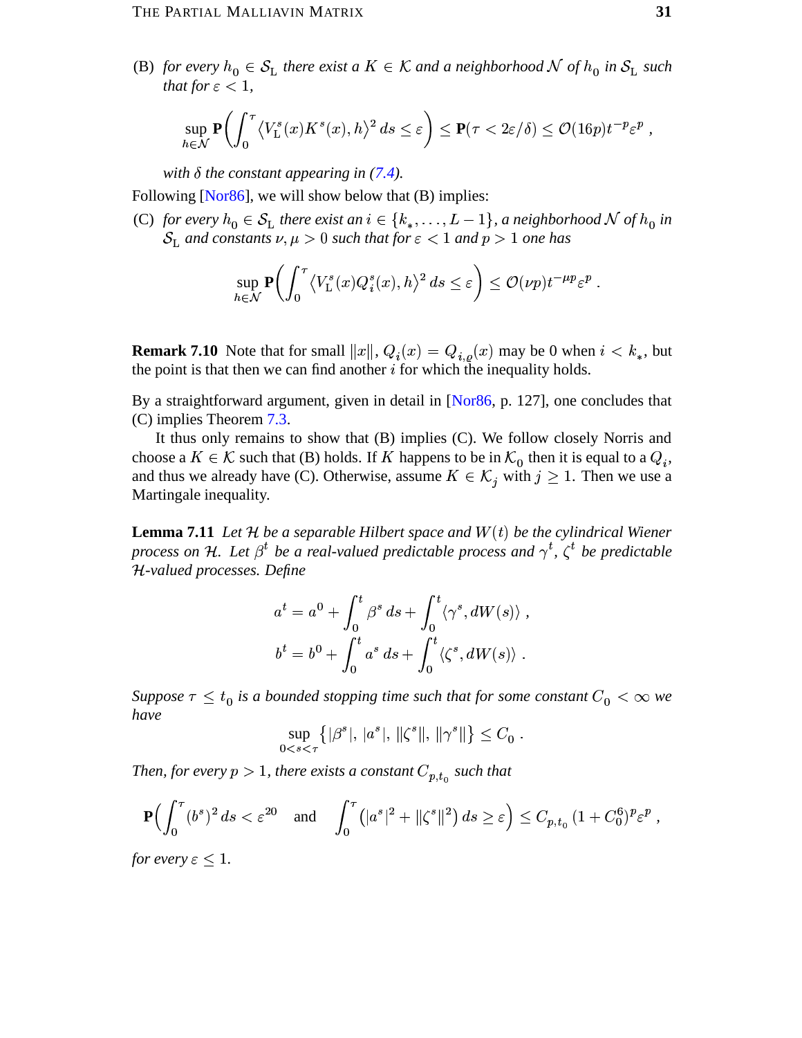(B) *for every $h_0 \in \mathcal{S}_{\mathrm{L}}$ there exist a $K \in \mathcal{K}$ and a neighborhood $\mathcal{N}$ of $h_0$ in $\mathcal{S}_{\mathrm{L}}$ such that for $\varepsilon < 1$,*

$$\sup_{h \in \mathcal{N}} \mathbf{P}\left(\int_0^\tau \left\langle V_{\mathrm{L}}^s(x) K^s(x), h \right\rangle^2 ds \le \varepsilon\right) \le \mathbf{P}(\tau < 2\varepsilon/\delta) \le \mathcal{O}(16p) t^{-p} \varepsilon^p ,$$

*with $\delta$ the constant appearing in (7.4).*

Following [Nor86], we will show below that (B) implies:

(C) *for every $h_0 \in \mathcal{S}_{\mathrm{L}}$ there exist an $i \in \{k_*, \dots, L-1\}$, a neighborhood $\mathcal{N}$ of $h_0$ in $\mathcal{S}_{\mathrm{L}}$ and constants $\nu, \mu > 0$ such that for $\varepsilon < 1$ and $p > 1$ one has*

$$\sup_{h \in \mathcal{N}} \mathbf{P}\left(\int_0^\tau \left\langle V_{\mathrm{L}}^s(x) Q_i^s(x), h \right\rangle^2 ds \le \varepsilon\right) \le \mathcal{O}(\nu p) t^{-\mu p} \varepsilon^p .$$

**Remark 7.10** Note that for small $\|x\|$, $Q_i(x) = Q_{i,\varrho}(x)$ may be 0 when $i < k_*$, but the point is that then we can find another $i$ for which the inequality holds.

By a straightforward argument, given in detail in [Nor86, p. 127], one concludes that (C) implies Theorem 7.3.

It thus only remains to show that (B) implies (C). We follow closely Norris and choose a $K \in \mathcal{K}$ such that (B) holds. If $K$ happens to be in $\mathcal{K}_0$ then it is equal to a $Q_i$, and thus we already have (C). Otherwise, assume $K \in \mathcal{K}_j$ with $j \ge 1$. Then we use a Martingale inequality.

**Lemma 7.11** *Let $\mathcal{H}$ be a separable Hilbert space and $W(t)$ be the cylindrical Wiener process on $\mathcal{H}$. Let $\beta^t$ be a real-valued predictable process and $\gamma^t$, $\zeta^t$ be predictable $\mathcal{H}$-valued processes. Define*

$$a^t = a^0 + \int_0^t \beta^s \, ds + \int_0^t \langle \gamma^s, dW(s) \rangle ,$$
$$b^t = b^0 + \int_0^t a^s \, ds + \int_0^t \langle \zeta^s, dW(s) \rangle .$$

*Suppose $\tau \le t_0$ is a bounded stopping time such that for some constant $C_0 < \infty$ we have*

$$\sup_{0 < s < \tau} \left\{ |\beta^s|, \, |a^s|, \, \|\zeta^s\|, \, \|\gamma^s\| \right\} \le C_0 .$$

*Then, for every $p > 1$, there exists a constant $C_{p,t_0}$ such that*

$$\mathbf{P}\Big(\int_0^\tau (b^s)^2 \, ds < \varepsilon^{20} \quad \text{and} \quad \int_0^\tau \left(|a^s|^2 + \|\zeta^s\|^2\right) ds \ge \varepsilon\Big) \le C_{p,t_0} (1 + C_0^6)^p \varepsilon^p ,$$

*for every $\varepsilon \le 1$.*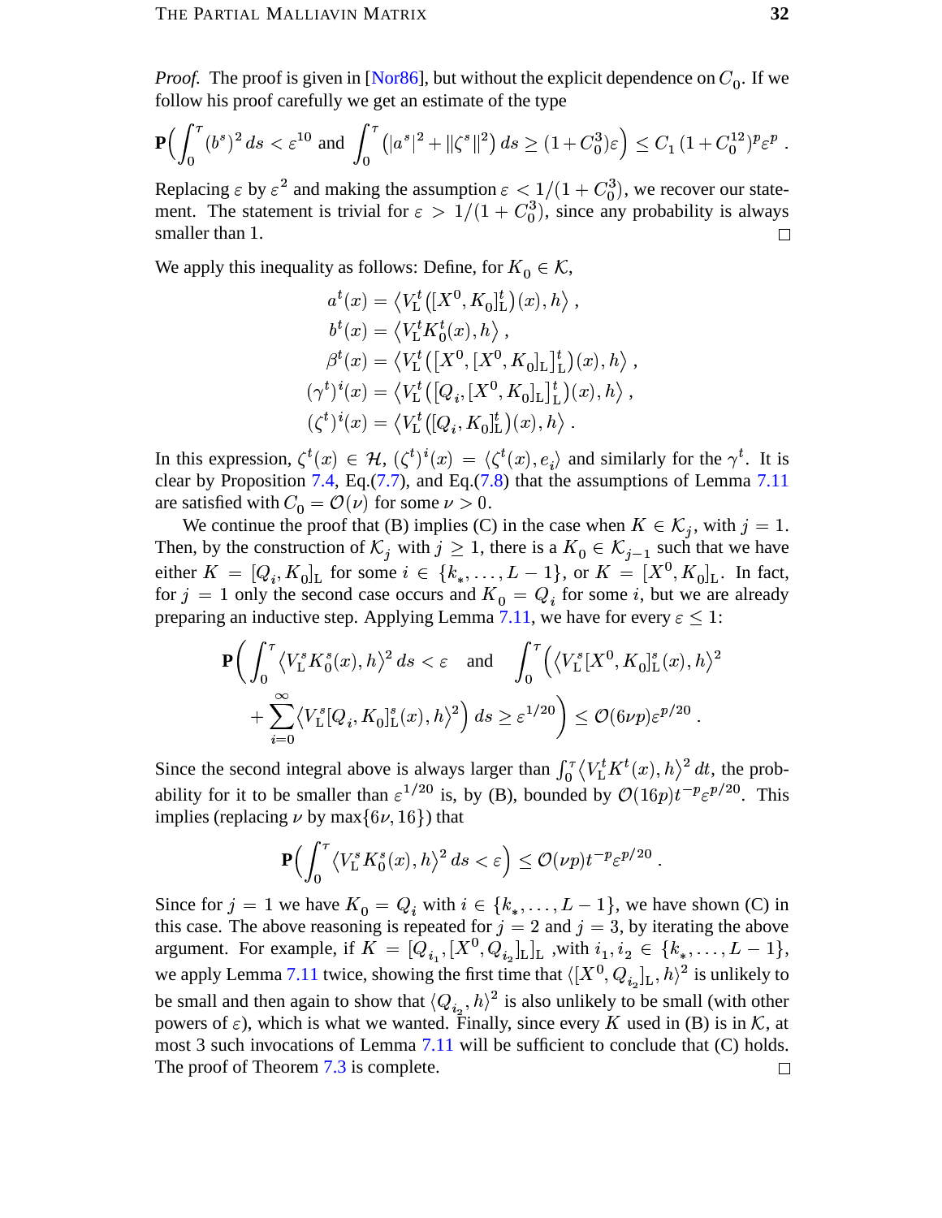*Proof.* The proof is given in [Nor86], but without the explicit dependence on $C_0$. If we follow his proof carefully we get an estimate of the type

$$\mathbf{P}\Big(\int_0^\tau (b^s)^2\,ds < \varepsilon^{10} \text{ and } \int_0^\tau \big(|a^s|^2 + \|\zeta^s\|^2\big)\,ds \geq (1+C_0^3)\varepsilon\Big) \leq C_1\,(1+C_0^{12})^p \varepsilon^p\;.$$

Replacing $\varepsilon$ by $\varepsilon^2$ and making the assumption $\varepsilon < 1/(1+C_0^3)$, we recover our statement. The statement is trivial for $\varepsilon > 1/(1+C_0^3)$, since any probability is always smaller than 1. $\square$

We apply this inequality as follows: Define, for $K_0 \in \mathcal{K}$,

$$\begin{aligned}
a^t(x) &= \big\langle V_{\mathrm{L}}^t\big([X^0, K_0]_{\mathrm{L}}^t\big)(x), h\big\rangle\;,\\
b^t(x) &= \big\langle V_{\mathrm{L}}^t K_0^t(x), h\big\rangle\;,\\
\beta^t(x) &= \big\langle V_{\mathrm{L}}^t\big([X^0, [X^0, K_0]_{\mathrm{L}}]_{\mathrm{L}}^t\big)(x), h\big\rangle\;,\\
(\gamma^t)^i(x) &= \big\langle V_{\mathrm{L}}^t\big([Q_i, [X^0, K_0]_{\mathrm{L}}]_{\mathrm{L}}^t\big)(x), h\big\rangle\;,\\
(\zeta^t)^i(x) &= \big\langle V_{\mathrm{L}}^t\big([Q_i, K_0]_{\mathrm{L}}^t\big)(x), h\big\rangle\;.
\end{aligned}$$

In this expression, $\zeta^t(x) \in \mathcal{H}$, $(\zeta^t)^i(x) = \langle \zeta^t(x), e_i\rangle$ and similarly for the $\gamma^t$. It is clear by Proposition 7.4, Eq.(7.7), and Eq.(7.8) that the assumptions of Lemma 7.11 are satisfied with $C_0 = \mathcal{O}(\nu)$ for some $\nu > 0$.

We continue the proof that (B) implies (C) in the case when $K \in \mathcal{K}_j$, with $j = 1$. Then, by the construction of $\mathcal{K}_j$ with $j \geq 1$, there is a $K_0 \in \mathcal{K}_{j-1}$ such that we have either $K = [Q_i, K_0]_{\mathrm{L}}$ for some $i \in \{k_*, \ldots, L-1\}$, or $K = [X^0, K_0]_{\mathrm{L}}$. In fact, for $j = 1$ only the second case occurs and $K_0 = Q_i$ for some $i$, but we are already preparing an inductive step. Applying Lemma 7.11, we have for every $\varepsilon \leq 1$:

$$\begin{aligned}
\mathbf{P}\bigg(\int_0^\tau \big\langle V_{\mathrm{L}}^s K_0^s(x), h\big\rangle^2\,ds < \varepsilon \quad \text{and} \quad &\int_0^\tau \Big(\big\langle V_{\mathrm{L}}^s [X^0, K_0]_{\mathrm{L}}^s(x), h\big\rangle^2\\
&+ \sum_{i=0}^\infty \big\langle V_{\mathrm{L}}^s [Q_i, K_0]_{\mathrm{L}}^s(x), h\big\rangle^2\Big)\,ds \geq \varepsilon^{1/20}\bigg) \leq \mathcal{O}(6\nu p)\varepsilon^{p/20}\;.
\end{aligned}$$

Since the second integral above is always larger than $\int_0^\tau \big\langle V_{\mathrm{L}}^t K^t(x), h\big\rangle^2\,dt$, the probability for it to be smaller than $\varepsilon^{1/20}$ is, by (B), bounded by $\mathcal{O}(16p)t^{-p}\varepsilon^{p/20}$. This implies (replacing $\nu$ by $\max\{6\nu, 16\}$) that

$$\mathbf{P}\Big(\int_0^\tau \big\langle V_{\mathrm{L}}^s K_0^s(x), h\big\rangle^2\,ds < \varepsilon\Big) \leq \mathcal{O}(\nu p)t^{-p}\varepsilon^{p/20}\;.$$

Since for $j = 1$ we have $K_0 = Q_i$ with $i \in \{k_*, \ldots, L-1\}$, we have shown (C) in this case. The above reasoning is repeated for $j = 2$ and $j = 3$, by iterating the above argument. For example, if $K = [Q_{i_1}, [X^0, Q_{i_2}]_{\mathrm{L}}]_{\mathrm{L}}$ ,with $i_1, i_2 \in \{k_*, \ldots, L-1\}$, we apply Lemma 7.11 twice, showing the first time that $\langle [X^0, Q_{i_2}]_{\mathrm{L}}, h\rangle^2$ is unlikely to be small and then again to show that $\langle Q_{i_2}, h\rangle^2$ is also unlikely to be small (with other powers of $\varepsilon$), which is what we wanted. Finally, since every $K$ used in (B) is in $\mathcal{K}$, at most 3 such invocations of Lemma 7.11 will be sufficient to conclude that (C) holds. The proof of Theorem 7.3 is complete. $\square$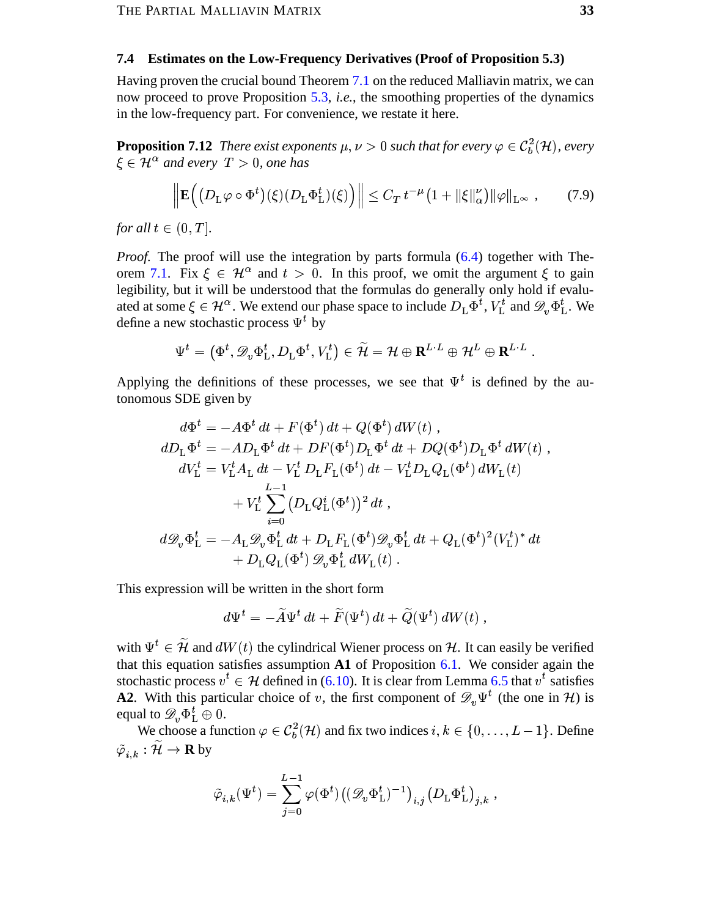### 7.4 Estimates on the Low-Frequency Derivatives (Proof of Proposition 5.3)

Having proven the crucial bound Theorem 7.1 on the reduced Malliavin matrix, we can now proceed to prove Proposition 5.3, *i.e.*, the smoothing properties of the dynamics in the low-frequency part. For convenience, we restate it here.

**Proposition 7.12** *There exist exponents $\mu, \nu > 0$ such that for every $\varphi \in \mathcal{C}_b^2(\mathcal{H})$, every $\xi \in \mathcal{H}^\alpha$ and every $T > 0$, one has*

$$\Big\| \mathbf{E}\Big( \big(D_{\rm L}\varphi \circ \Phi^t\big)(\xi)\big(D_{\rm L}\Phi_{\rm L}^t\big)(\xi)\Big) \Big\| \le C_T\, t^{-\mu}\big(1 + \|\xi\|_\alpha^\nu\big)\|\varphi\|_{{\rm L}^\infty}\;, \tag{7.9}$$

*for all $t \in (0, T]$.*

*Proof.* The proof will use the integration by parts formula (6.4) together with Theorem 7.1. Fix $\xi \in \mathcal{H}^\alpha$ and $t > 0$. In this proof, we omit the argument $\xi$ to gain legibility, but it will be understood that the formulas do generally only hold if evaluated at some $\xi \in \mathcal{H}^\alpha$. We extend our phase space to include $D_{\rm L}\Phi^t$, $V_{\rm L}^t$ and $\mathscr{D}_v\Phi_{\rm L}^t$. We define a new stochastic process $\Psi^t$ by

$$\Psi^t = \big(\Phi^t, \mathscr{D}_v\Phi_{\rm L}^t, D_{\rm L}\Phi^t, V_{\rm L}^t\big) \in \widetilde{\mathcal{H}} = \mathcal{H} \oplus \mathbf{R}^{L\cdot L} \oplus \mathcal{H}^L \oplus \mathbf{R}^{L\cdot L}\;.$$

Applying the definitions of these processes, we see that $\Psi^t$ is defined by the autonomous SDE given by

$$\begin{aligned}
d\Phi^t &= -A\Phi^t\,dt + F(\Phi^t)\,dt + Q(\Phi^t)\,dW(t)\;,\\
dD_{\rm L}\Phi^t &= -AD_{\rm L}\Phi^t\,dt + DF(\Phi^t)D_{\rm L}\Phi^t\,dt + DQ(\Phi^t)D_{\rm L}\Phi^t\,dW(t)\;,\\
dV_{\rm L}^t &= V_{\rm L}^t A_{\rm L}\,dt - V_{\rm L}^t\,D_{\rm L}F_{\rm L}(\Phi^t)\,dt - V_{\rm L}^t D_{\rm L}Q_{\rm L}(\Phi^t)\,dW_{\rm L}(t)\\
&\quad + V_{\rm L}^t\sum_{i=0}^{L-1}\big(D_{\rm L}Q_{\rm L}^i(\Phi^t)\big)^2\,dt\;,\\
d\mathscr{D}_v\Phi_{\rm L}^t &= -A_{\rm L}\mathscr{D}_v\Phi_{\rm L}^t\,dt + D_{\rm L}F_{\rm L}(\Phi^t)\mathscr{D}_v\Phi_{\rm L}^t\,dt + Q_{\rm L}(\Phi^t)^2(V_{\rm L}^t)^*\,dt\\
&\quad + D_{\rm L}Q_{\rm L}(\Phi^t)\,\mathscr{D}_v\Phi_{\rm L}^t\,dW_{\rm L}(t)\;.
\end{aligned}$$

This expression will be written in the short form

$$d\Psi^t = -\widetilde{A}\Psi^t\,dt + \widetilde{F}(\Psi^t)\,dt + \widetilde{Q}(\Psi^t)\,dW(t)\;,$$

with $\Psi^t \in \widetilde{\mathcal{H}}$ and $dW(t)$ the cylindrical Wiener process on $\mathcal{H}$. It can easily be verified that this equation satisfies assumption **A1** of Proposition 6.1. We consider again the stochastic process $v^t \in \mathcal{H}$ defined in (6.10). It is clear from Lemma 6.5 that $v^t$ satisfies **A2**. With this particular choice of $v$, the first component of $\mathscr{D}_v\Psi^t$ (the one in $\mathcal{H}$) is equal to $\mathscr{D}_v\Phi_{\rm L}^t \oplus 0$.

We choose a function $\varphi \in \mathcal{C}_b^2(\mathcal{H})$ and fix two indices $i, k \in \{0, \ldots, L-1\}$. Define $\tilde\varphi_{i,k} : \widetilde{\mathcal{H}} \to \mathbf{R}$ by

$$\tilde\varphi_{i,k}(\Psi^t) = \sum_{j=0}^{L-1}\varphi(\Phi^t)\big((\mathscr{D}_v\Phi_{\rm L}^t)^{-1}\big)_{i,j}\big(D_{\rm L}\Phi_{\rm L}^t\big)_{j,k}\;,$$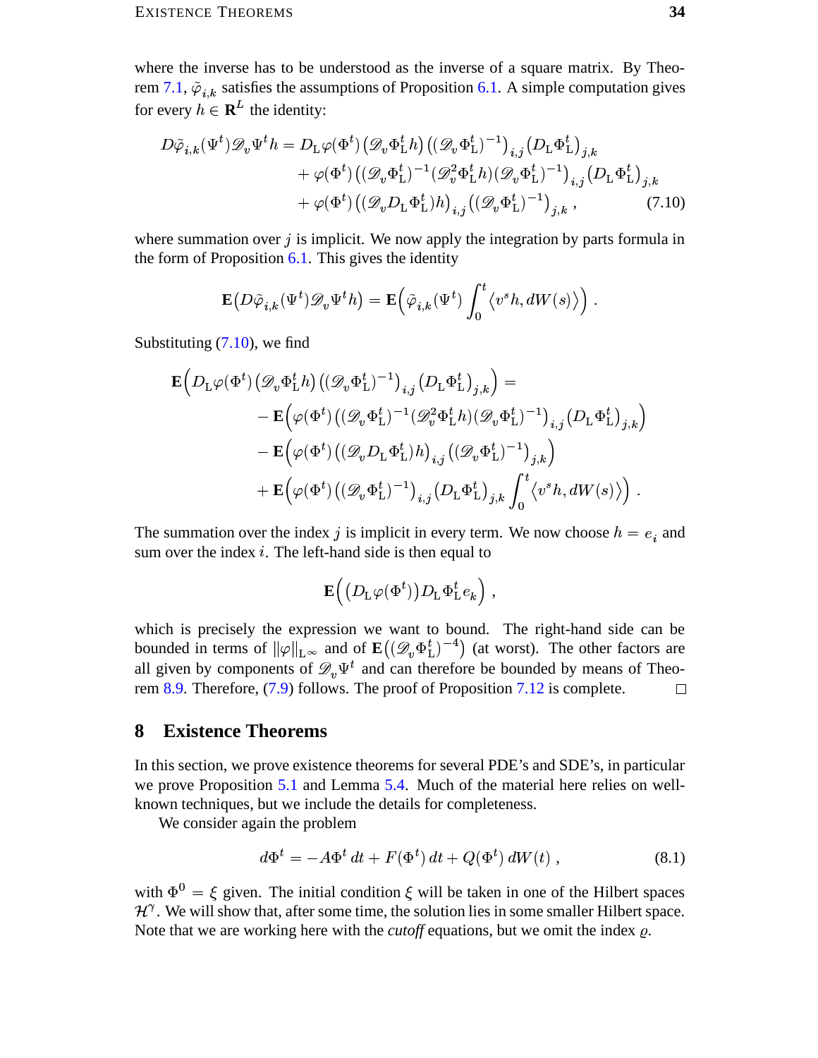where the inverse has to be understood as the inverse of a square matrix. By Theorem 7.1, $\tilde{\varphi}_{i,k}$ satisfies the assumptions of Proposition 6.1. A simple computation gives for every $h \in \mathbf{R}^L$ the identity:

$$
\begin{aligned}
D\tilde{\varphi}_{i,k}(\Psi^t)\mathscr{D}_v\Psi^t h = D_{\mathrm{L}}\varphi(\Phi^t)\big(\mathscr{D}_v\Phi_{\mathrm{L}}^t h\big)\big((\mathscr{D}_v\Phi_{\mathrm{L}}^t)^{-1}\big)_{i,j}\big(D_{\mathrm{L}}\Phi_{\mathrm{L}}^t\big)_{j,k} \\
+ \varphi(\Phi^t)\big((\mathscr{D}_v\Phi_{\mathrm{L}}^t)^{-1}(\mathscr{D}_v^2\Phi_{\mathrm{L}}^t h)(\mathscr{D}_v\Phi_{\mathrm{L}}^t)^{-1}\big)_{i,j}\big(D_{\mathrm{L}}\Phi_{\mathrm{L}}^t\big)_{j,k} \\
+ \varphi(\Phi^t)\big((\mathscr{D}_v D_{\mathrm{L}}\Phi_{\mathrm{L}}^t)h\big)_{i,j}\big((\mathscr{D}_v\Phi_{\mathrm{L}}^t)^{-1}\big)_{j,k}\;, \qquad (7.10)
\end{aligned}
$$

where summation over $j$ is implicit. We now apply the integration by parts formula in the form of Proposition 6.1. This gives the identity

$$
\mathbf{E}\big(D\tilde{\varphi}_{i,k}(\Psi^t)\mathscr{D}_v\Psi^t h\big) = \mathbf{E}\Big(\tilde{\varphi}_{i,k}(\Psi^t)\int_0^t \big\langle v^s h, dW(s)\big\rangle\Big)\;.
$$

Substituting (7.10), we find

$$
\begin{aligned}
\mathbf{E}\Big(D_{\mathrm{L}}\varphi(\Phi^t)\big(\mathscr{D}_v\Phi_{\mathrm{L}}^t h\big)\big((\mathscr{D}_v\Phi_{\mathrm{L}}^t)^{-1}\big)_{i,j}\big(D_{\mathrm{L}}\Phi_{\mathrm{L}}^t\big)_{j,k}\Big) = \\
-\,\mathbf{E}\Big(\varphi(\Phi^t)\big((\mathscr{D}_v\Phi_{\mathrm{L}}^t)^{-1}(\mathscr{D}_v^2\Phi_{\mathrm{L}}^t h)(\mathscr{D}_v\Phi_{\mathrm{L}}^t)^{-1}\big)_{i,j}\big(D_{\mathrm{L}}\Phi_{\mathrm{L}}^t\big)_{j,k}\Big) \\
-\,\mathbf{E}\Big(\varphi(\Phi^t)\big((\mathscr{D}_v D_{\mathrm{L}}\Phi_{\mathrm{L}}^t)h\big)_{i,j}\big((\mathscr{D}_v\Phi_{\mathrm{L}}^t)^{-1}\big)_{j,k}\Big) \\
+\,\mathbf{E}\Big(\varphi(\Phi^t)\big((\mathscr{D}_v\Phi_{\mathrm{L}}^t)^{-1}\big)_{i,j}\big(D_{\mathrm{L}}\Phi_{\mathrm{L}}^t\big)_{j,k}\int_0^t\big\langle v^s h, dW(s)\big\rangle\Big)\;.
\end{aligned}
$$

The summation over the index $j$ is implicit in every term. We now choose $h = e_i$ and sum over the index $i$. The left-hand side is then equal to

$$
\mathbf{E}\Big(\big(D_{\mathrm{L}}\varphi(\Phi^t)\big)D_{\mathrm{L}}\Phi_{\mathrm{L}}^t e_k\Big)\;,
$$

which is precisely the expression we want to bound. The right-hand side can be bounded in terms of $\|\varphi\|_{\mathrm{L}^\infty}$ and of $\mathbf{E}\big((\mathscr{D}_v\Phi_{\mathrm{L}}^t)^{-4}\big)$ (at worst). The other factors are all given by components of $\mathscr{D}_v\Psi^t$ and can therefore be bounded by means of Theorem 8.9. Therefore, (7.9) follows. The proof of Proposition 7.12 is complete. □

## 8 Existence Theorems

In this section, we prove existence theorems for several PDE's and SDE's, in particular we prove Proposition 5.1 and Lemma 5.4. Much of the material here relies on well-known techniques, but we include the details for completeness.

We consider again the problem

$$
d\Phi^t = -A\Phi^t\,dt + F(\Phi^t)\,dt + Q(\Phi^t)\,dW(t)\;, \qquad (8.1)
$$

with $\Phi^0 = \xi$ given. The initial condition $\xi$ will be taken in one of the Hilbert spaces $\mathcal{H}^\gamma$. We will show that, after some time, the solution lies in some smaller Hilbert space. Note that we are working here with the *cutoff* equations, but we omit the index $\varrho$.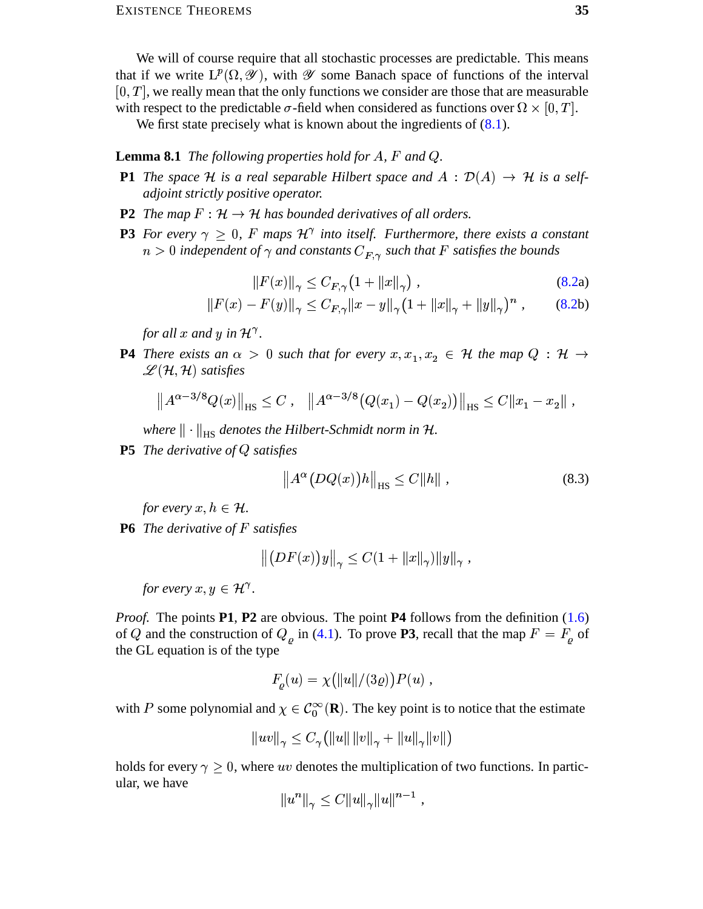We will of course require that all stochastic processes are predictable. This means that if we write $\mathrm{L}^p(\Omega, \mathscr{Y})$, with $\mathscr{Y}$ some Banach space of functions of the interval $[0, T]$, we really mean that the only functions we consider are those that are measurable with respect to the predictable $\sigma$-field when considered as functions over $\Omega \times [0, T]$.

We first state precisely what is known about the ingredients of (8.1).

**Lemma 8.1** *The following properties hold for $A$, $F$ and $Q$.*

**P1** *The space $\mathcal{H}$ is a real separable Hilbert space and $A : \mathcal{D}(A) \to \mathcal{H}$ is a self-adjoint strictly positive operator.*

**P2** *The map $F : \mathcal{H} \to \mathcal{H}$ has bounded derivatives of all orders.*

**P3** *For every $\gamma \geq 0$, $F$ maps $\mathcal{H}^\gamma$ into itself. Furthermore, there exists a constant $n > 0$ independent of $\gamma$ and constants $C_{F,\gamma}$ such that $F$ satisfies the bounds*

$$\|F(x)\|_\gamma \leq C_{F,\gamma}\big(1 + \|x\|_\gamma\big) , \tag{8.2a}$$

$$\|F(x) - F(y)\|_\gamma \leq C_{F,\gamma}\|x - y\|_\gamma\big(1 + \|x\|_\gamma + \|y\|_\gamma\big)^n , \tag{8.2b}$$

*for all $x$ and $y$ in $\mathcal{H}^\gamma$.*

**P4** *There exists an $\alpha > 0$ such that for every $x, x_1, x_2 \in \mathcal{H}$ the map $Q : \mathcal{H} \to \mathscr{L}(\mathcal{H}, \mathcal{H})$ satisfies*

$$\big\|A^{\alpha - 3/8}Q(x)\big\|_{\mathrm{HS}} \leq C , \quad \big\|A^{\alpha-3/8}\big(Q(x_1) - Q(x_2)\big)\big\|_{\mathrm{HS}} \leq C\|x_1 - x_2\| ,$$

*where $\|\cdot\|_{\mathrm{HS}}$ denotes the Hilbert-Schmidt norm in $\mathcal{H}$.*

**P5** *The derivative of $Q$ satisfies*

$$\big\|A^\alpha\big(DQ(x)\big)h\big\|_{\mathrm{HS}} \leq C\|h\| , \tag{8.3}$$

*for every $x, h \in \mathcal{H}$.*

**P6** *The derivative of $F$ satisfies*

$$\big\|\big(DF(x)\big)y\big\|_\gamma \leq C(1 + \|x\|_\gamma)\|y\|_\gamma ,$$

*for every $x, y \in \mathcal{H}^\gamma$.*

*Proof.* The points **P1**, **P2** are obvious. The point **P4** follows from the definition (1.6) of $Q$ and the construction of $Q_\varrho$ in (4.1). To prove **P3**, recall that the map $F = F_\varrho$ of the GL equation is of the type

$$F_\varrho(u) = \chi\big(\|u\|/(3\varrho)\big)P(u) ,$$

with $P$ some polynomial and $\chi \in \mathcal{C}_0^\infty(\mathbf{R})$. The key point is to notice that the estimate

$$\|uv\|_\gamma \leq C_\gamma\big(\|u\|\,\|v\|_\gamma + \|u\|_\gamma\|v\|\big)$$

holds for every $\gamma \geq 0$, where $uv$ denotes the multiplication of two functions. In particular, we have

$$\|u^n\|_\gamma \leq C\|u\|_\gamma\|u\|^{n-1} ,$$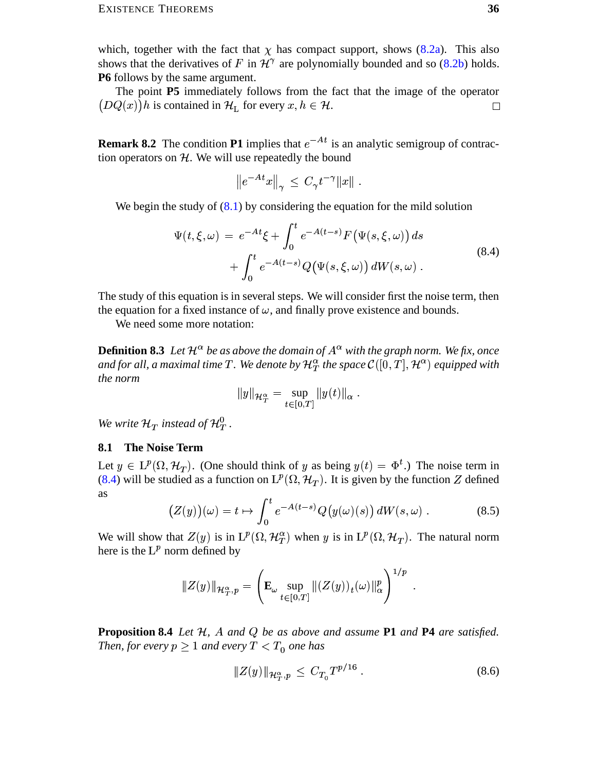which, together with the fact that $\chi$ has compact support, shows (8.2a). This also shows that the derivatives of $F$ in $\mathcal{H}^\gamma$ are polynomially bounded and so (8.2b) holds. **P6** follows by the same argument.

The point **P5** immediately follows from the fact that the image of the operator $\big(DQ(x)\big)h$ is contained in $\mathcal{H}_{\mathrm{L}}$ for every $x, h \in \mathcal{H}$. $\square$

**Remark 8.2** The condition **P1** implies that $e^{-At}$ is an analytic semigroup of contraction operators on $\mathcal{H}$. We will use repeatedly the bound

$$\big\|e^{-At}x\big\|_\gamma \le C_\gamma t^{-\gamma}\|x\| .$$

We begin the study of (8.1) by considering the equation for the mild solution

$$\begin{aligned}\Psi(t,\xi,\omega) \;=\; & e^{-At}\xi + \int_0^t e^{-A(t-s)} F\big(\Psi(s,\xi,\omega)\big)\,ds \\ & + \int_0^t e^{-A(t-s)} Q\big(\Psi(s,\xi,\omega)\big)\,dW(s,\omega) .\end{aligned} \tag{8.4}$$

The study of this equation is in several steps. We will consider first the noise term, then the equation for a fixed instance of $\omega$, and finally prove existence and bounds.

We need some more notation:

**Definition 8.3** *Let $\mathcal{H}^\alpha$ be as above the domain of $A^\alpha$ with the graph norm. We fix, once and for all, a maximal time $T$. We denote by $\mathcal{H}_T^\alpha$ the space $\mathcal{C}([0,T],\mathcal{H}^\alpha)$ equipped with the norm*

$$\|y\|_{\mathcal{H}_T^\alpha} = \sup_{t\in[0,T]} \|y(t)\|_\alpha .$$

*We write $\mathcal{H}_T$ instead of $\mathcal{H}_T^0$.*

### 8.1 The Noise Term

Let $y \in \mathrm{L}^p(\Omega,\mathcal{H}_T)$. (One should think of $y$ as being $y(t) = \Phi^t$.) The noise term in (8.4) will be studied as a function on $\mathrm{L}^p(\Omega,\mathcal{H}_T)$. It is given by the function $Z$ defined as

$$\big(Z(y)\big)(\omega) = t \mapsto \int_0^t e^{-A(t-s)} Q\big(y(\omega)(s)\big)\,dW(s,\omega) . \tag{8.5}$$

We will show that $Z(y)$ is in $\mathrm{L}^p(\Omega,\mathcal{H}_T^\alpha)$ when $y$ is in $\mathrm{L}^p(\Omega,\mathcal{H}_T)$. The natural norm here is the $\mathrm{L}^p$ norm defined by

$$\|Z(y)\|_{\mathcal{H}_T^\alpha,p} = \bigg(\mathbf{E}_\omega \sup_{t\in[0,T]} \|(Z(y))_t(\omega)\|_\alpha^p\bigg)^{1/p} .$$

**Proposition 8.4** *Let $\mathcal{H}$, $A$ and $Q$ be as above and assume* **P1** *and* **P4** *are satisfied. Then, for every $p \ge 1$ and every $T < T_0$ one has*

$$\|Z(y)\|_{\mathcal{H}_T^\alpha,p} \le C_{T_0} T^{p/16} . \tag{8.6}$$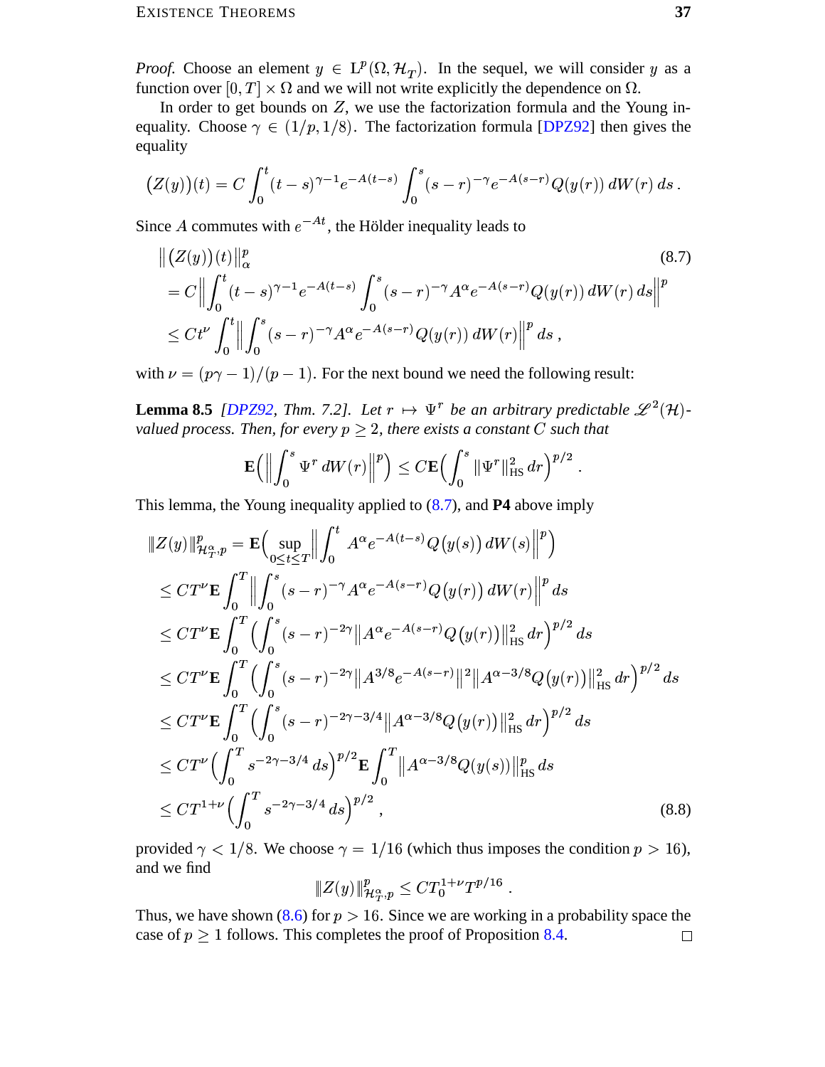*Proof.* Choose an element $y \in \mathrm{L}^p(\Omega, \mathcal{H}_T)$. In the sequel, we will consider $y$ as a function over $[0,T] \times \Omega$ and we will not write explicitly the dependence on $\Omega$.

In order to get bounds on $Z$, we use the factorization formula and the Young inequality. Choose $\gamma \in (1/p, 1/8)$. The factorization formula [DPZ92] then gives the equality

$$\big(Z(y)\big)(t) = C \int_0^t (t-s)^{\gamma-1} e^{-A(t-s)} \int_0^s (s-r)^{-\gamma} e^{-A(s-r)} Q(y(r))\, dW(r)\, ds\,.$$

Since $A$ commutes with $e^{-At}$, the Hölder inequality leads to

$$\begin{aligned}
&\big\| \big(Z(y)\big)(t) \big\|_\alpha^p \qquad\qquad (8.7)\\
&= C \Big\| \int_0^t (t-s)^{\gamma-1} e^{-A(t-s)} \int_0^s (s-r)^{-\gamma} A^\alpha e^{-A(s-r)} Q(y(r))\, dW(r)\, ds \Big\|^p \\
&\le C t^\nu \int_0^t \Big\| \int_0^s (s-r)^{-\gamma} A^\alpha e^{-A(s-r)} Q(y(r))\, dW(r) \Big\|^p ds\,,
\end{aligned}$$

with $\nu = (p\gamma - 1)/(p-1)$. For the next bound we need the following result:

**Lemma 8.5** *[DPZ92, Thm. 7.2]. Let $r \mapsto \Psi^r$ be an arbitrary predictable $\mathscr{L}^2(\mathcal{H})$-valued process. Then, for every $p \ge 2$, there exists a constant $C$ such that*

$$\mathbf{E}\Big( \Big\| \int_0^s \Psi^r\, dW(r) \Big\|^p \Big) \le C \mathbf{E}\Big( \int_0^s \|\Psi^r\|_{\mathrm{HS}}^2\, dr \Big)^{p/2}\,.$$

This lemma, the Young inequality applied to (8.7), and **P4** above imply

$$\begin{aligned}
\|Z(y)\|_{\mathcal{H}_T^\alpha, p}^p &= \mathbf{E}\Big( \sup_{0 \le t \le T} \Big\| \int_0^t A^\alpha e^{-A(t-s)} Q\big(y(s)\big)\, dW(s) \Big\|^p \Big) \\
&\le C T^\nu \mathbf{E} \int_0^T \Big\| \int_0^s (s-r)^{-\gamma} A^\alpha e^{-A(s-r)} Q\big(y(r)\big)\, dW(r) \Big\|^p ds \\
&\le C T^\nu \mathbf{E} \int_0^T \Big( \int_0^s (s-r)^{-2\gamma} \big\| A^\alpha e^{-A(s-r)} Q\big(y(r)\big) \big\|_{\mathrm{HS}}^2\, dr \Big)^{p/2} ds \\
&\le C T^\nu \mathbf{E} \int_0^T \Big( \int_0^s (s-r)^{-2\gamma} \big\| A^{3/8} e^{-A(s-r)} \big\|^2 \big\| A^{\alpha - 3/8} Q\big(y(r)\big) \big\|_{\mathrm{HS}}^2\, dr \Big)^{p/2} ds \\
&\le C T^\nu \mathbf{E} \int_0^T \Big( \int_0^s (s-r)^{-2\gamma - 3/4} \big\| A^{\alpha - 3/8} Q\big(y(r)\big) \big\|_{\mathrm{HS}}^2\, dr \Big)^{p/2} ds \\
&\le C T^\nu \Big( \int_0^T s^{-2\gamma - 3/4}\, ds \Big)^{p/2} \mathbf{E} \int_0^T \big\| A^{\alpha - 3/8} Q(y(s)) \big\|_{\mathrm{HS}}^p\, ds \\
&\le C T^{1+\nu} \Big( \int_0^T s^{-2\gamma - 3/4}\, ds \Big)^{p/2}\,, \qquad\qquad (8.8)
\end{aligned}$$

provided $\gamma < 1/8$. We choose $\gamma = 1/16$ (which thus imposes the condition $p > 16$), and we find

$$\|Z(y)\|_{\mathcal{H}_T^\alpha, p}^p \le C T_0^{1+\nu} T^{p/16}\,.$$

Thus, we have shown (8.6) for $p > 16$. Since we are working in a probability space the case of $p \ge 1$ follows. This completes the proof of Proposition 8.4. $\square$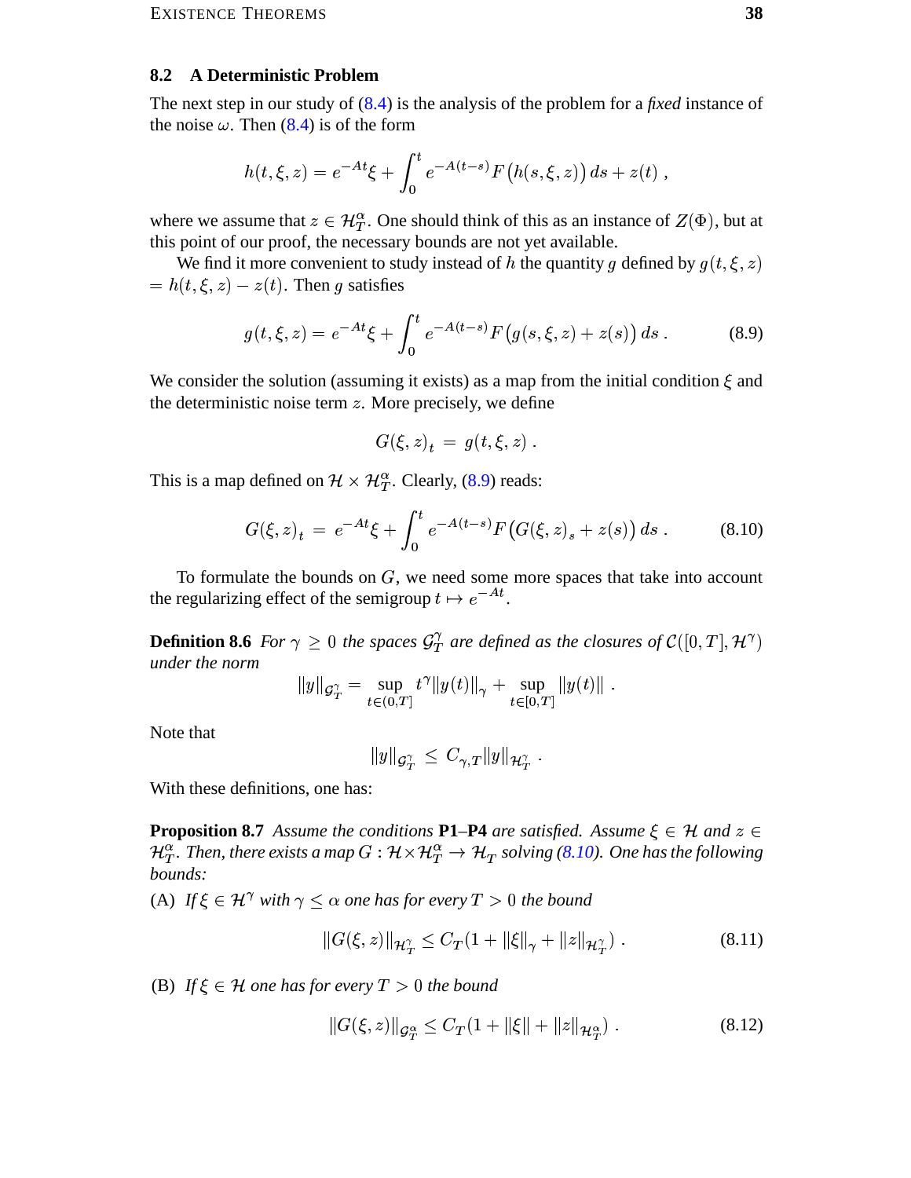## 8.2 A Deterministic Problem

The next step in our study of (8.4) is the analysis of the problem for a *fixed* instance of the noise $\omega$. Then (8.4) is of the form

$$h(t,\xi,z) = e^{-At}\xi + \int_0^t e^{-A(t-s)} F\big(h(s,\xi,z)\big)\,ds + z(t)\;,$$

where we assume that $z \in \mathcal{H}_T^\alpha$. One should think of this as an instance of $Z(\Phi)$, but at this point of our proof, the necessary bounds are not yet available.

We find it more convenient to study instead of $h$ the quantity $g$ defined by $g(t,\xi,z) = h(t,\xi,z) - z(t)$. Then $g$ satisfies

$$g(t,\xi,z) = e^{-At}\xi + \int_0^t e^{-A(t-s)} F\big(g(s,\xi,z) + z(s)\big)\,ds\;. \tag{8.9}$$

We consider the solution (assuming it exists) as a map from the initial condition $\xi$ and the deterministic noise term $z$. More precisely, we define

$$G(\xi,z)_t \;=\; g(t,\xi,z)\;.$$

This is a map defined on $\mathcal{H} \times \mathcal{H}_T^\alpha$. Clearly, (8.9) reads:

$$G(\xi,z)_t \;=\; e^{-At}\xi + \int_0^t e^{-A(t-s)} F\big(G(\xi,z)_s + z(s)\big)\,ds\;. \tag{8.10}$$

To formulate the bounds on $G$, we need some more spaces that take into account the regularizing effect of the semigroup $t \mapsto e^{-At}$.

**Definition 8.6** *For $\gamma \geq 0$ the spaces $\mathcal{G}_T^\gamma$ are defined as the closures of $\mathcal{C}([0,T],\mathcal{H}^\gamma)$ under the norm*

$$\|y\|_{\mathcal{G}_T^\gamma} = \sup_{t\in(0,T]} t^\gamma \|y(t)\|_\gamma + \sup_{t\in[0,T]} \|y(t)\|\;.$$

Note that

$$\|y\|_{\mathcal{G}_T^\gamma} \;\leq\; C_{\gamma,T}\|y\|_{\mathcal{H}_T^\gamma}\;.$$

With these definitions, one has:

**Proposition 8.7** *Assume the conditions* **P1**–**P4** *are satisfied. Assume $\xi \in \mathcal{H}$ and $z \in \mathcal{H}_T^\alpha$. Then, there exists a map $G : \mathcal{H}\times\mathcal{H}_T^\alpha \to \mathcal{H}_T$ solving (8.10). One has the following bounds:*

(A) *If $\xi \in \mathcal{H}^\gamma$ with $\gamma \leq \alpha$ one has for every $T > 0$ the bound*

$$\|G(\xi,z)\|_{\mathcal{H}_T^\gamma} \leq C_T(1 + \|\xi\|_\gamma + \|z\|_{\mathcal{H}_T^\gamma})\;. \tag{8.11}$$

(B) *If $\xi \in \mathcal{H}$ one has for every $T > 0$ the bound*

$$\|G(\xi,z)\|_{\mathcal{G}_T^\alpha} \leq C_T(1 + \|\xi\| + \|z\|_{\mathcal{H}_T^\alpha})\;. \tag{8.12}$$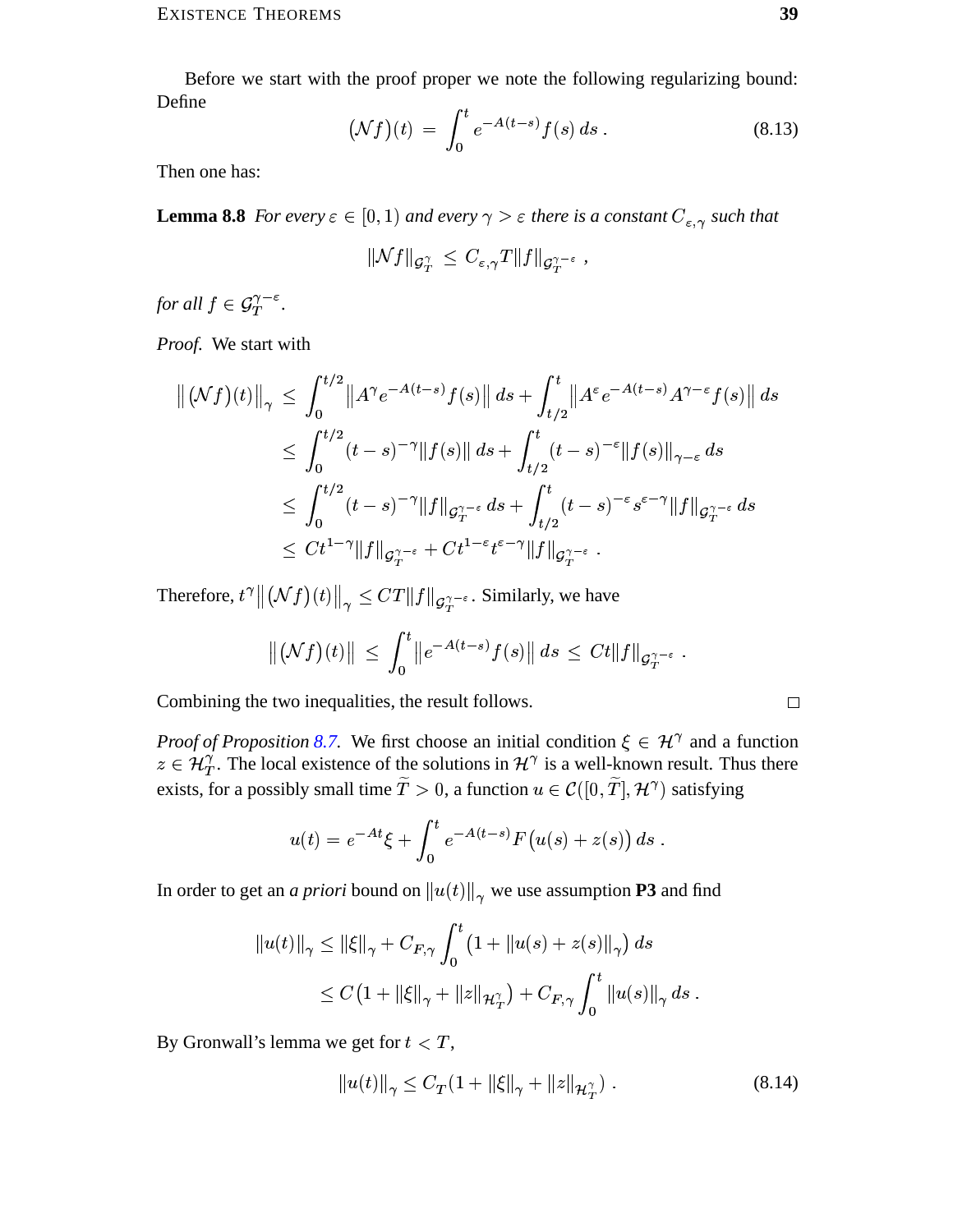Before we start with the proof proper we note the following regularizing bound: Define

$$\big(\mathcal{N}f\big)(t) \;=\; \int_0^t e^{-A(t-s)} f(s)\, ds\;. \tag{8.13}$$

Then one has:

**Lemma 8.8** *For every $\varepsilon \in [0,1)$ and every $\gamma > \varepsilon$ there is a constant $C_{\varepsilon,\gamma}$ such that*

$$\|\mathcal{N}f\|_{\mathcal{G}_T^\gamma} \;\le\; C_{\varepsilon,\gamma} T \|f\|_{\mathcal{G}_T^{\gamma-\varepsilon}}\;,$$

*for all $f \in \mathcal{G}_T^{\gamma-\varepsilon}$.*

*Proof.* We start with

$$\begin{aligned}
\big\|\big(\mathcal{N}f\big)(t)\big\|_\gamma \;&\le\; \int_0^{t/2} \big\|A^\gamma e^{-A(t-s)} f(s)\big\|\, ds + \int_{t/2}^t \big\|A^\varepsilon e^{-A(t-s)} A^{\gamma-\varepsilon} f(s)\big\|\, ds \\
&\le\; \int_0^{t/2} (t-s)^{-\gamma} \|f(s)\|\, ds + \int_{t/2}^t (t-s)^{-\varepsilon} \|f(s)\|_{\gamma-\varepsilon}\, ds \\
&\le\; \int_0^{t/2} (t-s)^{-\gamma} \|f\|_{\mathcal{G}_T^{\gamma-\varepsilon}}\, ds + \int_{t/2}^t (t-s)^{-\varepsilon} s^{\varepsilon-\gamma} \|f\|_{\mathcal{G}_T^{\gamma-\varepsilon}}\, ds \\
&\le\; C t^{1-\gamma} \|f\|_{\mathcal{G}_T^{\gamma-\varepsilon}} + C t^{1-\varepsilon} t^{\varepsilon-\gamma} \|f\|_{\mathcal{G}_T^{\gamma-\varepsilon}}\;.
\end{aligned}$$

Therefore, $t^\gamma \big\|\big(\mathcal{N}f\big)(t)\big\|_\gamma \le CT\|f\|_{\mathcal{G}_T^{\gamma-\varepsilon}}$. Similarly, we have

$$\big\|\big(\mathcal{N}f\big)(t)\big\| \;\le\; \int_0^t \big\|e^{-A(t-s)} f(s)\big\|\, ds \;\le\; Ct\|f\|_{\mathcal{G}_T^{\gamma-\varepsilon}}\;.$$

Combining the two inequalities, the result follows. □

*Proof of Proposition 8.7.* We first choose an initial condition $\xi \in \mathcal{H}^\gamma$ and a function $z \in \mathcal{H}_T^\gamma$. The local existence of the solutions in $\mathcal{H}^\gamma$ is a well-known result. Thus there exists, for a possibly small time $\widetilde{T} > 0$, a function $u \in \mathcal{C}([0,\widetilde{T}], \mathcal{H}^\gamma)$ satisfying

$$u(t) = e^{-At}\xi + \int_0^t e^{-A(t-s)} F\big(u(s) + z(s)\big)\, ds\;.$$

In order to get an *a priori* bound on $\|u(t)\|_\gamma$ we use assumption **P3** and find

$$\begin{aligned}
\|u(t)\|_\gamma &\le \|\xi\|_\gamma + C_{F,\gamma} \int_0^t \big(1 + \|u(s) + z(s)\|_\gamma\big)\, ds \\
&\le C\big(1 + \|\xi\|_\gamma + \|z\|_{\mathcal{H}_T^\gamma}\big) + C_{F,\gamma} \int_0^t \|u(s)\|_\gamma\, ds\;.
\end{aligned}$$

By Gronwall's lemma we get for $t < T$,

$$\|u(t)\|_\gamma \le C_T\big(1 + \|\xi\|_\gamma + \|z\|_{\mathcal{H}_T^\gamma}\big)\;. \tag{8.14}$$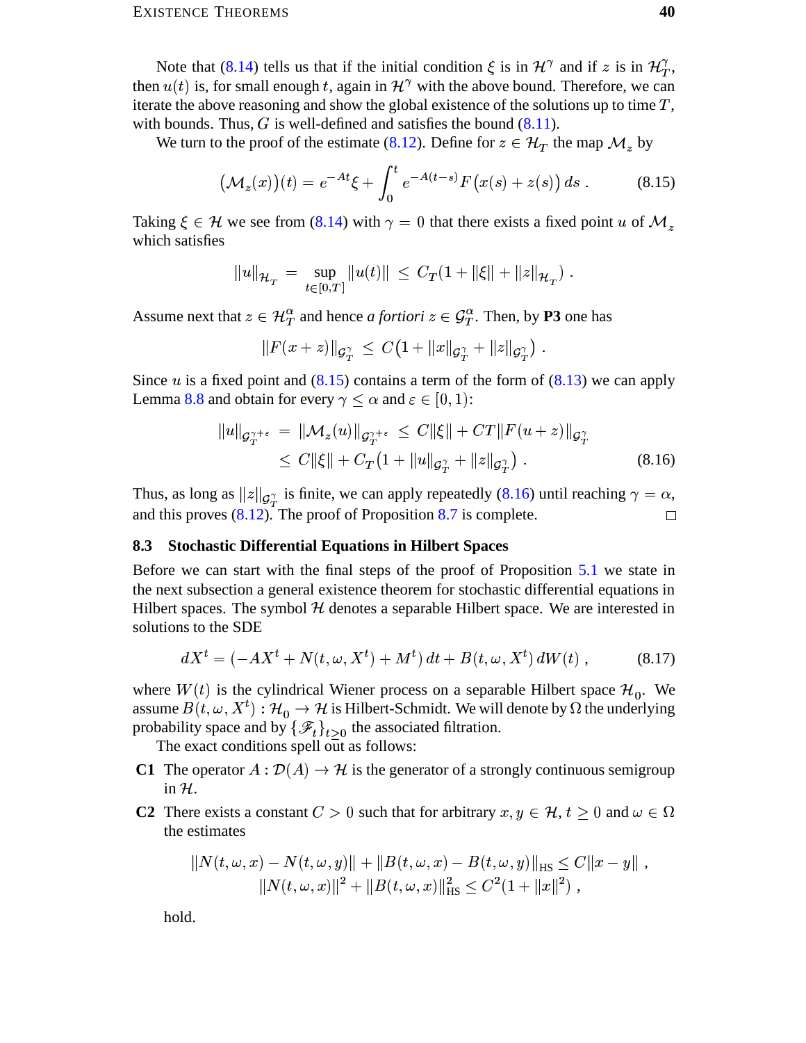Note that (8.14) tells us that if the initial condition $\xi$ is in $\mathcal{H}^\gamma$ and if $z$ is in $\mathcal{H}_T^\gamma$, then $u(t)$ is, for small enough $t$, again in $\mathcal{H}^\gamma$ with the above bound. Therefore, we can iterate the above reasoning and show the global existence of the solutions up to time $T$, with bounds. Thus, $G$ is well-defined and satisfies the bound (8.11).

We turn to the proof of the estimate (8.12). Define for $z \in \mathcal{H}_T$ the map $\mathcal{M}_z$ by

$$\big(\mathcal{M}_z(x)\big)(t) = e^{-At}\xi + \int_0^t e^{-A(t-s)} F\big(x(s) + z(s)\big)\, ds\ . \tag{8.15}$$

Taking $\xi \in \mathcal{H}$ we see from (8.14) with $\gamma = 0$ that there exists a fixed point $u$ of $\mathcal{M}_z$ which satisfies

$$\|u\|_{\mathcal{H}_T} = \sup_{t\in[0,T]} \|u(t)\| \le C_T(1 + \|\xi\| + \|z\|_{\mathcal{H}_T})\ .$$

Assume next that $z \in \mathcal{H}_T^\alpha$ and hence *a fortiori* $z \in \mathcal{G}_T^\alpha$. Then, by **P3** one has

$$\|F(x+z)\|_{\mathcal{G}_T^\gamma} \le C\big(1 + \|x\|_{\mathcal{G}_T^\gamma} + \|z\|_{\mathcal{G}_T^\gamma}\big)\ .$$

Since $u$ is a fixed point and (8.15) contains a term of the form of (8.13) we can apply Lemma 8.8 and obtain for every $\gamma \le \alpha$ and $\varepsilon \in [0, 1)$:

$$\begin{aligned}\|u\|_{\mathcal{G}_T^{\gamma+\varepsilon}} &= \|\mathcal{M}_z(u)\|_{\mathcal{G}_T^{\gamma+\varepsilon}} \le C\|\xi\| + CT\|F(u+z)\|_{\mathcal{G}_T^\gamma} \\ &\le C\|\xi\| + C_T\big(1 + \|u\|_{\mathcal{G}_T^\gamma} + \|z\|_{\mathcal{G}_T^\gamma}\big)\ .\end{aligned} \tag{8.16}$$

Thus, as long as $\|z\|_{\mathcal{G}_T^\gamma}$ is finite, we can apply repeatedly (8.16) until reaching $\gamma = \alpha$, and this proves (8.12). The proof of Proposition 8.7 is complete. □

### 8.3 Stochastic Differential Equations in Hilbert Spaces

Before we can start with the final steps of the proof of Proposition 5.1 we state in the next subsection a general existence theorem for stochastic differential equations in Hilbert spaces. The symbol $\mathcal{H}$ denotes a separable Hilbert space. We are interested in solutions to the SDE

$$dX^t = (-AX^t + N(t, \omega, X^t) + M^t)\, dt + B(t, \omega, X^t)\, dW(t)\ , \tag{8.17}$$

where $W(t)$ is the cylindrical Wiener process on a separable Hilbert space $\mathcal{H}_0$. We assume $B(t, \omega, X^t) : \mathcal{H}_0 \to \mathcal{H}$ is Hilbert-Schmidt. We will denote by $\Omega$ the underlying probability space and by $\{\mathscr{F}_t\}_{t\ge0}$ the associated filtration.

The exact conditions spell out as follows:

- **C1** The operator $A : \mathcal{D}(A) \to \mathcal{H}$ is the generator of a strongly continuous semigroup in $\mathcal{H}$.
- **C2** There exists a constant $C > 0$ such that for arbitrary $x, y \in \mathcal{H}$, $t \ge 0$ and $\omega \in \Omega$ the estimates

$$\begin{gathered}\|N(t,\omega,x) - N(t,\omega,y)\| + \|B(t,\omega,x) - B(t,\omega,y)\|_{\mathrm{HS}} \le C\|x - y\|\ , \\ \|N(t,\omega,x)\|^2 + \|B(t,\omega,x)\|_{\mathrm{HS}}^2 \le C^2(1 + \|x\|^2)\ ,\end{gathered}$$

  hold.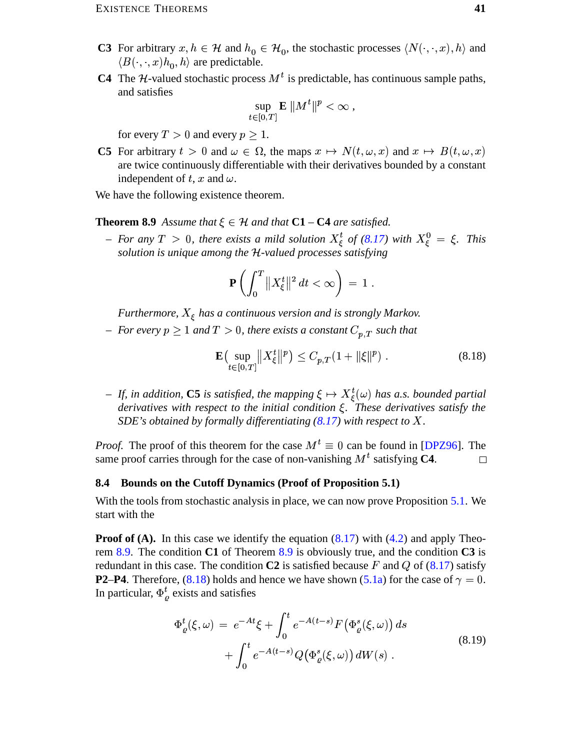**C3** For arbitrary $x, h \in \mathcal{H}$ and $h_0 \in \mathcal{H}_0$, the stochastic processes $\langle N(\cdot,\cdot,x), h\rangle$ and $\langle B(\cdot,\cdot,x)h_0, h\rangle$ are predictable.

**C4** The $\mathcal{H}$-valued stochastic process $M^t$ is predictable, has continuous sample paths, and satisfies

$$\sup_{t\in[0,T]} \mathbf{E}\,\|M^t\|^p < \infty\;,$$

for every $T > 0$ and every $p \geq 1$.

**C5** For arbitrary $t > 0$ and $\omega \in \Omega$, the maps $x \mapsto N(t,\omega,x)$ and $x \mapsto B(t,\omega,x)$ are twice continuously differentiable with their derivatives bounded by a constant independent of $t$, $x$ and $\omega$.

We have the following existence theorem.

**Theorem 8.9** *Assume that $\xi \in \mathcal{H}$ and that* **C1** *–* **C4** *are satisfied.*

– *For any $T > 0$, there exists a mild solution $X^t_\xi$ of (8.17) with $X^0_\xi = \xi$. This solution is unique among the $\mathcal{H}$-valued processes satisfying*

$$\mathbf{P}\left(\int_0^T \|X^t_\xi\|^2\,dt < \infty\right) = 1\;.$$

*Furthermore, $X_\xi$ has a continuous version and is strongly Markov.*

– *For every $p \geq 1$ and $T > 0$, there exists a constant $C_{p,T}$ such that*

$$\mathbf{E}\Big(\sup_{t\in[0,T]}\big\|X^t_\xi\|^p\Big) \leq C_{p,T}(1 + \|\xi\|^p)\;. \tag{8.18}$$

– *If, in addition,* **C5** *is satisfied, the mapping $\xi \mapsto X^t_\xi(\omega)$ has a.s. bounded partial derivatives with respect to the initial condition $\xi$. These derivatives satisfy the SDE's obtained by formally differentiating (8.17) with respect to $X$.*

*Proof.* The proof of this theorem for the case $M^t \equiv 0$ can be found in [DPZ96]. The same proof carries through for the case of non-vanishing $M^t$ satisfying **C4**. □

## 8.4 Bounds on the Cutoff Dynamics (Proof of Proposition 5.1)

With the tools from stochastic analysis in place, we can now prove Proposition 5.1. We start with the

**Proof of (A).** In this case we identify the equation (8.17) with (4.2) and apply Theorem 8.9. The condition **C1** of Theorem 8.9 is obviously true, and the condition **C3** is redundant in this case. The condition **C2** is satisfied because $F$ and $Q$ of (8.17) satisfy **P2**–**P4**. Therefore, (8.18) holds and hence we have shown (5.1a) for the case of $\gamma = 0$. In particular, $\Phi^t_\varrho$ exists and satisfies

$$\begin{aligned}\Phi^t_\varrho(\xi,\omega) &= e^{-At}\xi + \int_0^t e^{-A(t-s)}F\big(\Phi^s_\varrho(\xi,\omega)\big)\,ds \\ &\quad + \int_0^t e^{-A(t-s)}Q\big(\Phi^s_\varrho(\xi,\omega)\big)\,dW(s)\;.\end{aligned} \tag{8.19}$$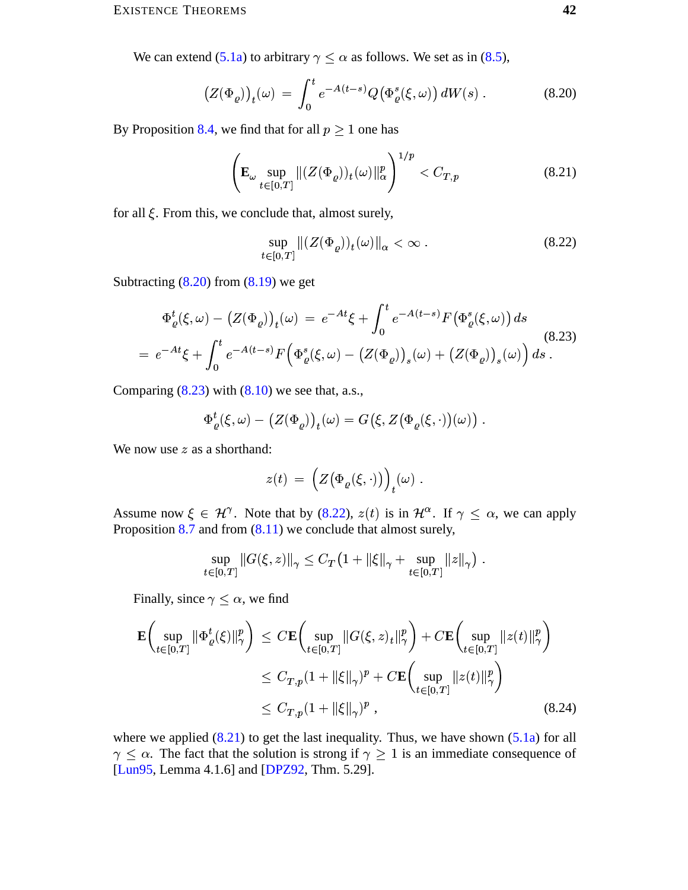We can extend (5.1a) to arbitrary $\gamma \le \alpha$ as follows. We set as in (8.5),

$$\big(Z(\Phi_\varrho)\big)_t(\omega) \;=\; \int_0^t e^{-A(t-s)} Q\big(\Phi_\varrho^s(\xi,\omega)\big)\, dW(s)\;. \tag{8.20}$$

By Proposition 8.4, we find that for all $p \ge 1$ one has

$$\left(\mathbf{E}_\omega \sup_{t\in[0,T]} \|(Z(\Phi_\varrho))_t(\omega)\|_\alpha^p\right)^{1/p} < C_{T,p} \tag{8.21}$$

for all $\xi$. From this, we conclude that, almost surely,

$$\sup_{t\in[0,T]} \|(Z(\Phi_\varrho))_t(\omega)\|_\alpha < \infty\;. \tag{8.22}$$

Subtracting (8.20) from (8.19) we get

$$\begin{aligned}\Phi_\varrho^t(\xi,\omega) - \big(Z(\Phi_\varrho)\big)_t(\omega) \;&=\; e^{-At}\xi + \int_0^t e^{-A(t-s)} F\big(\Phi_\varrho^s(\xi,\omega)\big)\, ds \\ = e^{-At}\xi + \int_0^t e^{-A(t-s)} F\Big(&\Phi_\varrho^s(\xi,\omega) - \big(Z(\Phi_\varrho)\big)_s(\omega) + \big(Z(\Phi_\varrho)\big)_s(\omega)\Big)\, ds\;.\end{aligned} \tag{8.23}$$

Comparing (8.23) with (8.10) we see that, a.s.,

$$\Phi_\varrho^t(\xi,\omega) - \big(Z(\Phi_\varrho)\big)_t(\omega) = G\big(\xi, Z\big(\Phi_\varrho(\xi,\cdot)\big)(\omega)\big)\;.$$

We now use $z$ as a shorthand:

$$z(t) \;=\; \Big(Z\big(\Phi_\varrho(\xi,\cdot)\big)\Big)_t(\omega)\;.$$

Assume now $\xi \in \mathcal{H}^\gamma$. Note that by (8.22), $z(t)$ is in $\mathcal{H}^\alpha$. If $\gamma \le \alpha$, we can apply Proposition 8.7 and from (8.11) we conclude that almost surely,

$$\sup_{t\in[0,T]} \|G(\xi,z)\|_\gamma \le C_T\big(1 + \|\xi\|_\gamma + \sup_{t\in[0,T]} \|z\|_\gamma\big)\;.$$

Finally, since $\gamma \le \alpha$, we find

$$\begin{aligned}\mathbf{E}\Big(\sup_{t\in[0,T]} \|\Phi_\varrho^t(\xi)\|_\gamma^p\Big) \;&\le\; C\mathbf{E}\Big(\sup_{t\in[0,T]} \|G(\xi,z)_t\|_\gamma^p\Big) + C\mathbf{E}\Big(\sup_{t\in[0,T]} \|z(t)\|_\gamma^p\Big) \\ &\le\; C_{T,p}(1 + \|\xi\|_\gamma)^p + C\mathbf{E}\Big(\sup_{t\in[0,T]} \|z(t)\|_\gamma^p\Big) \\ &\le\; C_{T,p}(1 + \|\xi\|_\gamma)^p\;,\end{aligned} \tag{8.24}$$

where we applied (8.21) to get the last inequality. Thus, we have shown (5.1a) for all $\gamma \le \alpha$. The fact that the solution is strong if $\gamma \ge 1$ is an immediate consequence of [Lun95, Lemma 4.1.6] and [DPZ92, Thm. 5.29].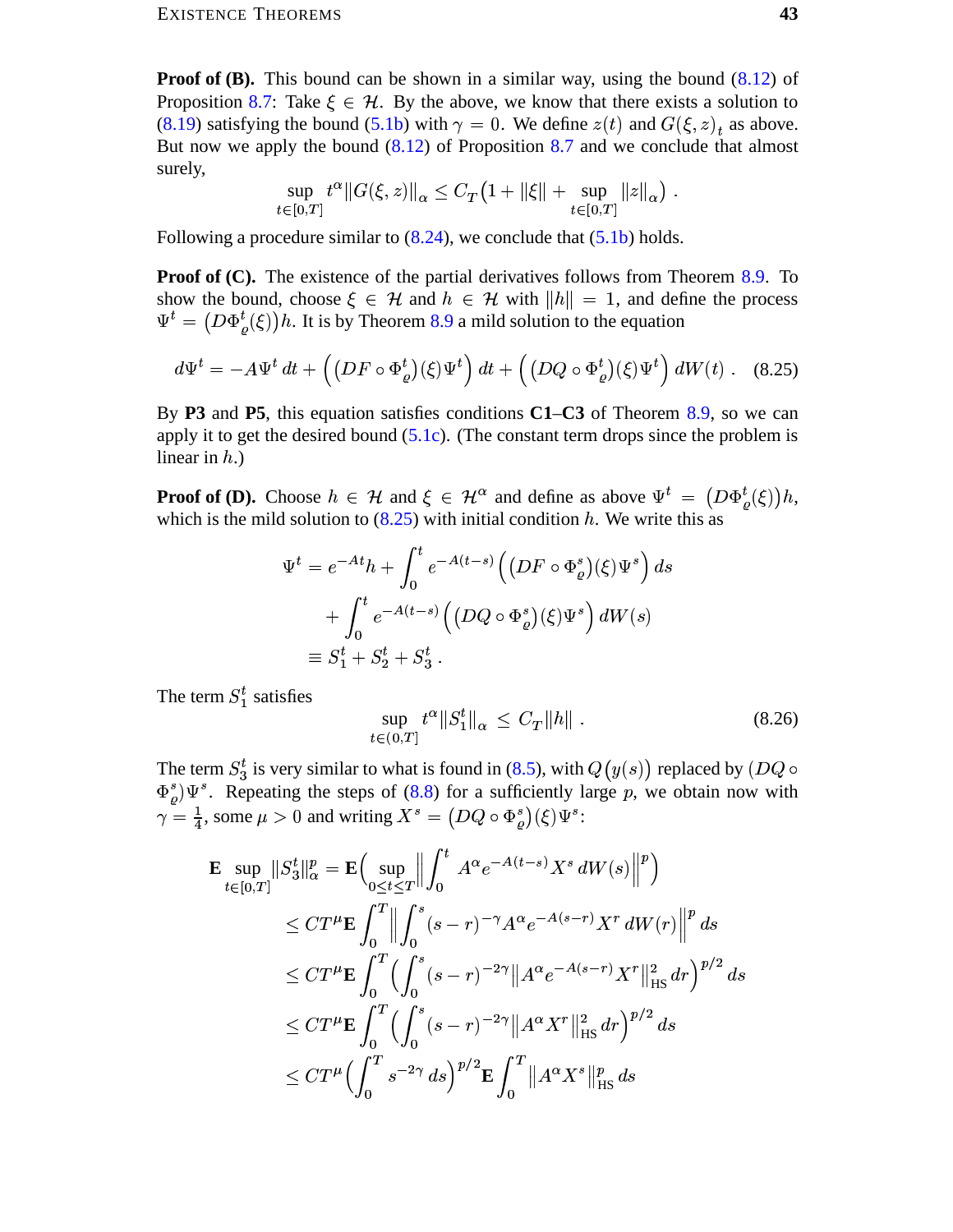**Proof of (B).** This bound can be shown in a similar way, using the bound (8.12) of Proposition 8.7: Take $\xi \in \mathcal{H}$. By the above, we know that there exists a solution to (8.19) satisfying the bound (5.1b) with $\gamma = 0$. We define $z(t)$ and $G(\xi, z)_t$ as above. But now we apply the bound (8.12) of Proposition 8.7 and we conclude that almost surely,

$$\sup_{t\in[0,T]} t^\alpha \|G(\xi, z)\|_\alpha \le C_T\big(1 + \|\xi\| + \sup_{t\in[0,T]} \|z\|_\alpha\big) .$$

Following a procedure similar to (8.24), we conclude that (5.1b) holds.

**Proof of (C).** The existence of the partial derivatives follows from Theorem 8.9. To show the bound, choose $\xi \in \mathcal{H}$ and $h \in \mathcal{H}$ with $\|h\| = 1$, and define the process $\Psi^t = \big(D\Phi_\varrho^t(\xi)\big)h$. It is by Theorem 8.9 a mild solution to the equation

$$d\Psi^t = -A\Psi^t\, dt + \Big(\big(DF \circ \Phi_\varrho^t\big)(\xi)\Psi^t\Big)\, dt + \Big(\big(DQ \circ \Phi_\varrho^t\big)(\xi)\Psi^t\Big)\, dW(t) . \quad (8.25)$$

By **P3** and **P5**, this equation satisfies conditions **C1**–**C3** of Theorem 8.9, so we can apply it to get the desired bound (5.1c). (The constant term drops since the problem is linear in $h$.)

**Proof of (D).** Choose $h \in \mathcal{H}$ and $\xi \in \mathcal{H}^\alpha$ and define as above $\Psi^t = \big(D\Phi_\varrho^t(\xi)\big)h$, which is the mild solution to (8.25) with initial condition $h$. We write this as

$$\begin{aligned}\Psi^t &= e^{-At}h + \int_0^t e^{-A(t-s)}\Big(\big(DF \circ \Phi_\varrho^s\big)(\xi)\Psi^s\Big)\, ds \\ &\quad + \int_0^t e^{-A(t-s)}\Big(\big(DQ \circ \Phi_\varrho^s\big)(\xi)\Psi^s\Big)\, dW(s) \\ &\equiv S_1^t + S_2^t + S_3^t .\end{aligned}$$

The term $S_1^t$ satisfies

$$\sup_{t\in(0,T]} t^\alpha \|S_1^t\|_\alpha \le C_T\|h\| . \quad (8.26)$$

The term $S_3^t$ is very similar to what is found in (8.5), with $Q\big(y(s)\big)$ replaced by $(DQ \circ \Phi_\varrho^s)\Psi^s$. Repeating the steps of (8.8) for a sufficiently large $p$, we obtain now with $\gamma = \frac{1}{4}$, some $\mu > 0$ and writing $X^s = \big(DQ \circ \Phi_\varrho^s\big)(\xi)\Psi^s$:

$$\begin{aligned}\mathbf{E}\sup_{t\in[0,T]} \|S_3^t\|_\alpha^p &= \mathbf{E}\Big(\sup_{0\le t\le T}\Big\|\int_0^t A^\alpha e^{-A(t-s)}X^s\, dW(s)\Big\|^p\Big) \\ &\le CT^\mu \mathbf{E}\int_0^T \Big\|\int_0^s (s-r)^{-\gamma}A^\alpha e^{-A(s-r)}X^r\, dW(r)\Big\|^p\, ds \\ &\le CT^\mu \mathbf{E}\int_0^T \Big(\int_0^s (s-r)^{-2\gamma}\big\|A^\alpha e^{-A(s-r)}X^r\big\|_{\mathrm{HS}}^2\, dr\Big)^{p/2}\, ds \\ &\le CT^\mu \mathbf{E}\int_0^T \Big(\int_0^s (s-r)^{-2\gamma}\big\|A^\alpha X^r\big\|_{\mathrm{HS}}^2\, dr\Big)^{p/2}\, ds \\ &\le CT^\mu \Big(\int_0^T s^{-2\gamma}\, ds\Big)^{p/2}\mathbf{E}\int_0^T \big\|A^\alpha X^s\big\|_{\mathrm{HS}}^p\, ds\end{aligned}$$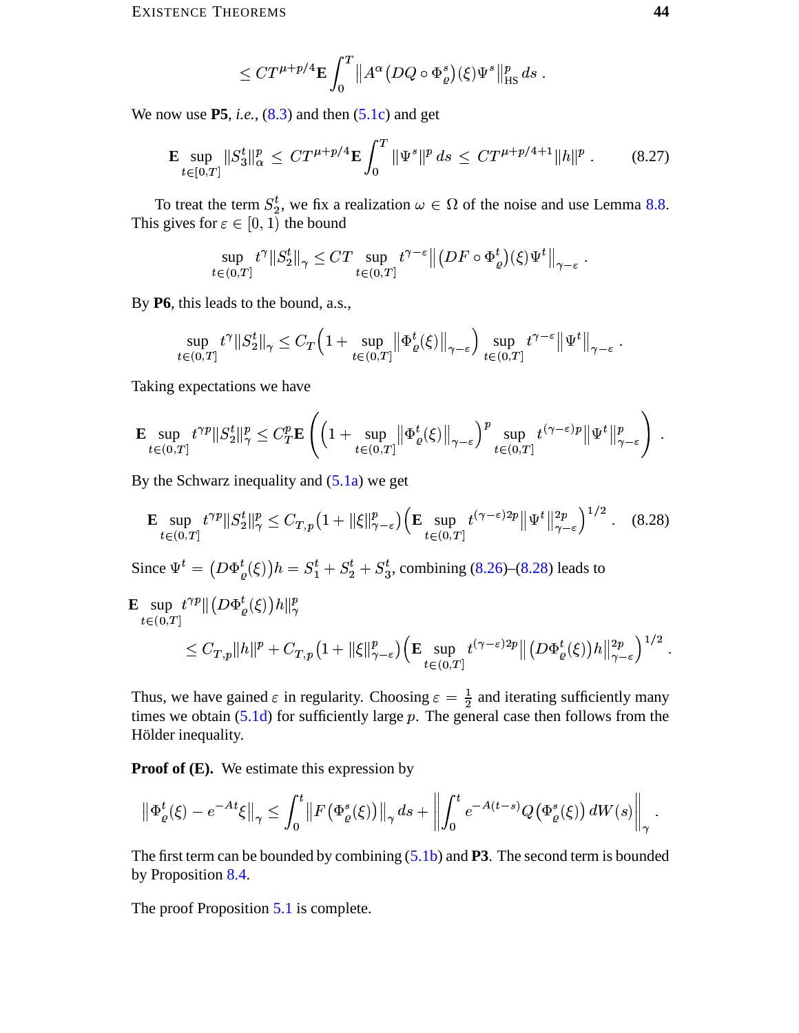$$\le CT^{\mu+p/4}\mathbf{E}\int_0^T \big\|A^\alpha\big(DQ\circ\Phi_\varrho^s\big)(\xi)\Psi^s\big\|_{\mathrm{HS}}^p\,ds\;.$$

We now use **P5**, *i.e.*, (8.3) and then (5.1c) and get

$$\mathbf{E}\sup_{t\in[0,T]}\|S_3^t\|_\alpha^p \;\le\; CT^{\mu+p/4}\mathbf{E}\int_0^T\|\Psi^s\|^p\,ds\;\le\;CT^{\mu+p/4+1}\|h\|^p\;. \tag{8.27}$$

To treat the term $S_2^t$, we fix a realization $\omega\in\Omega$ of the noise and use Lemma 8.8. This gives for $\varepsilon\in[0,1)$ the bound

$$\sup_{t\in(0,T]} t^\gamma\|S_2^t\|_\gamma \le CT\sup_{t\in(0,T]} t^{\gamma-\varepsilon}\big\|\big(DF\circ\Phi_\varrho^t\big)(\xi)\Psi^t\big\|_{\gamma-\varepsilon}\;.$$

By **P6**, this leads to the bound, a.s.,

$$\sup_{t\in(0,T]} t^\gamma\|S_2^t\|_\gamma \le C_T\Big(1+\sup_{t\in(0,T]}\big\|\Phi_\varrho^t(\xi)\big\|_{\gamma-\varepsilon}\Big)\sup_{t\in(0,T]} t^{\gamma-\varepsilon}\big\|\Psi^t\big\|_{\gamma-\varepsilon}\;.$$

Taking expectations we have

$$\mathbf{E}\sup_{t\in(0,T]} t^{\gamma p}\|S_2^t\|_\gamma^p \le C_T^p\mathbf{E}\left(\Big(1+\sup_{t\in(0,T]}\big\|\Phi_\varrho^t(\xi)\big\|_{\gamma-\varepsilon}\Big)^p\sup_{t\in(0,T]} t^{(\gamma-\varepsilon)p}\big\|\Psi^t\big\|_{\gamma-\varepsilon}^p\right)\;.$$

By the Schwarz inequality and (5.1a) we get

$$\mathbf{E}\sup_{t\in(0,T]} t^{\gamma p}\|S_2^t\|_\gamma^p \le C_{T,p}\big(1+\|\xi\|_{\gamma-\varepsilon}^p\big)\Big(\mathbf{E}\sup_{t\in(0,T]} t^{(\gamma-\varepsilon)2p}\big\|\Psi^t\big\|_{\gamma-\varepsilon}^{2p}\Big)^{1/2}\;. \tag{8.28}$$

Since $\Psi^t=\big(D\Phi_\varrho^t(\xi)\big)h=S_1^t+S_2^t+S_3^t$, combining (8.26)–(8.28) leads to

$$\begin{aligned}\mathbf{E}\sup_{t\in(0,T]} t^{\gamma p}&\big\|\big(D\Phi_\varrho^t(\xi)\big)h\big\|_\gamma^p\\ &\le C_{T,p}\|h\|^p + C_{T,p}\big(1+\|\xi\|_{\gamma-\varepsilon}^p\big)\Big(\mathbf{E}\sup_{t\in(0,T]} t^{(\gamma-\varepsilon)2p}\big\|\big(D\Phi_\varrho^t(\xi)\big)h\big\|_{\gamma-\varepsilon}^{2p}\Big)^{1/2}\;.\end{aligned}$$

Thus, we have gained $\varepsilon$ in regularity. Choosing $\varepsilon=\frac{1}{2}$ and iterating sufficiently many times we obtain (5.1d) for sufficiently large $p$. The general case then follows from the Hölder inequality.

**Proof of (E).** We estimate this expression by

$$\big\|\Phi_\varrho^t(\xi)-e^{-At}\xi\big\|_\gamma \le \int_0^t\big\|F\big(\Phi_\varrho^s(\xi)\big)\big\|_\gamma\,ds + \left\|\int_0^t e^{-A(t-s)}Q\big(\Phi_\varrho^s(\xi)\big)\,dW(s)\right\|_\gamma\;.$$

The first term can be bounded by combining (5.1b) and **P3**. The second term is bounded by Proposition 8.4.

The proof Proposition 5.1 is complete.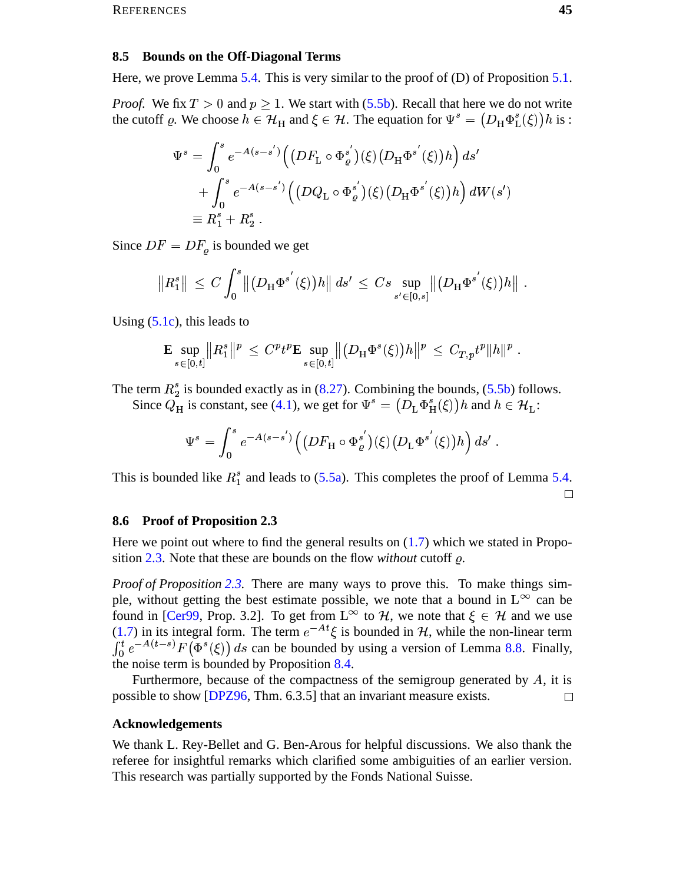## 8.5 Bounds on the Off-Diagonal Terms

Here, we prove Lemma 5.4. This is very similar to the proof of (D) of Proposition 5.1.

*Proof.* We fix $T > 0$ and $p \geq 1$. We start with (5.5b). Recall that here we do not write the cutoff $\varrho$. We choose $h \in \mathcal{H}_{\mathrm{H}}$ and $\xi \in \mathcal{H}$. The equation for $\Psi^s = \big(D_{\mathrm{H}}\Phi^s_{\mathrm{L}}(\xi)\big)h$ is :

$$
\begin{aligned}
\Psi^s &= \int_0^s e^{-A(s-s')}\Big(\big(DF_{\mathrm{L}} \circ \Phi^{s'}_{\varrho}\big)(\xi)\big(D_{\mathrm{H}}\Phi^{s'}(\xi)\big)h\Big)\,ds' \\
&\quad + \int_0^s e^{-A(s-s')}\Big(\big(DQ_{\mathrm{L}} \circ \Phi^{s'}_{\varrho}\big)(\xi)\big(D_{\mathrm{H}}\Phi^{s'}(\xi)\big)h\Big)\,dW(s') \\
&\equiv R_1^s + R_2^s\,.
\end{aligned}
$$

Since $DF = DF_{\varrho}$ is bounded we get

$$
\big\|R_1^s\big\| \leq C\int_0^s \big\|\big(D_{\mathrm{H}}\Phi^{s'}(\xi)\big)h\big\|\,ds' \leq Cs \sup_{s'\in[0,s]} \big\|\big(D_{\mathrm{H}}\Phi^{s'}(\xi)\big)h\big\|\,.
$$

Using (5.1c), this leads to

$$
\mathbf{E}\sup_{s\in[0,t]}\big\|R_1^s\big\|^p \leq C^p t^p \mathbf{E}\sup_{s\in[0,t]}\big\|\big(D_{\mathrm{H}}\Phi^s(\xi)\big)h\big\|^p \leq C_{T,p}t^p\|h\|^p\,.
$$

The term $R_2^s$ is bounded exactly as in (8.27). Combining the bounds, (5.5b) follows.

Since $Q_{\mathrm{H}}$ is constant, see (4.1), we get for $\Psi^s = \big(D_{\mathrm{L}}\Phi^s_{\mathrm{H}}(\xi)\big)h$ and $h \in \mathcal{H}_{\mathrm{L}}$:

$$
\Psi^s = \int_0^s e^{-A(s-s')}\Big(\big(DF_{\mathrm{H}} \circ \Phi^{s'}_{\varrho}\big)(\xi)\big(D_{\mathrm{L}}\Phi^{s'}(\xi)\big)h\Big)\,ds'\,.
$$

This is bounded like $R_1^s$ and leads to (5.5a). This completes the proof of Lemma 5.4. □

## 8.6 Proof of Proposition 2.3

Here we point out where to find the general results on (1.7) which we stated in Proposition 2.3. Note that these are bounds on the flow *without* cutoff $\varrho$.

*Proof of Proposition 2.3.* There are many ways to prove this. To make things simple, without getting the best estimate possible, we note that a bound in $\mathrm{L}^\infty$ can be found in [Cer99, Prop. 3.2]. To get from $\mathrm{L}^\infty$ to $\mathcal{H}$, we note that $\xi \in \mathcal{H}$ and we use (1.7) in its integral form. The term $e^{-At}\xi$ is bounded in $\mathcal{H}$, while the non-linear term $\int_0^t e^{-A(t-s)}F\big(\Phi^s(\xi)\big)\,ds$ can be bounded by using a version of Lemma 8.8. Finally, the noise term is bounded by Proposition 8.4.

Furthermore, because of the compactness of the semigroup generated by $A$, it is possible to show [DPZ96, Thm. 6.3.5] that an invariant measure exists. □

## Acknowledgements

We thank L. Rey-Bellet and G. Ben-Arous for helpful discussions. We also thank the referee for insightful remarks which clarified some ambiguities of an earlier version. This research was partially supported by the Fonds National Suisse.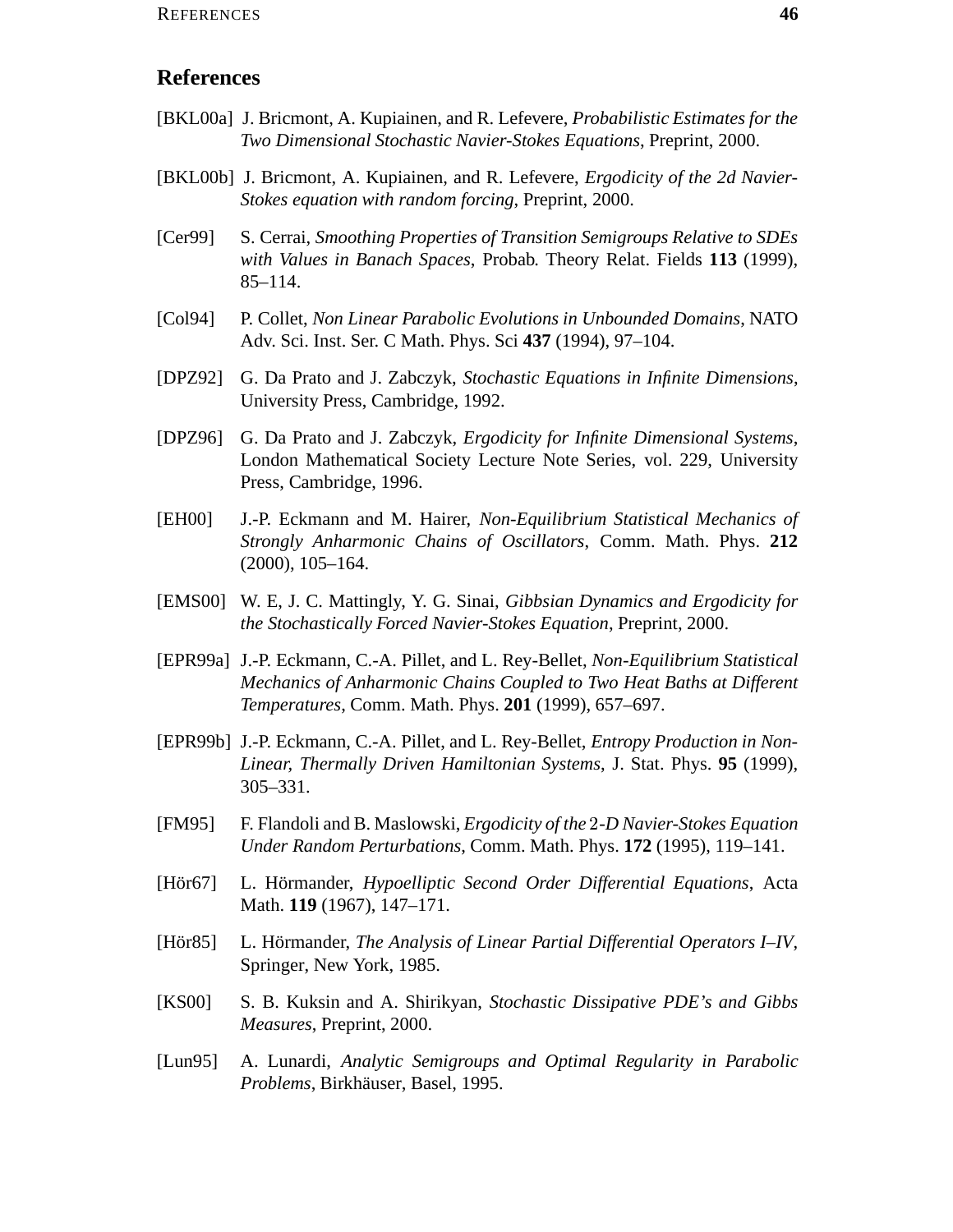## References

[BKL00a] J. Bricmont, A. Kupiainen, and R. Lefevere, *Probabilistic Estimates for the Two Dimensional Stochastic Navier-Stokes Equations*, Preprint, 2000.

[BKL00b] J. Bricmont, A. Kupiainen, and R. Lefevere, *Ergodicity of the 2d Navier-Stokes equation with random forcing*, Preprint, 2000.

[Cer99] S. Cerrai, *Smoothing Properties of Transition Semigroups Relative to SDEs with Values in Banach Spaces*, Probab. Theory Relat. Fields **113** (1999), 85–114.

[Col94] P. Collet, *Non Linear Parabolic Evolutions in Unbounded Domains*, NATO Adv. Sci. Inst. Ser. C Math. Phys. Sci **437** (1994), 97–104.

[DPZ92] G. Da Prato and J. Zabczyk, *Stochastic Equations in Infinite Dimensions*, University Press, Cambridge, 1992.

[DPZ96] G. Da Prato and J. Zabczyk, *Ergodicity for Infinite Dimensional Systems*, London Mathematical Society Lecture Note Series, vol. 229, University Press, Cambridge, 1996.

[EH00] J.-P. Eckmann and M. Hairer, *Non-Equilibrium Statistical Mechanics of Strongly Anharmonic Chains of Oscillators*, Comm. Math. Phys. **212** (2000), 105–164.

[EMS00] W. E, J. C. Mattingly, Y. G. Sinai, *Gibbsian Dynamics and Ergodicity for the Stochastically Forced Navier-Stokes Equation*, Preprint, 2000.

[EPR99a] J.-P. Eckmann, C.-A. Pillet, and L. Rey-Bellet, *Non-Equilibrium Statistical Mechanics of Anharmonic Chains Coupled to Two Heat Baths at Different Temperatures*, Comm. Math. Phys. **201** (1999), 657–697.

[EPR99b] J.-P. Eckmann, C.-A. Pillet, and L. Rey-Bellet, *Entropy Production in Non-Linear, Thermally Driven Hamiltonian Systems*, J. Stat. Phys. **95** (1999), 305–331.

[FM95] F. Flandoli and B. Maslowski, *Ergodicity of the* 2*-D Navier-Stokes Equation Under Random Perturbations*, Comm. Math. Phys. **172** (1995), 119–141.

[Hör67] L. Hörmander, *Hypoelliptic Second Order Differential Equations*, Acta Math. **119** (1967), 147–171.

[Hör85] L. Hörmander, *The Analysis of Linear Partial Differential Operators I–IV*, Springer, New York, 1985.

[KS00] S. B. Kuksin and A. Shirikyan, *Stochastic Dissipative PDE's and Gibbs Measures*, Preprint, 2000.

[Lun95] A. Lunardi, *Analytic Semigroups and Optimal Regularity in Parabolic Problems*, Birkhäuser, Basel, 1995.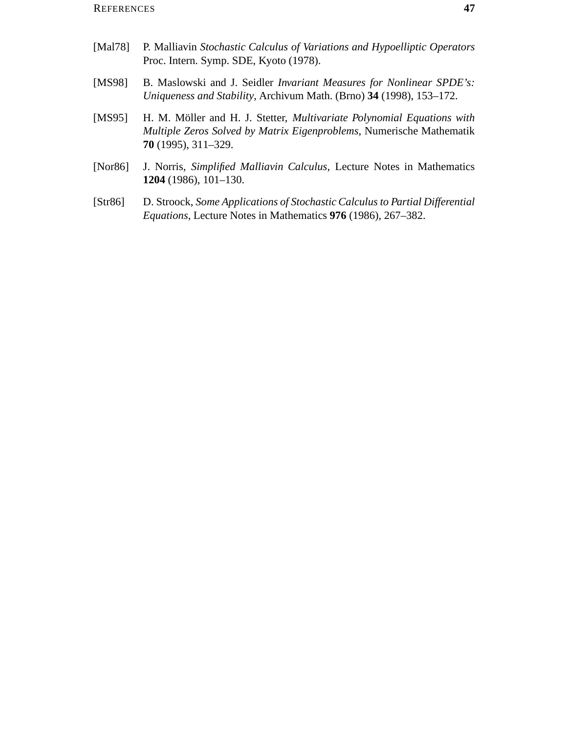[Mal78] P. Malliavin *Stochastic Calculus of Variations and Hypoelliptic Operators* Proc. Intern. Symp. SDE, Kyoto (1978).

[MS98] B. Maslowski and J. Seidler *Invariant Measures for Nonlinear SPDE's: Uniqueness and Stability*, Archivum Math. (Brno) **34** (1998), 153–172.

[MS95] H. M. Möller and H. J. Stetter, *Multivariate Polynomial Equations with Multiple Zeros Solved by Matrix Eigenproblems*, Numerische Mathematik **70** (1995), 311–329.

[Nor86] J. Norris, *Simplified Malliavin Calculus*, Lecture Notes in Mathematics **1204** (1986), 101–130.

[Str86] D. Stroock, *Some Applications of Stochastic Calculus to Partial Differential Equations*, Lecture Notes in Mathematics **976** (1986), 267–382.